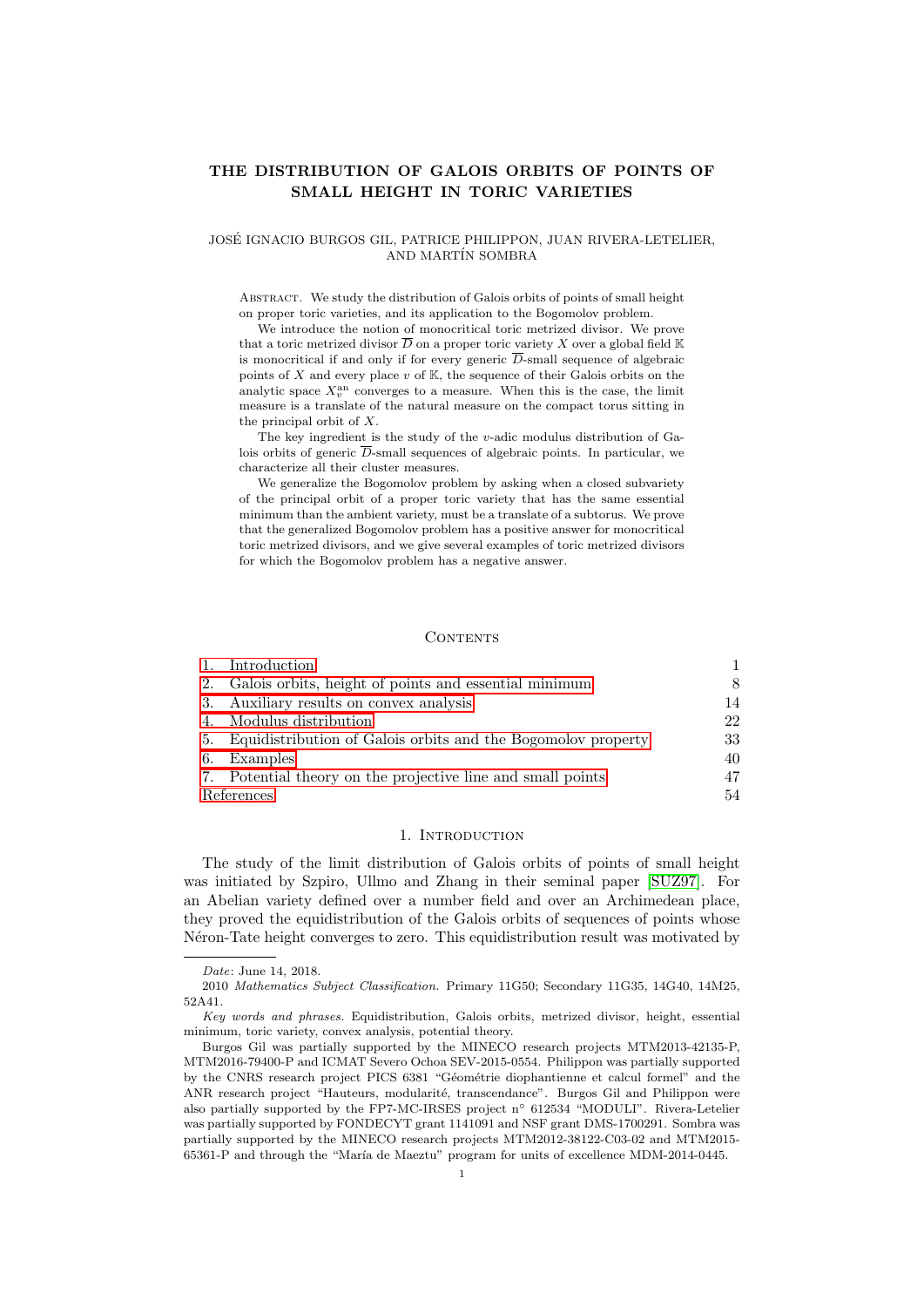# THE DISTRIBUTION OF GALOIS ORBITS OF POINTS OF SMALL HEIGHT IN TORIC VARIETIES

JOSÉ IGNACIO BURGOS GIL, PATRICE PHILIPPON, JUAN RIVERA-LETELIER, AND MARTÍN SOMBRA

Abstract. We study the distribution of Galois orbits of points of small height on proper toric varieties, and its application to the Bogomolov problem.

We introduce the notion of monocritical toric metrized divisor. We prove that a toric metrized divisor $\overline{D}$ on a proper toric variety $X$ over a global field $\mathbb{K}$ is monocritical if and only if for every generic $\overline{D}$-small sequence of algebraic points of $X$ and every place $v$ of $\mathbb{K}$, the sequence of their Galois orbits on the analytic space $X_v^{\mathrm{an}}$ converges to a measure. When this is the case, the limit measure is a translate of the natural measure on the compact torus sitting in the principal orbit of $X$.

The key ingredient is the study of the $v$-adic modulus distribution of Galois orbits of generic $\overline{D}$-small sequences of algebraic points. In particular, we characterize all their cluster measures.

We generalize the Bogomolov problem by asking when a closed subvariety of the principal orbit of a proper toric variety that has the same essential minimum than the ambient variety, must be a translate of a subtorus. We prove that the generalized Bogomolov problem has a positive answer for monocritical toric metrized divisors, and we give several examples of toric metrized divisors for which the Bogomolov problem has a negative answer.

## Contents

1. Introduction — 1
2. Galois orbits, height of points and essential minimum — 8
3. Auxiliary results on convex analysis — 14
4. Modulus distribution — 22
5. Equidistribution of Galois orbits and the Bogomolov property — 33
6. Examples — 40
7. Potential theory on the projective line and small points — 47

References — 54

## 1. Introduction

The study of the limit distribution of Galois orbits of points of small height was initiated by Szpiro, Ullmo and Zhang in their seminal paper [SUZ97]. For an Abelian variety defined over a number field and over an Archimedean place, they proved the equidistribution of the Galois orbits of sequences of points whose Néron-Tate height converges to zero. This equidistribution result was motivated by

---

*Date*: June 14, 2018.

2010 *Mathematics Subject Classification.* Primary 11G50; Secondary 11G35, 14G40, 14M25, 52A41.

*Key words and phrases.* Equidistribution, Galois orbits, metrized divisor, height, essential minimum, toric variety, convex analysis, potential theory.

Burgos Gil was partially supported by the MINECO research projects MTM2013-42135-P, MTM2016-79400-P and ICMAT Severo Ochoa SEV-2015-0554. Philippon was partially supported by the CNRS research project PICS 6381 "Géométrie diophantienne et calcul formel" and the ANR research project "Hauteurs, modularité, transcendance". Burgos Gil and Philippon were also partially supported by the FP7-MC-IRSES project n° 612534 "MODULI". Rivera-Letelier was partially supported by FONDECYT grant 1141091 and NSF grant DMS-1700291. Sombra was partially supported by the MINECO research projects MTM2012-38122-C03-02 and MTM2015-65361-P and through the "María de Maeztu" program for units of excellence MDM-2014-0445.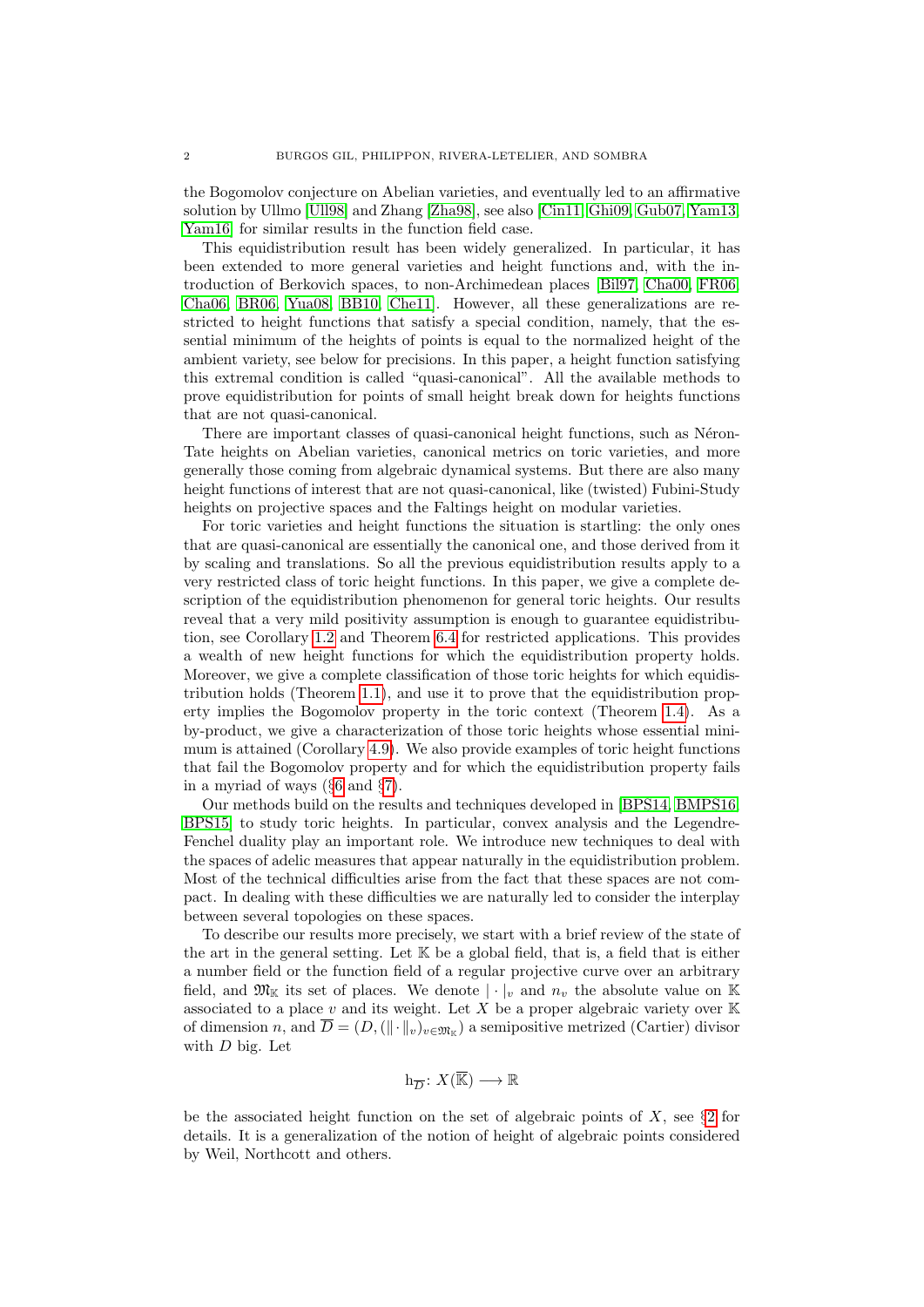the Bogomolov conjecture on Abelian varieties, and eventually led to an affirmative solution by Ullmo [Ull98] and Zhang [Zha98], see also [Cin11, Ghi09, Gub07, Yam13, Yam16] for similar results in the function field case.

This equidistribution result has been widely generalized. In particular, it has been extended to more general varieties and height functions and, with the introduction of Berkovich spaces, to non-Archimedean places [Bil97, Cha00, FR06, Cha06, BR06, Yua08, BB10, Che11]. However, all these generalizations are restricted to height functions that satisfy a special condition, namely, that the essential minimum of the heights of points is equal to the normalized height of the ambient variety, see below for precisions. In this paper, a height function satisfying this extremal condition is called "quasi-canonical". All the available methods to prove equidistribution for points of small height break down for heights functions that are not quasi-canonical.

There are important classes of quasi-canonical height functions, such as Néron-Tate heights on Abelian varieties, canonical metrics on toric varieties, and more generally those coming from algebraic dynamical systems. But there are also many height functions of interest that are not quasi-canonical, like (twisted) Fubini-Study heights on projective spaces and the Faltings height on modular varieties.

For toric varieties and height functions the situation is startling: the only ones that are quasi-canonical are essentially the canonical one, and those derived from it by scaling and translations. So all the previous equidistribution results apply to a very restricted class of toric height functions. In this paper, we give a complete description of the equidistribution phenomenon for general toric heights. Our results reveal that a very mild positivity assumption is enough to guarantee equidistribution, see Corollary 1.2 and Theorem 6.4 for restricted applications. This provides a wealth of new height functions for which the equidistribution property holds. Moreover, we give a complete classification of those toric heights for which equidistribution holds (Theorem 1.1), and use it to prove that the equidistribution property implies the Bogomolov property in the toric context (Theorem 1.4). As a by-product, we give a characterization of those toric heights whose essential minimum is attained (Corollary 4.9). We also provide examples of toric height functions that fail the Bogomolov property and for which the equidistribution property fails in a myriad of ways (§6 and §7).

Our methods build on the results and techniques developed in [BPS14, BMPS16, BPS15] to study toric heights. In particular, convex analysis and the Legendre-Fenchel duality play an important role. We introduce new techniques to deal with the spaces of adelic measures that appear naturally in the equidistribution problem. Most of the technical difficulties arise from the fact that these spaces are not compact. In dealing with these difficulties we are naturally led to consider the interplay between several topologies on these spaces.

To describe our results more precisely, we start with a brief review of the state of the art in the general setting. Let $\mathbb{K}$ be a global field, that is, a field that is either a number field or the function field of a regular projective curve over an arbitrary field, and $\mathfrak{M}_{\mathbb{K}}$ its set of places. We denote $|\cdot|_v$ and $n_v$ the absolute value on $\mathbb{K}$ associated to a place $v$ and its weight. Let $X$ be a proper algebraic variety over $\mathbb{K}$ of dimension $n$, and $\overline{D} = (D, (\|\cdot\|_v)_{v\in\mathfrak{M}_{\mathbb{K}}})$ a semipositive metrized (Cartier) divisor with $D$ big. Let

$$\mathrm{h}_{\overline{D}} \colon X(\overline{\mathbb{K}}) \longrightarrow \mathbb{R}$$

be the associated height function on the set of algebraic points of $X$, see §2 for details. It is a generalization of the notion of height of algebraic points considered by Weil, Northcott and others.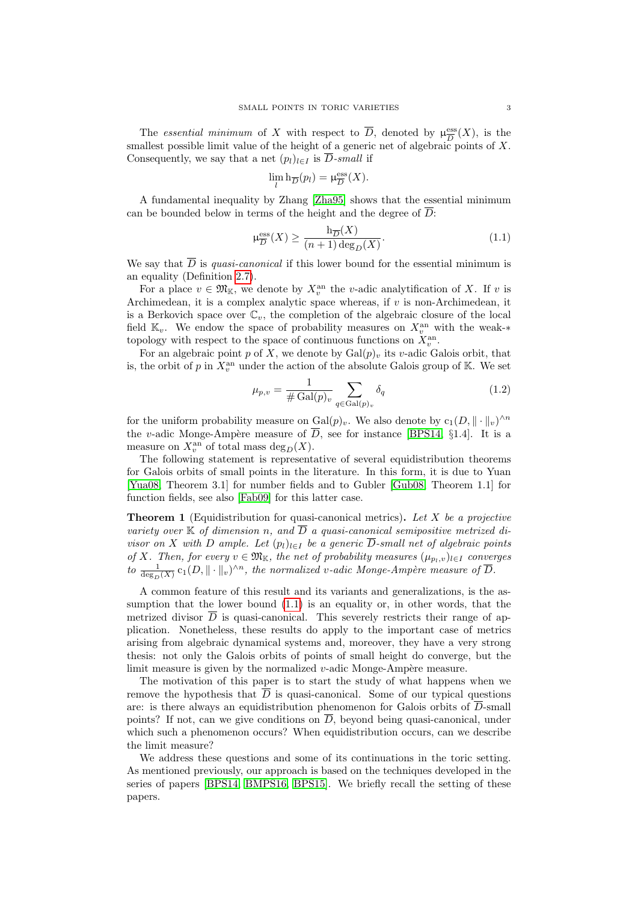The *essential minimum* of $X$ with respect to $\overline{D}$, denoted by $\mathrm{\mu}^{\mathrm{ess}}_{\overline{D}}(X)$, is the smallest possible limit value of the height of a generic net of algebraic points of $X$. Consequently, we say that a net $(p_l)_{l\in I}$ is $\overline{D}$*-small* if

$$\lim_l \mathrm{h}_{\overline{D}}(p_l) = \mathrm{\mu}^{\mathrm{ess}}_{\overline{D}}(X).$$

A fundamental inequality by Zhang [Zha95] shows that the essential minimum can be bounded below in terms of the height and the degree of $\overline{D}$:

$$\mathrm{\mu}^{\mathrm{ess}}_{\overline{D}}(X) \geq \frac{\mathrm{h}_{\overline{D}}(X)}{(n+1)\deg_D(X)}. \tag{1.1}$$

We say that $\overline{D}$ is *quasi-canonical* if this lower bound for the essential minimum is an equality (Definition 2.7).

For a place $v \in \mathfrak{M}_{\mathbb{K}}$, we denote by $X_v^{\mathrm{an}}$ the $v$-adic analytification of $X$. If $v$ is Archimedean, it is a complex analytic space whereas, if $v$ is non-Archimedean, it is a Berkovich space over $\mathbb{C}_v$, the completion of the algebraic closure of the local field $\mathbb{K}_v$. We endow the space of probability measures on $X_v^{\mathrm{an}}$ with the weak-$*$ topology with respect to the space of continuous functions on $X_v^{\mathrm{an}}$.

For an algebraic point $p$ of $X$, we denote by $\mathrm{Gal}(p)_v$ its $v$-adic Galois orbit, that is, the orbit of $p$ in $X_v^{\mathrm{an}}$ under the action of the absolute Galois group of $\mathbb{K}$. We set

$$\mu_{p,v} = \frac{1}{\#\,\mathrm{Gal}(p)_v} \sum_{q\in \mathrm{Gal}(p)_v} \delta_q \tag{1.2}$$

for the uniform probability measure on $\mathrm{Gal}(p)_v$. We also denote by $\mathrm{c}_1(D, \|\cdot\|_v)^{\wedge n}$ the $v$-adic Monge-Ampère measure of $\overline{D}$, see for instance [BPS14, §1.4]. It is a measure on $X_v^{\mathrm{an}}$ of total mass $\deg_D(X)$.

The following statement is representative of several equidistribution theorems for Galois orbits of small points in the literature. In this form, it is due to Yuan [Yua08, Theorem 3.1] for number fields and to Gubler [Gub08, Theorem 1.1] for function fields, see also [Fab09] for this latter case.

**Theorem 1** (Equidistribution for quasi-canonical metrics)**.** *Let $X$ be a projective variety over $\mathbb{K}$ of dimension $n$, and $\overline{D}$ a quasi-canonical semipositive metrized divisor on $X$ with $D$ ample. Let $(p_l)_{l\in I}$ be a generic $\overline{D}$-small net of algebraic points of $X$. Then, for every $v \in \mathfrak{M}_{\mathbb{K}}$, the net of probability measures $(\mu_{p_l,v})_{l\in I}$ converges to $\frac{1}{\deg_D(X)}\mathrm{c}_1(D, \|\cdot\|_v)^{\wedge n}$, the normalized $v$-adic Monge-Ampère measure of $\overline{D}$.*

A common feature of this result and its variants and generalizations, is the assumption that the lower bound (1.1) is an equality or, in other words, that the metrized divisor $\overline{D}$ is quasi-canonical. This severely restricts their range of application. Nonetheless, these results do apply to the important case of metrics arising from algebraic dynamical systems and, moreover, they have a very strong thesis: not only the Galois orbits of points of small height do converge, but the limit measure is given by the normalized $v$-adic Monge-Ampère measure.

The motivation of this paper is to start the study of what happens when we remove the hypothesis that $\overline{D}$ is quasi-canonical. Some of our typical questions are: is there always an equidistribution phenomenon for Galois orbits of $\overline{D}$-small points? If not, can we give conditions on $\overline{D}$, beyond being quasi-canonical, under which such a phenomenon occurs? When equidistribution occurs, can we describe the limit measure?

We address these questions and some of its continuations in the toric setting. As mentioned previously, our approach is based on the techniques developed in the series of papers [BPS14, BMPS16, BPS15]. We briefly recall the setting of these papers.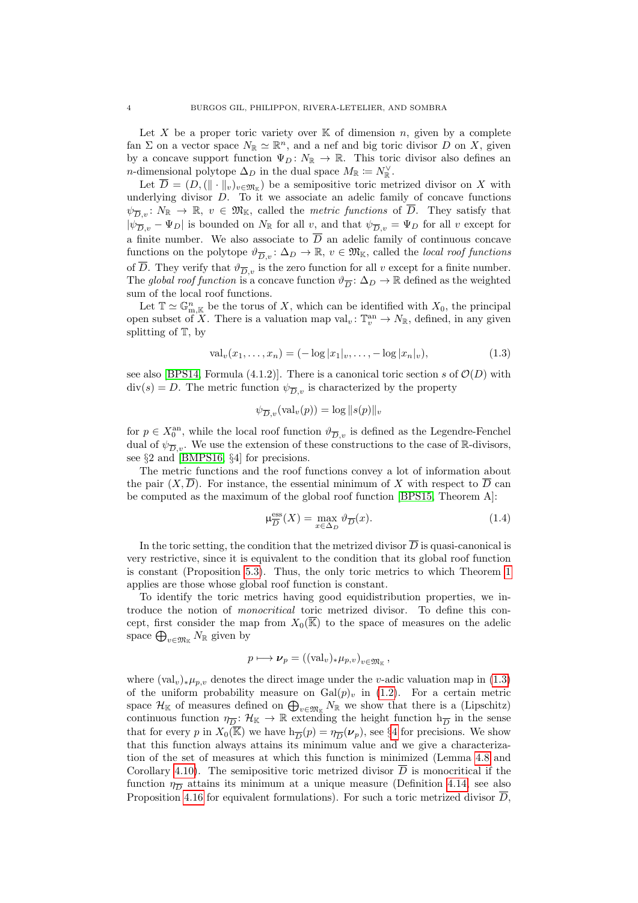Let $X$ be a proper toric variety over $\mathbb{K}$ of dimension $n$, given by a complete fan $\Sigma$ on a vector space $N_{\mathbb{R}} \simeq \mathbb{R}^n$, and a nef and big toric divisor $D$ on $X$, given by a concave support function $\Psi_D \colon N_{\mathbb{R}} \to \mathbb{R}$. This toric divisor also defines an $n$-dimensional polytope $\Delta_D$ in the dual space $M_{\mathbb{R}} \coloneqq N_{\mathbb{R}}^{\vee}$.

Let $\overline{D} = (D, (\|\cdot\|_v)_{v \in \mathfrak{M}_{\mathbb{K}}})$ be a semipositive toric metrized divisor on $X$ with underlying divisor $D$. To it we associate an adelic family of concave functions $\psi_{\overline{D},v} \colon N_{\mathbb{R}} \to \mathbb{R}$, $v \in \mathfrak{M}_{\mathbb{K}}$, called the *metric functions* of $\overline{D}$. They satisfy that $|\psi_{\overline{D},v} - \Psi_D|$ is bounded on $N_{\mathbb{R}}$ for all $v$, and that $\psi_{\overline{D},v} = \Psi_D$ for all $v$ except for a finite number. We also associate to $\overline{D}$ an adelic family of continuous concave functions on the polytope $\vartheta_{\overline{D},v} \colon \Delta_D \to \mathbb{R}$, $v \in \mathfrak{M}_{\mathbb{K}}$, called the *local roof functions* of $\overline{D}$. They verify that $\vartheta_{\overline{D},v}$ is the zero function for all $v$ except for a finite number. The *global roof function* is a concave function $\vartheta_{\overline{D}} \colon \Delta_D \to \mathbb{R}$ defined as the weighted sum of the local roof functions.

Let $\mathbb{T} \simeq \mathbb{G}_{\mathrm{m},\mathbb{K}}^n$ be the torus of $X$, which can be identified with $X_0$, the principal open subset of $X$. There is a valuation map $\mathrm{val}_v \colon \mathbb{T}_v^{\mathrm{an}} \to N_{\mathbb{R}}$, defined, in any given splitting of $\mathbb{T}$, by

$$\mathrm{val}_v(x_1, \dots, x_n) = (-\log|x_1|_v, \dots, -\log|x_n|_v), \tag{1.3}$$

see also [BPS14, Formula (4.1.2)]. There is a canonical toric section $s$ of $\mathcal{O}(D)$ with $\mathrm{div}(s) = D$. The metric function $\psi_{\overline{D},v}$ is characterized by the property

$$\psi_{\overline{D},v}(\mathrm{val}_v(p)) = \log\|s(p)\|_v$$

for $p \in X_0^{\mathrm{an}}$, while the local roof function $\vartheta_{\overline{D},v}$ is defined as the Legendre-Fenchel dual of $\psi_{\overline{D},v}$. We use the extension of these constructions to the case of $\mathbb{R}$-divisors, see §2 and [BMPS16, §4] for precisions.

The metric functions and the roof functions convey a lot of information about the pair $(X, \overline{D})$. For instance, the essential minimum of $X$ with respect to $\overline{D}$ can be computed as the maximum of the global roof function [BPS15, Theorem A]:

$$\mathrm{\mu}_{\overline{D}}^{\mathrm{ess}}(X) = \max_{x \in \Delta_D} \vartheta_{\overline{D}}(x). \tag{1.4}$$

In the toric setting, the condition that the metrized divisor $\overline{D}$ is quasi-canonical is very restrictive, since it is equivalent to the condition that its global roof function is constant (Proposition 5.3). Thus, the only toric metrics to which Theorem 1 applies are those whose global roof function is constant.

To identify the toric metrics having good equidistribution properties, we introduce the notion of *monocritical* toric metrized divisor. To define this concept, first consider the map from $X_0(\overline{\mathbb{K}})$ to the space of measures on the adelic space $\bigoplus_{v \in \mathfrak{M}_{\mathbb{K}}} N_{\mathbb{R}}$ given by

$$p \longmapsto \boldsymbol{\nu}_p = ((\mathrm{val}_v)_* \mu_{p,v})_{v \in \mathfrak{M}_{\mathbb{K}}},$$

where $(\mathrm{val}_v)_* \mu_{p,v}$ denotes the direct image under the $v$-adic valuation map in (1.3) of the uniform probability measure on $\mathrm{Gal}(p)_v$ in (1.2). For a certain metric space $\mathcal{H}_{\mathbb{K}}$ of measures defined on $\bigoplus_{v \in \mathfrak{M}_{\mathbb{K}}} N_{\mathbb{R}}$ we show that there is a (Lipschitz) continuous function $\eta_{\overline{D}} \colon \mathcal{H}_{\mathbb{K}} \to \mathbb{R}$ extending the height function $\mathrm{h}_{\overline{D}}$ in the sense that for every $p$ in $X_0(\overline{\mathbb{K}})$ we have $\mathrm{h}_{\overline{D}}(p) = \eta_{\overline{D}}(\boldsymbol{\nu}_p)$, see §4 for precisions. We show that this function always attains its minimum value and we give a characterization of the set of measures at which this function is minimized (Lemma 4.8 and Corollary 4.10). The semipositive toric metrized divisor $\overline{D}$ is monocritical if the function $\eta_{\overline{D}}$ attains its minimum at a unique measure (Definition 4.14, see also Proposition 4.16 for equivalent formulations). For such a toric metrized divisor $\overline{D}$,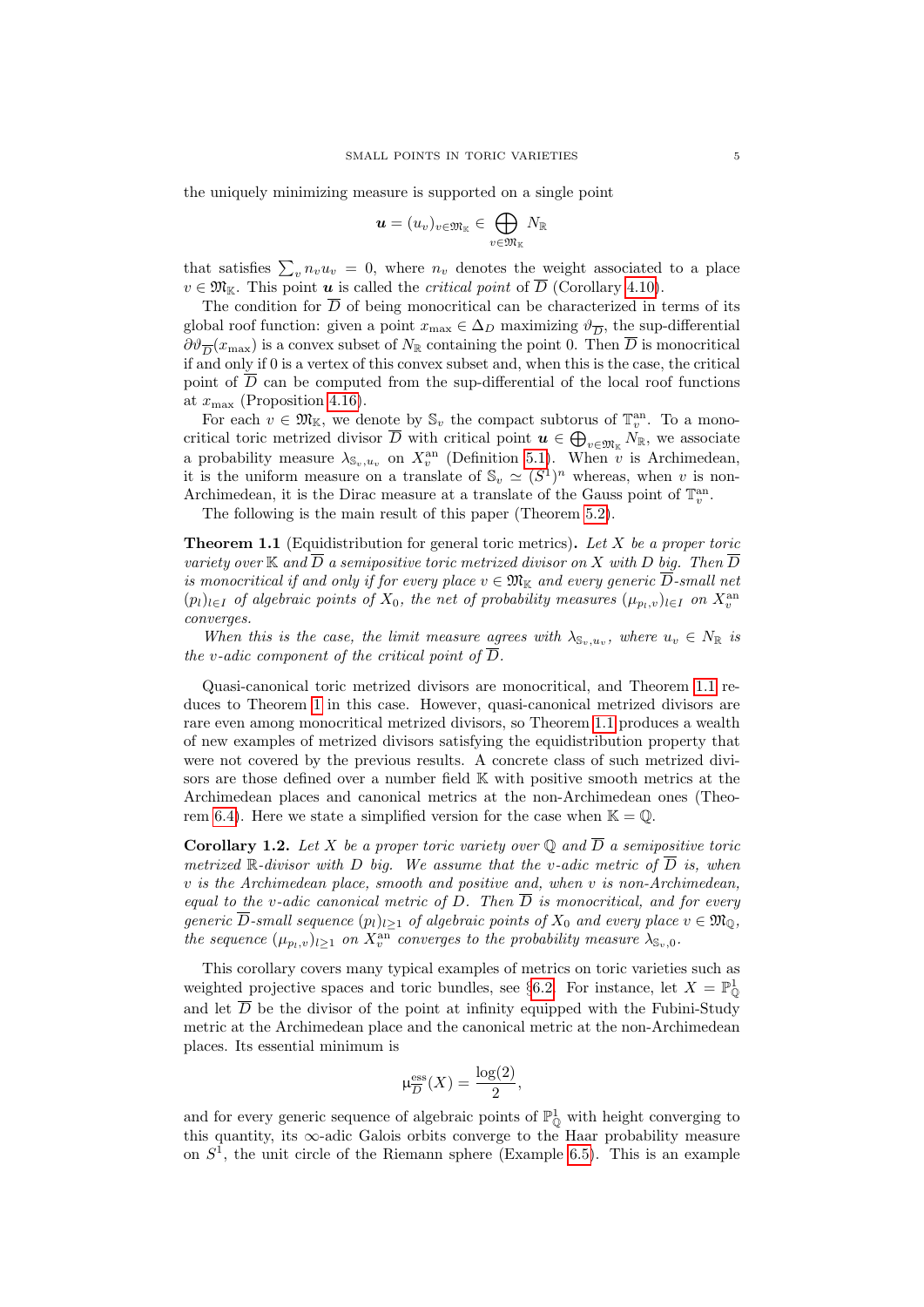the uniquely minimizing measure is supported on a single point

$$\boldsymbol{u} = (u_v)_{v\in\mathfrak{M}_\mathbb{K}} \in \bigoplus_{v\in\mathfrak{M}_\mathbb{K}} N_\mathbb{R}$$

that satisfies $\sum_v n_v u_v = 0$, where $n_v$ denotes the weight associated to a place $v \in \mathfrak{M}_\mathbb{K}$. This point $\boldsymbol{u}$ is called the *critical point* of $\overline{D}$ (Corollary 4.10).

The condition for $\overline{D}$ of being monocritical can be characterized in terms of its global roof function: given a point $x_{\max} \in \Delta_D$ maximizing $\vartheta_{\overline{D}}$, the sup-differential $\partial\vartheta_{\overline{D}}(x_{\max})$ is a convex subset of $N_\mathbb{R}$ containing the point 0. Then $\overline{D}$ is monocritical if and only if 0 is a vertex of this convex subset and, when this is the case, the critical point of $\overline{D}$ can be computed from the sup-differential of the local roof functions at $x_{\max}$ (Proposition 4.16).

For each $v \in \mathfrak{M}_\mathbb{K}$, we denote by $\mathbb{S}_v$ the compact subtorus of $\mathbb{T}_v^{\mathrm{an}}$. To a monocritical toric metrized divisor $\overline{D}$ with critical point $\boldsymbol{u} \in \bigoplus_{v\in\mathfrak{M}_\mathbb{K}} N_\mathbb{R}$, we associate a probability measure $\lambda_{\mathbb{S}_v,u_v}$ on $X_v^{\mathrm{an}}$ (Definition 5.1). When $v$ is Archimedean, it is the uniform measure on a translate of $\mathbb{S}_v \simeq (S^1)^n$ whereas, when $v$ is non-Archimedean, it is the Dirac measure at a translate of the Gauss point of $\mathbb{T}_v^{\mathrm{an}}$.

The following is the main result of this paper (Theorem 5.2).

**Theorem 1.1** (Equidistribution for general toric metrics)**.** *Let $X$ be a proper toric variety over $\mathbb{K}$ and $\overline{D}$ a semipositive toric metrized divisor on $X$ with $D$ big. Then $\overline{D}$ is monocritical if and only if for every place $v \in \mathfrak{M}_\mathbb{K}$ and every generic $\overline{D}$-small net $(p_l)_{l\in I}$ of algebraic points of $X_0$, the net of probability measures $(\mu_{p_l,v})_{l\in I}$ on $X_v^{\mathrm{an}}$ converges.*

*When this is the case, the limit measure agrees with $\lambda_{\mathbb{S}_v,u_v}$, where $u_v \in N_\mathbb{R}$ is the $v$-adic component of the critical point of $\overline{D}$.*

Quasi-canonical toric metrized divisors are monocritical, and Theorem 1.1 reduces to Theorem 1 in this case. However, quasi-canonical metrized divisors are rare even among monocritical metrized divisors, so Theorem 1.1 produces a wealth of new examples of metrized divisors satisfying the equidistribution property that were not covered by the previous results. A concrete class of such metrized divisors are those defined over a number field $\mathbb{K}$ with positive smooth metrics at the Archimedean places and canonical metrics at the non-Archimedean ones (Theorem 6.4). Here we state a simplified version for the case when $\mathbb{K} = \mathbb{Q}$.

**Corollary 1.2.** *Let $X$ be a proper toric variety over $\mathbb{Q}$ and $\overline{D}$ a semipositive toric metrized $\mathbb{R}$-divisor with $D$ big. We assume that the $v$-adic metric of $\overline{D}$ is, when $v$ is the Archimedean place, smooth and positive and, when $v$ is non-Archimedean, equal to the $v$-adic canonical metric of $D$. Then $\overline{D}$ is monocritical, and for every generic $\overline{D}$-small sequence $(p_l)_{l\geq 1}$ of algebraic points of $X_0$ and every place $v \in \mathfrak{M}_\mathbb{Q}$, the sequence $(\mu_{p_l,v})_{l\geq 1}$ on $X_v^{\mathrm{an}}$ converges to the probability measure $\lambda_{\mathbb{S}_v,0}$.*

This corollary covers many typical examples of metrics on toric varieties such as weighted projective spaces and toric bundles, see §6.2. For instance, let $X = \mathbb{P}^1_\mathbb{Q}$ and let $\overline{D}$ be the divisor of the point at infinity equipped with the Fubini-Study metric at the Archimedean place and the canonical metric at the non-Archimedean places. Its essential minimum is

$$\mathrm{\mu}^{\mathrm{ess}}_{\overline{D}}(X) = \frac{\log(2)}{2},$$

and for every generic sequence of algebraic points of $\mathbb{P}^1_\mathbb{Q}$ with height converging to this quantity, its $\infty$-adic Galois orbits converge to the Haar probability measure on $S^1$, the unit circle of the Riemann sphere (Example 6.5). This is an example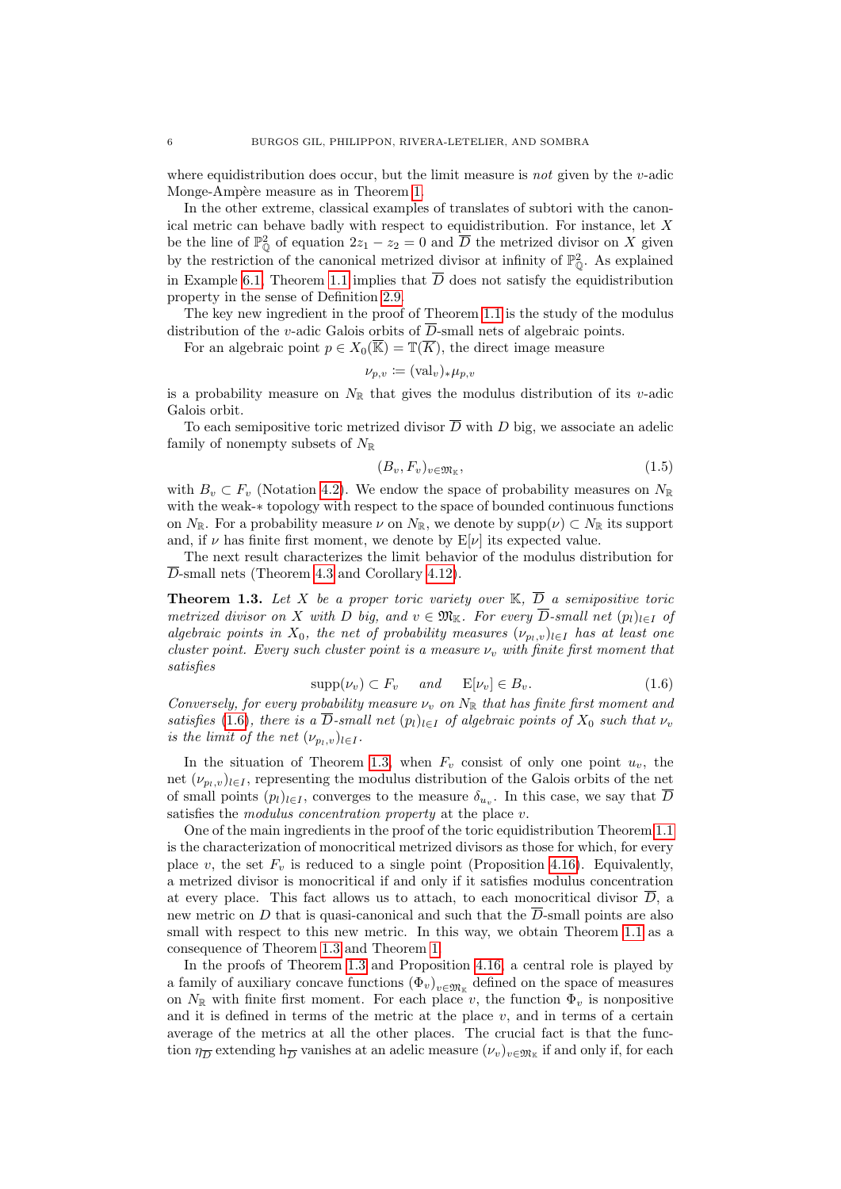where equidistribution does occur, but the limit measure is *not* given by the $v$-adic Monge-Ampère measure as in Theorem 1.

In the other extreme, classical examples of translates of subtori with the canonical metric can behave badly with respect to equidistribution. For instance, let $X$ be the line of $\mathbb{P}^2_{\mathbb{Q}}$ of equation $2z_1 - z_2 = 0$ and $\overline{D}$ the metrized divisor on $X$ given by the restriction of the canonical metrized divisor at infinity of $\mathbb{P}^2_{\mathbb{Q}}$. As explained in Example 6.1, Theorem 1.1 implies that $\overline{D}$ does not satisfy the equidistribution property in the sense of Definition 2.9.

The key new ingredient in the proof of Theorem 1.1 is the study of the modulus distribution of the $v$-adic Galois orbits of $\overline{D}$-small nets of algebraic points.

For an algebraic point $p \in X_0(\overline{\mathbb{K}}) = \mathbb{T}(\overline{K})$, the direct image measure

$$\nu_{p,v} \coloneqq (\mathrm{val}_v)_* \mu_{p,v}$$

is a probability measure on $N_{\mathbb{R}}$ that gives the modulus distribution of its $v$-adic Galois orbit.

To each semipositive toric metrized divisor $\overline{D}$ with $D$ big, we associate an adelic family of nonempty subsets of $N_{\mathbb{R}}$

$$(B_v, F_v)_{v \in \mathfrak{M}_{\mathbb{K}}}, \tag{1.5}$$

with $B_v \subset F_v$ (Notation 4.2). We endow the space of probability measures on $N_{\mathbb{R}}$ with the weak-$*$ topology with respect to the space of bounded continuous functions on $N_{\mathbb{R}}$. For a probability measure $\nu$ on $N_{\mathbb{R}}$, we denote by $\mathrm{supp}(\nu) \subset N_{\mathbb{R}}$ its support and, if $\nu$ has finite first moment, we denote by $\mathrm{E}[\nu]$ its expected value.

The next result characterizes the limit behavior of the modulus distribution for $\overline{D}$-small nets (Theorem 4.3 and Corollary 4.12).

**Theorem 1.3.** *Let $X$ be a proper toric variety over $\mathbb{K}$, $\overline{D}$ a semipositive toric metrized divisor on $X$ with $D$ big, and $v \in \mathfrak{M}_{\mathbb{K}}$. For every $\overline{D}$-small net $(p_l)_{l \in I}$ of algebraic points in $X_0$, the net of probability measures $(\nu_{p_l,v})_{l \in I}$ has at least one cluster point. Every such cluster point is a measure $\nu_v$ with finite first moment that satisfies*

$$\mathrm{supp}(\nu_v) \subset F_v \quad \text{ and } \quad \mathrm{E}[\nu_v] \in B_v. \tag{1.6}$$

*Conversely, for every probability measure $\nu_v$ on $N_{\mathbb{R}}$ that has finite first moment and satisfies (1.6), there is a $\overline{D}$-small net $(p_l)_{l \in I}$ of algebraic points of $X_0$ such that $\nu_v$ is the limit of the net $(\nu_{p_l,v})_{l \in I}$.*

In the situation of Theorem 1.3, when $F_v$ consist of only one point $u_v$, the net $(\nu_{p_l,v})_{l \in I}$, representing the modulus distribution of the Galois orbits of the net of small points $(p_l)_{l \in I}$, converges to the measure $\delta_{u_v}$. In this case, we say that $\overline{D}$ satisfies the *modulus concentration property* at the place $v$.

One of the main ingredients in the proof of the toric equidistribution Theorem 1.1 is the characterization of monocritical metrized divisors as those for which, for every place $v$, the set $F_v$ is reduced to a single point (Proposition 4.16). Equivalently, a metrized divisor is monocritical if and only if it satisfies modulus concentration at every place. This fact allows us to attach, to each monocritical divisor $\overline{D}$, a new metric on $D$ that is quasi-canonical and such that the $\overline{D}$-small points are also small with respect to this new metric. In this way, we obtain Theorem 1.1 as a consequence of Theorem 1.3 and Theorem 1.

In the proofs of Theorem 1.3 and Proposition 4.16, a central role is played by a family of auxiliary concave functions $(\Phi_v)_{v \in \mathfrak{M}_{\mathbb{K}}}$ defined on the space of measures on $N_{\mathbb{R}}$ with finite first moment. For each place $v$, the function $\Phi_v$ is nonpositive and it is defined in terms of the metric at the place $v$, and in terms of a certain average of the metrics at all the other places. The crucial fact is that the function $\eta_{\overline{D}}$ extending $\mathrm{h}_{\overline{D}}$ vanishes at an adelic measure $(\nu_v)_{v \in \mathfrak{M}_{\mathbb{K}}}$ if and only if, for each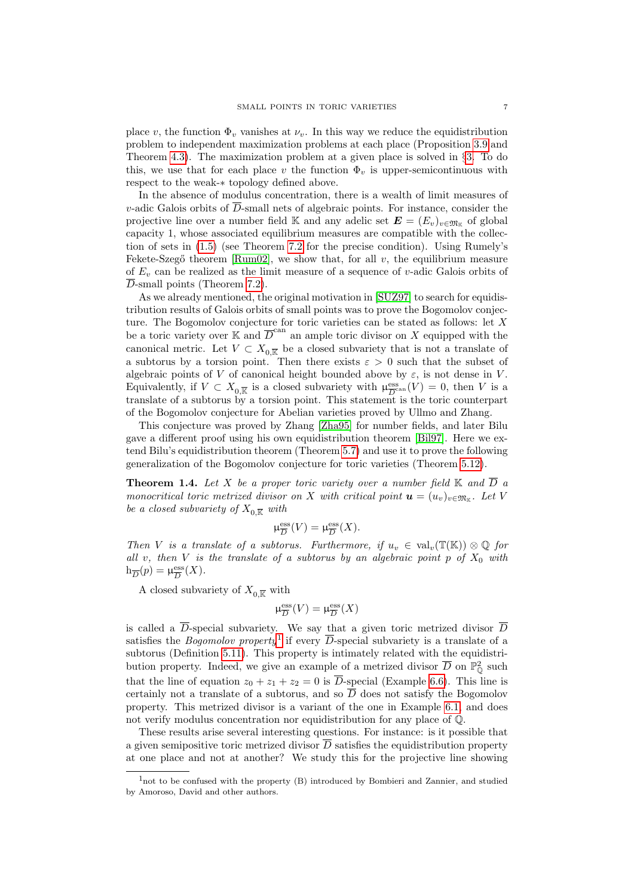place $v$, the function $\Phi_v$ vanishes at $\nu_v$. In this way we reduce the equidistribution problem to independent maximization problems at each place (Proposition 3.9 and Theorem 4.3). The maximization problem at a given place is solved in §3. To do this, we use that for each place $v$ the function $\Phi_v$ is upper-semicontinuous with respect to the weak-$*$ topology defined above.

In the absence of modulus concentration, there is a wealth of limit measures of $v$-adic Galois orbits of $\overline{D}$-small nets of algebraic points. For instance, consider the projective line over a number field $\mathbb{K}$ and any adelic set $\boldsymbol{E} = (E_v)_{v\in\mathfrak{M}_\mathbb{K}}$ of global capacity 1, whose associated equilibrium measures are compatible with the collection of sets in (1.5) (see Theorem 7.2 for the precise condition). Using Rumely's Fekete-Szegő theorem [Rum02], we show that, for all $v$, the equilibrium measure of $E_v$ can be realized as the limit measure of a sequence of $v$-adic Galois orbits of $\overline{D}$-small points (Theorem 7.2).

As we already mentioned, the original motivation in [SUZ97] to search for equidistribution results of Galois orbits of small points was to prove the Bogomolov conjecture. The Bogomolov conjecture for toric varieties can be stated as follows: let $X$ be a toric variety over $\mathbb{K}$ and $\overline{D}^{\mathrm{can}}$ an ample toric divisor on $X$ equipped with the canonical metric. Let $V \subset X_{0,\overline{\mathbb{K}}}$ be a closed subvariety that is not a translate of a subtorus by a torsion point. Then there exists $\varepsilon > 0$ such that the subset of algebraic points of $V$ of canonical height bounded above by $\varepsilon$, is not dense in $V$. Equivalently, if $V \subset X_{0,\overline{\mathbb{K}}}$ is a closed subvariety with $\upmu^{\mathrm{ess}}_{\overline{D}^{\mathrm{can}}}(V) = 0$, then $V$ is a translate of a subtorus by a torsion point. This statement is the toric counterpart of the Bogomolov conjecture for Abelian varieties proved by Ullmo and Zhang.

This conjecture was proved by Zhang [Zha95] for number fields, and later Bilu gave a different proof using his own equidistribution theorem [Bil97]. Here we extend Bilu's equidistribution theorem (Theorem 5.7) and use it to prove the following generalization of the Bogomolov conjecture for toric varieties (Theorem 5.12).

**Theorem 1.4.** *Let $X$ be a proper toric variety over a number field $\mathbb{K}$ and $\overline{D}$ a monocritical toric metrized divisor on $X$ with critical point $\boldsymbol{u} = (u_v)_{v\in\mathfrak{M}_\mathbb{K}}$. Let $V$ be a closed subvariety of $X_{0,\overline{\mathbb{K}}}$ with*

$$\upmu^{\mathrm{ess}}_{\overline{D}}(V) = \upmu^{\mathrm{ess}}_{\overline{D}}(X).$$

*Then $V$ is a translate of a subtorus. Furthermore, if $u_v \in \mathrm{val}_v(\mathbb{T}(\mathbb{K})) \otimes \mathbb{Q}$ for all $v$, then $V$ is the translate of a subtorus by an algebraic point $p$ of $X_0$ with $\mathrm{h}_{\overline{D}}(p) = \upmu^{\mathrm{ess}}_{\overline{D}}(X)$.*

A closed subvariety of $X_{0,\overline{\mathbb{K}}}$ with

$$\upmu^{\mathrm{ess}}_{\overline{D}}(V) = \upmu^{\mathrm{ess}}_{\overline{D}}(X)$$

is called a $\overline{D}$-special subvariety. We say that a given toric metrized divisor $\overline{D}$ satisfies the *Bogomolov property*[1] if every $\overline{D}$-special subvariety is a translate of a subtorus (Definition 5.11). This property is intimately related with the equidistribution property. Indeed, we give an example of a metrized divisor $\overline{D}$ on $\mathbb{P}^2_\mathbb{Q}$ such that the line of equation $z_0 + z_1 + z_2 = 0$ is $\overline{D}$-special (Example 6.6). This line is certainly not a translate of a subtorus, and so $\overline{D}$ does not satisfy the Bogomolov property. This metrized divisor is a variant of the one in Example 6.1, and does not verify modulus concentration nor equidistribution for any place of $\mathbb{Q}$.

These results arise several interesting questions. For instance: is it possible that a given semipositive toric metrized divisor $\overline{D}$ satisfies the equidistribution property at one place and not at another? We study this for the projective line showing

[1] not to be confused with the property (B) introduced by Bombieri and Zannier, and studied by Amoroso, David and other authors.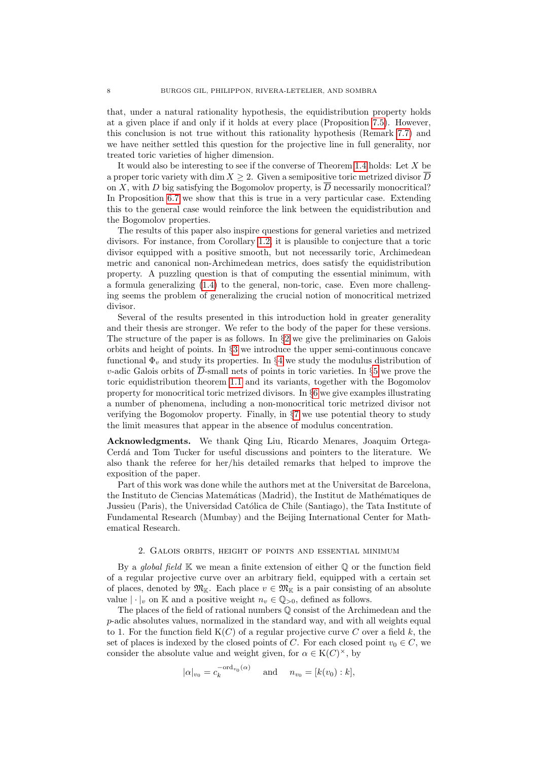that, under a natural rationality hypothesis, the equidistribution property holds at a given place if and only if it holds at every place (Proposition 7.5). However, this conclusion is not true without this rationality hypothesis (Remark 7.7) and we have neither settled this question for the projective line in full generality, nor treated toric varieties of higher dimension.

It would also be interesting to see if the converse of Theorem 1.4 holds: Let $X$ be a proper toric variety with $\dim X \geq 2$. Given a semipositive toric metrized divisor $\overline{D}$ on $X$, with $D$ big satisfying the Bogomolov property, is $\overline{D}$ necessarily monocritical? In Proposition 6.7 we show that this is true in a very particular case. Extending this to the general case would reinforce the link between the equidistribution and the Bogomolov properties.

The results of this paper also inspire questions for general varieties and metrized divisors. For instance, from Corollary 1.2, it is plausible to conjecture that a toric divisor equipped with a positive smooth, but not necessarily toric, Archimedean metric and canonical non-Archimedean metrics, does satisfy the equidistribution property. A puzzling question is that of computing the essential minimum, with a formula generalizing (1.4) to the general, non-toric, case. Even more challenging seems the problem of generalizing the crucial notion of monocritical metrized divisor.

Several of the results presented in this introduction hold in greater generality and their thesis are stronger. We refer to the body of the paper for these versions. The structure of the paper is as follows. In §2 we give the preliminaries on Galois orbits and height of points. In §3 we introduce the upper semi-continuous concave functional $\Phi_v$ and study its properties. In §4 we study the modulus distribution of $v$-adic Galois orbits of $\overline{D}$-small nets of points in toric varieties. In §5 we prove the toric equidistribution theorem 1.1 and its variants, together with the Bogomolov property for monocritical toric metrized divisors. In §6 we give examples illustrating a number of phenomena, including a non-monocritical toric metrized divisor not verifying the Bogomolov property. Finally, in §7 we use potential theory to study the limit measures that appear in the absence of modulus concentration.

**Acknowledgments.** We thank Qing Liu, Ricardo Menares, Joaquim Ortega-Cerdá and Tom Tucker for useful discussions and pointers to the literature. We also thank the referee for her/his detailed remarks that helped to improve the exposition of the paper.

Part of this work was done while the authors met at the Universitat de Barcelona, the Instituto de Ciencias Matemáticas (Madrid), the Institut de Mathématiques de Jussieu (Paris), the Universidad Católica de Chile (Santiago), the Tata Institute of Fundamental Research (Mumbay) and the Beijing International Center for Mathematical Research.

## 2. Galois orbits, height of points and essential minimum

By a *global field* $\mathbb{K}$ we mean a finite extension of either $\mathbb{Q}$ or the function field of a regular projective curve over an arbitrary field, equipped with a certain set of places, denoted by $\mathfrak{M}_{\mathbb{K}}$. Each place $v \in \mathfrak{M}_{\mathbb{K}}$ is a pair consisting of an absolute value $|\cdot|_v$ on $\mathbb{K}$ and a positive weight $n_v \in \mathbb{Q}_{>0}$, defined as follows.

The places of the field of rational numbers $\mathbb{Q}$ consist of the Archimedean and the $p$-adic absolutes values, normalized in the standard way, and with all weights equal to 1. For the function field $\mathrm{K}(C)$ of a regular projective curve $C$ over a field $k$, the set of places is indexed by the closed points of $C$. For each closed point $v_0 \in C$, we consider the absolute value and weight given, for $\alpha \in \mathrm{K}(C)^{\times}$, by

$$|\alpha|_{v_0} = c_k^{-\mathrm{ord}_{v_0}(\alpha)} \quad \text{and} \quad n_{v_0} = [k(v_0) : k],$$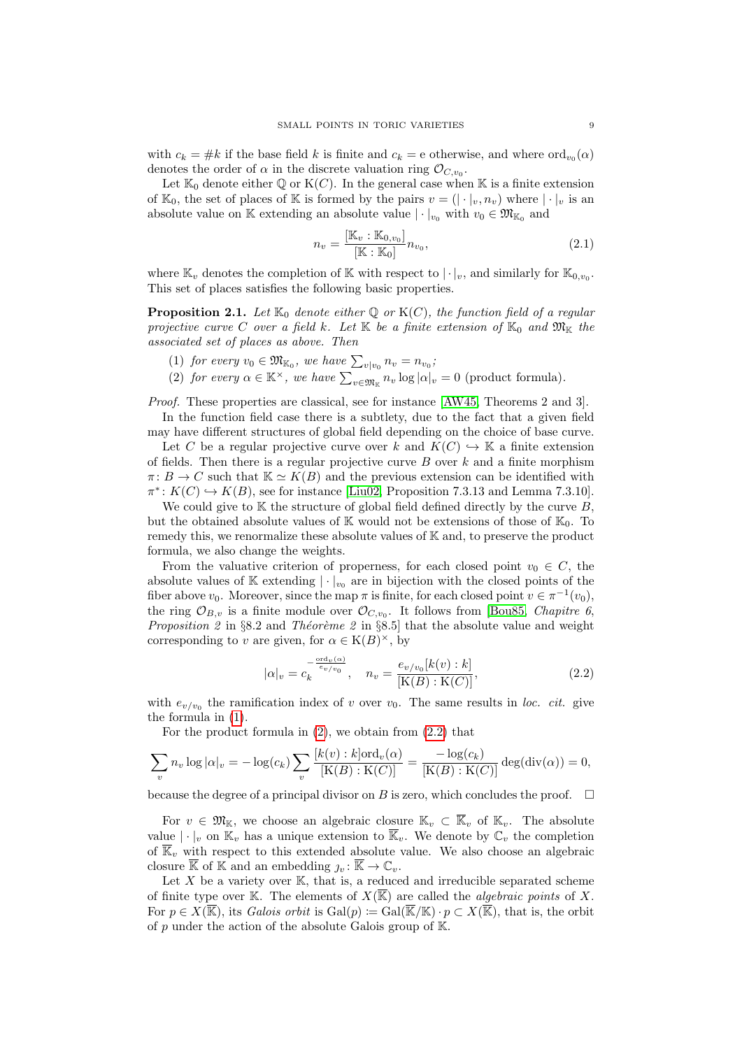with $c_k = \#k$ if the base field $k$ is finite and $c_k = \mathrm{e}$ otherwise, and where $\mathrm{ord}_{v_0}(\alpha)$ denotes the order of $\alpha$ in the discrete valuation ring $\mathcal{O}_{C,v_0}$.

Let $\mathbb{K}_0$ denote either $\mathbb{Q}$ or $\mathrm{K}(C)$. In the general case when $\mathbb{K}$ is a finite extension of $\mathbb{K}_0$, the set of places of $\mathbb{K}$ is formed by the pairs $v = (|\cdot|_v, n_v)$ where $|\cdot|_v$ is an absolute value on $\mathbb{K}$ extending an absolute value $|\cdot|_{v_0}$ with $v_0 \in \mathfrak{M}_{\mathbb{K}_0}$ and

$$n_v = \frac{[\mathbb{K}_v : \mathbb{K}_{0,v_0}]}{[\mathbb{K} : \mathbb{K}_0]} n_{v_0}, \tag{2.1}$$

where $\mathbb{K}_v$ denotes the completion of $\mathbb{K}$ with respect to $|\cdot|_v$, and similarly for $\mathbb{K}_{0,v_0}$. This set of places satisfies the following basic properties.

**Proposition 2.1.** *Let $\mathbb{K}_0$ denote either $\mathbb{Q}$ or $\mathrm{K}(C)$, the function field of a regular projective curve $C$ over a field $k$. Let $\mathbb{K}$ be a finite extension of $\mathbb{K}_0$ and $\mathfrak{M}_{\mathbb{K}}$ the associated set of places as above. Then*

1. *for every $v_0 \in \mathfrak{M}_{\mathbb{K}_0}$, we have $\sum_{v|v_0} n_v = n_{v_0}$;*
2. *for every $\alpha \in \mathbb{K}^\times$, we have $\sum_{v\in\mathfrak{M}_{\mathbb{K}}} n_v \log|\alpha|_v = 0$ (product formula).*

*Proof.* These properties are classical, see for instance [AW45, Theorems 2 and 3].

In the function field case there is a subtlety, due to the fact that a given field may have different structures of global field depending on the choice of base curve.

Let $C$ be a regular projective curve over $k$ and $K(C) \hookrightarrow \mathbb{K}$ a finite extension of fields. Then there is a regular projective curve $B$ over $k$ and a finite morphism $\pi\colon B \to C$ such that $\mathbb{K} \simeq K(B)$ and the previous extension can be identified with $\pi^*\colon K(C) \hookrightarrow K(B)$, see for instance [Liu02, Proposition 7.3.13 and Lemma 7.3.10].

We could give to $\mathbb{K}$ the structure of global field defined directly by the curve $B$, but the obtained absolute values of $\mathbb{K}$ would not be extensions of those of $\mathbb{K}_0$. To remedy this, we renormalize these absolute values of $\mathbb{K}$ and, to preserve the product formula, we also change the weights.

From the valuative criterion of properness, for each closed point $v_0 \in C$, the absolute values of $\mathbb{K}$ extending $|\cdot|_{v_0}$ are in bijection with the closed points of the fiber above $v_0$. Moreover, since the map $\pi$ is finite, for each closed point $v \in \pi^{-1}(v_0)$, the ring $\mathcal{O}_{B,v}$ is a finite module over $\mathcal{O}_{C,v_0}$. It follows from [Bou85, *Chapitre 6, Proposition 2* in §8.2 and *Théorème 2* in §8.5] that the absolute value and weight corresponding to $v$ are given, for $\alpha \in \mathrm{K}(B)^\times$, by

$$|\alpha|_v = c_k^{-\frac{\mathrm{ord}_v(\alpha)}{e_{v/v_0}}}, \quad n_v = \frac{e_{v/v_0}[k(v):k]}{[\mathrm{K}(B):\mathrm{K}(C)]}, \tag{2.2}$$

with $e_{v/v_0}$ the ramification index of $v$ over $v_0$. The same results in *loc. cit.* give the formula in (1).

For the product formula in (2), we obtain from (2.2) that

$$\sum_v n_v \log|\alpha|_v = -\log(c_k) \sum_v \frac{[k(v):k]\mathrm{ord}_v(\alpha)}{[\mathrm{K}(B):\mathrm{K}(C)]} = \frac{-\log(c_k)}{[\mathrm{K}(B):\mathrm{K}(C)]}\deg(\mathrm{div}(\alpha)) = 0,$$

because the degree of a principal divisor on $B$ is zero, which concludes the proof. $\square$

For $v \in \mathfrak{M}_{\mathbb{K}}$, we choose an algebraic closure $\mathbb{K}_v \subset \overline{\mathbb{K}}_v$ of $\mathbb{K}_v$. The absolute value $|\cdot|_v$ on $\mathbb{K}_v$ has a unique extension to $\overline{\mathbb{K}}_v$. We denote by $\mathbb{C}_v$ the completion of $\overline{\mathbb{K}}_v$ with respect to this extended absolute value. We also choose an algebraic closure $\overline{\mathbb{K}}$ of $\mathbb{K}$ and an embedding $\jmath_v\colon \overline{\mathbb{K}} \to \mathbb{C}_v$.

Let $X$ be a variety over $\mathbb{K}$, that is, a reduced and irreducible separated scheme of finite type over $\mathbb{K}$. The elements of $X(\overline{\mathbb{K}})$ are called the *algebraic points* of $X$. For $p \in X(\overline{\mathbb{K}})$, its *Galois orbit* is $\mathrm{Gal}(p) \coloneqq \mathrm{Gal}(\overline{\mathbb{K}}/\mathbb{K}) \cdot p \subset X(\overline{\mathbb{K}})$, that is, the orbit of $p$ under the action of the absolute Galois group of $\mathbb{K}$.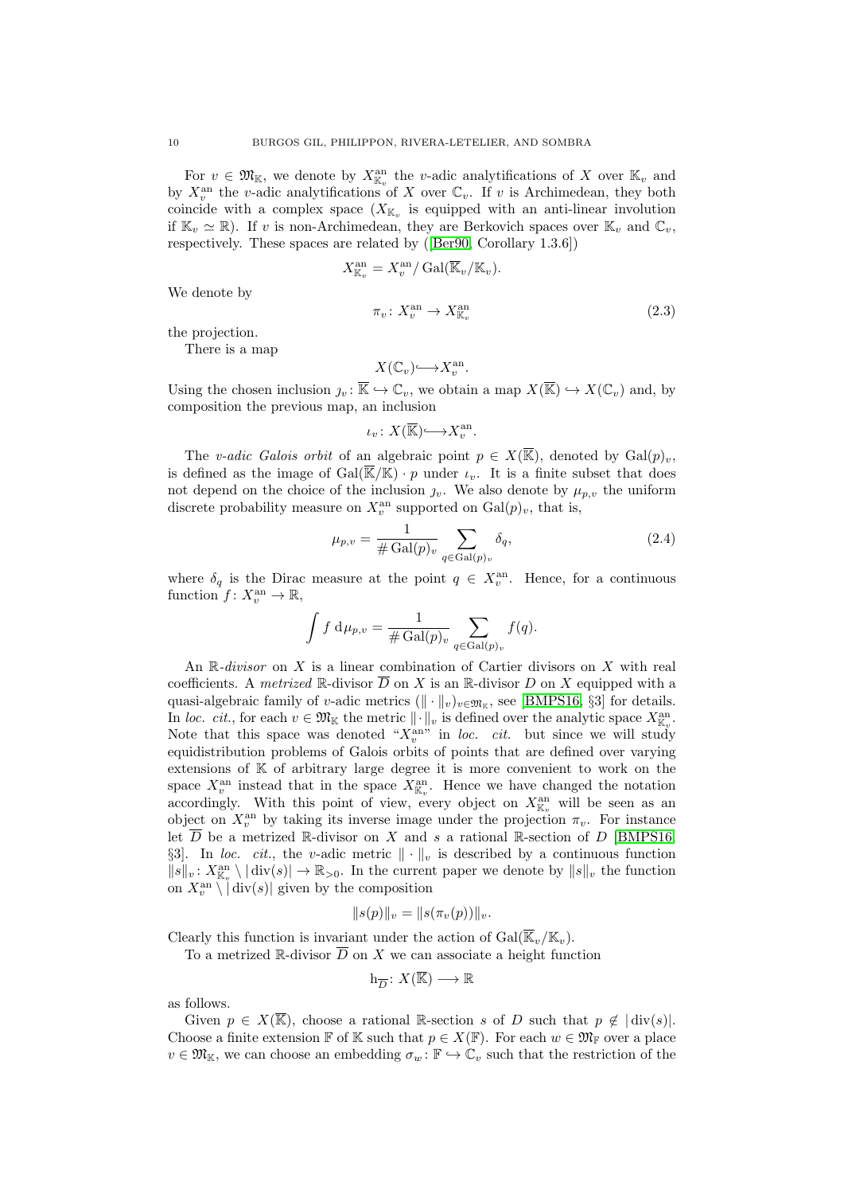For $v \in \mathfrak{M}_{\mathbb{K}}$, we denote by $X_{\mathbb{K}_v}^{\mathrm{an}}$ the $v$-adic analytifications of $X$ over $\mathbb{K}_v$ and by $X_v^{\mathrm{an}}$ the $v$-adic analytifications of $X$ over $\mathbb{C}_v$. If $v$ is Archimedean, they both coincide with a complex space ($X_{\mathbb{K}_v}$ is equipped with an anti-linear involution if $\mathbb{K}_v \simeq \mathbb{R}$). If $v$ is non-Archimedean, they are Berkovich spaces over $\mathbb{K}_v$ and $\mathbb{C}_v$, respectively. These spaces are related by ([Ber90, Corollary 1.3.6])

$$X_{\mathbb{K}_v}^{\mathrm{an}} = X_v^{\mathrm{an}} / \operatorname{Gal}(\overline{\mathbb{K}}_v/\mathbb{K}_v).$$

We denote by

$$\pi_v \colon X_v^{\mathrm{an}} \to X_{\mathbb{K}_v}^{\mathrm{an}} \tag{2.3}$$

the projection.

There is a map

$$X(\mathbb{C}_v) \hookrightarrow X_v^{\mathrm{an}}.$$

Using the chosen inclusion $\jmath_v \colon \overline{\mathbb{K}} \hookrightarrow \mathbb{C}_v$, we obtain a map $X(\overline{\mathbb{K}}) \hookrightarrow X(\mathbb{C}_v)$ and, by composition the previous map, an inclusion

$$\iota_v \colon X(\overline{\mathbb{K}}) \hookrightarrow X_v^{\mathrm{an}}.$$

The *$v$-adic Galois orbit* of an algebraic point $p \in X(\overline{\mathbb{K}})$, denoted by $\operatorname{Gal}(p)_v$, is defined as the image of $\operatorname{Gal}(\overline{\mathbb{K}}/\mathbb{K}) \cdot p$ under $\iota_v$. It is a finite subset that does not depend on the choice of the inclusion $\jmath_v$. We also denote by $\mu_{p,v}$ the uniform discrete probability measure on $X_v^{\mathrm{an}}$ supported on $\operatorname{Gal}(p)_v$, that is,

$$\mu_{p,v} = \frac{1}{\# \operatorname{Gal}(p)_v} \sum_{q \in \operatorname{Gal}(p)_v} \delta_q, \tag{2.4}$$

where $\delta_q$ is the Dirac measure at the point $q \in X_v^{\mathrm{an}}$. Hence, for a continuous function $f \colon X_v^{\mathrm{an}} \to \mathbb{R}$,

$$\int f \, \mathrm{d}\mu_{p,v} = \frac{1}{\# \operatorname{Gal}(p)_v} \sum_{q \in \operatorname{Gal}(p)_v} f(q).$$

An *$\mathbb{R}$-divisor* on $X$ is a linear combination of Cartier divisors on $X$ with real coefficients. A *metrized* $\mathbb{R}$-divisor $\overline{D}$ on $X$ is an $\mathbb{R}$-divisor $D$ on $X$ equipped with a quasi-algebraic family of $v$-adic metrics $(\| \cdot \|_v)_{v \in \mathfrak{M}_{\mathbb{K}}}$, see [BMPS16, §3] for details. In *loc. cit.*, for each $v \in \mathfrak{M}_{\mathbb{K}}$ the metric $\| \cdot \|_v$ is defined over the analytic space $X_{\mathbb{K}_v}^{\mathrm{an}}$. Note that this space was denoted "$X_v^{\mathrm{an}}$" in *loc. cit.* but since we will study equidistribution problems of Galois orbits of points that are defined over varying extensions of $\mathbb{K}$ of arbitrary large degree it is more convenient to work on the space $X_v^{\mathrm{an}}$ instead that in the space $X_{\mathbb{K}_v}^{\mathrm{an}}$. Hence we have changed the notation accordingly. With this point of view, every object on $X_{\mathbb{K}_v}^{\mathrm{an}}$ will be seen as an object on $X_v^{\mathrm{an}}$ by taking its inverse image under the projection $\pi_v$. For instance let $\overline{D}$ be a metrized $\mathbb{R}$-divisor on $X$ and $s$ a rational $\mathbb{R}$-section of $D$ [BMPS16, §3]. In *loc. cit.*, the $v$-adic metric $\| \cdot \|_v$ is described by a continuous function $\|s\|_v \colon X_{\mathbb{K}_v}^{\mathrm{an}} \setminus |\operatorname{div}(s)| \to \mathbb{R}_{>0}$. In the current paper we denote by $\|s\|_v$ the function on $X_v^{\mathrm{an}} \setminus |\operatorname{div}(s)|$ given by the composition

$$\|s(p)\|_v = \|s(\pi_v(p))\|_v.$$

Clearly this function is invariant under the action of $\operatorname{Gal}(\overline{\mathbb{K}}_v/\mathbb{K}_v)$.

To a metrized $\mathbb{R}$-divisor $\overline{D}$ on $X$ we can associate a height function

$$\mathrm{h}_{\overline{D}} \colon X(\overline{\mathbb{K}}) \longrightarrow \mathbb{R}$$

as follows.

Given $p \in X(\overline{\mathbb{K}})$, choose a rational $\mathbb{R}$-section $s$ of $D$ such that $p \notin |\operatorname{div}(s)|$. Choose a finite extension $\mathbb{F}$ of $\mathbb{K}$ such that $p \in X(\mathbb{F})$. For each $w \in \mathfrak{M}_{\mathbb{F}}$ over a place $v \in \mathfrak{M}_{\mathbb{K}}$, we can choose an embedding $\sigma_w \colon \mathbb{F} \hookrightarrow \mathbb{C}_v$ such that the restriction of the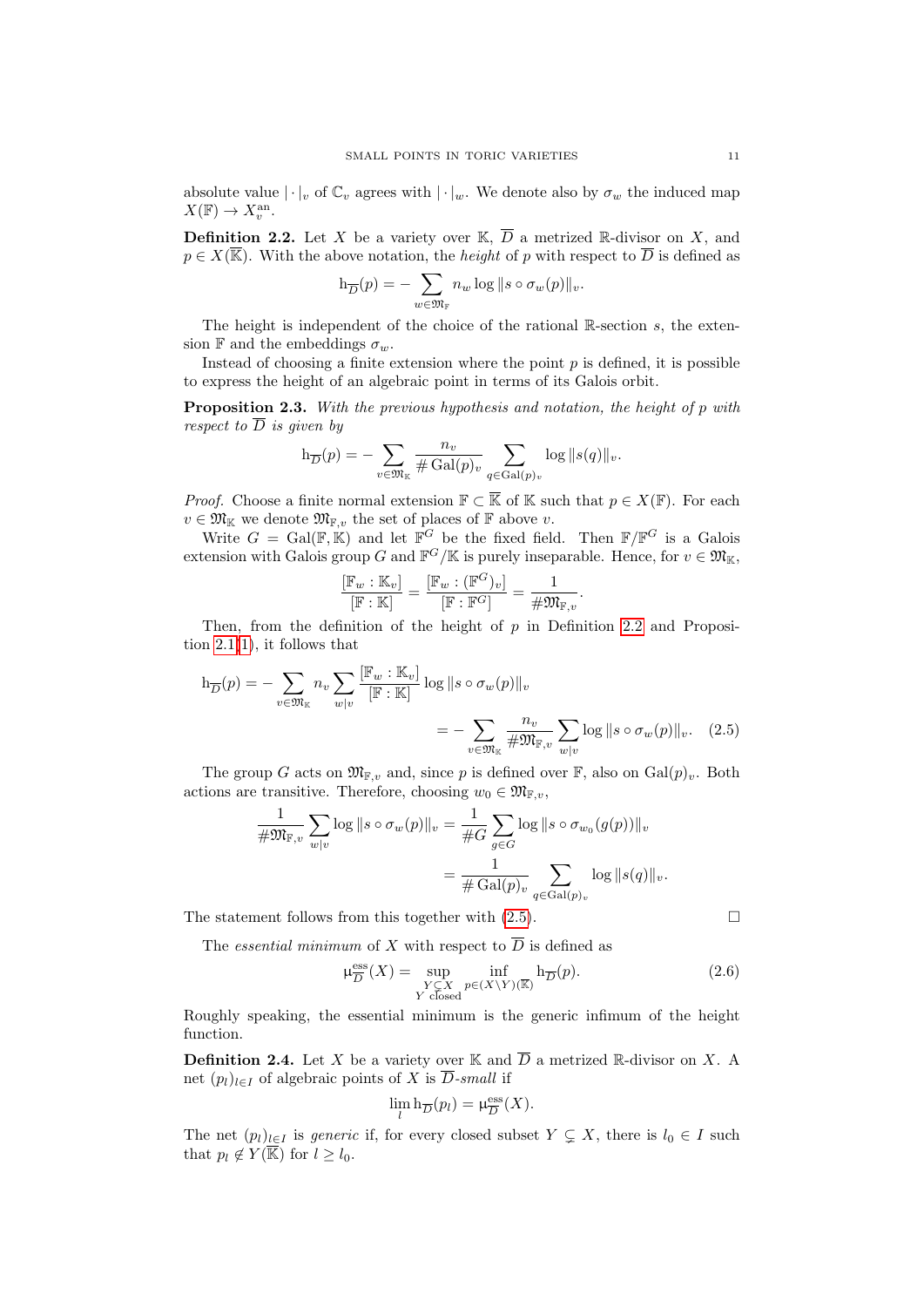absolute value $|\cdot|_v$ of $\mathbb{C}_v$ agrees with $|\cdot|_w$. We denote also by $\sigma_w$ the induced map $X(\mathbb{F}) \to X_v^{\mathrm{an}}$.

**Definition 2.2.** Let $X$ be a variety over $\mathbb{K}$, $\overline{D}$ a metrized $\mathbb{R}$-divisor on $X$, and $p \in X(\overline{\mathbb{K}})$. With the above notation, the *height* of $p$ with respect to $\overline{D}$ is defined as

$$\mathrm{h}_{\overline{D}}(p) = -\sum_{w \in \mathfrak{M}_{\mathbb{F}}} n_w \log \|s \circ \sigma_w(p)\|_v.$$

The height is independent of the choice of the rational $\mathbb{R}$-section $s$, the extension $\mathbb{F}$ and the embeddings $\sigma_w$.

Instead of choosing a finite extension where the point $p$ is defined, it is possible to express the height of an algebraic point in terms of its Galois orbit.

**Proposition 2.3.** *With the previous hypothesis and notation, the height of $p$ with respect to $\overline{D}$ is given by*

$$\mathrm{h}_{\overline{D}}(p) = -\sum_{v \in \mathfrak{M}_{\mathbb{K}}} \frac{n_v}{\# \operatorname{Gal}(p)_v} \sum_{q \in \operatorname{Gal}(p)_v} \log \|s(q)\|_v.$$

*Proof.* Choose a finite normal extension $\mathbb{F} \subset \overline{\mathbb{K}}$ of $\mathbb{K}$ such that $p \in X(\mathbb{F})$. For each $v \in \mathfrak{M}_{\mathbb{K}}$ we denote $\mathfrak{M}_{\mathbb{F},v}$ the set of places of $\mathbb{F}$ above $v$.

Write $G = \operatorname{Gal}(\mathbb{F}, \mathbb{K})$ and let $\mathbb{F}^G$ be the fixed field. Then $\mathbb{F}/\mathbb{F}^G$ is a Galois extension with Galois group $G$ and $\mathbb{F}^G/\mathbb{K}$ is purely inseparable. Hence, for $v \in \mathfrak{M}_{\mathbb{K}}$,

$$\frac{[\mathbb{F}_w : \mathbb{K}_v]}{[\mathbb{F} : \mathbb{K}]} = \frac{[\mathbb{F}_w : (\mathbb{F}^G)_v]}{[\mathbb{F} : \mathbb{F}^G]} = \frac{1}{\#\mathfrak{M}_{\mathbb{F},v}}.$$

Then, from the definition of the height of $p$ in Definition 2.2 and Proposition 2.1(1), it follows that

$$\begin{aligned} \mathrm{h}_{\overline{D}}(p) = -\sum_{v \in \mathfrak{M}_{\mathbb{K}}} n_v \sum_{w | v} \frac{[\mathbb{F}_w : \mathbb{K}_v]}{[\mathbb{F} : \mathbb{K}]} \log \|s \circ \sigma_w(p)\|_v \\ = -\sum_{v \in \mathfrak{M}_{\mathbb{K}}} \frac{n_v}{\#\mathfrak{M}_{\mathbb{F},v}} \sum_{w|v} \log \|s \circ \sigma_w(p)\|_v. \quad (2.5) \end{aligned}$$

The group $G$ acts on $\mathfrak{M}_{\mathbb{F},v}$ and, since $p$ is defined over $\mathbb{F}$, also on $\operatorname{Gal}(p)_v$. Both actions are transitive. Therefore, choosing $w_0 \in \mathfrak{M}_{\mathbb{F},v}$,

$$\begin{aligned} \frac{1}{\#\mathfrak{M}_{\mathbb{F},v}} \sum_{w|v} \log \|s \circ \sigma_w(p)\|_v &= \frac{1}{\#G} \sum_{g \in G} \log \|s \circ \sigma_{w_0}(g(p))\|_v \\ &= \frac{1}{\# \operatorname{Gal}(p)_v} \sum_{q \in \operatorname{Gal}(p)_v} \log \|s(q)\|_v. \end{aligned}$$

The statement follows from this together with (2.5). $\square$

The *essential minimum* of $X$ with respect to $\overline{D}$ is defined as

$$\mathrm{\mu}_{\overline{D}}^{\mathrm{ess}}(X) = \sup_{\substack{Y \subsetneq X \\ Y \text{ closed}}} \inf_{p \in (X \setminus Y)(\overline{\mathbb{K}})} \mathrm{h}_{\overline{D}}(p). \quad (2.6)$$

Roughly speaking, the essential minimum is the generic infimum of the height function.

**Definition 2.4.** Let $X$ be a variety over $\mathbb{K}$ and $\overline{D}$ a metrized $\mathbb{R}$-divisor on $X$. A net $(p_l)_{l \in I}$ of algebraic points of $X$ is $\overline{D}$-*small* if

$$\lim_{l} \mathrm{h}_{\overline{D}}(p_l) = \mathrm{\mu}_{\overline{D}}^{\mathrm{ess}}(X).$$

The net $(p_l)_{l \in I}$ is *generic* if, for every closed subset $Y \subsetneq X$, there is $l_0 \in I$ such that $p_l \notin Y(\overline{\mathbb{K}})$ for $l \geq l_0$.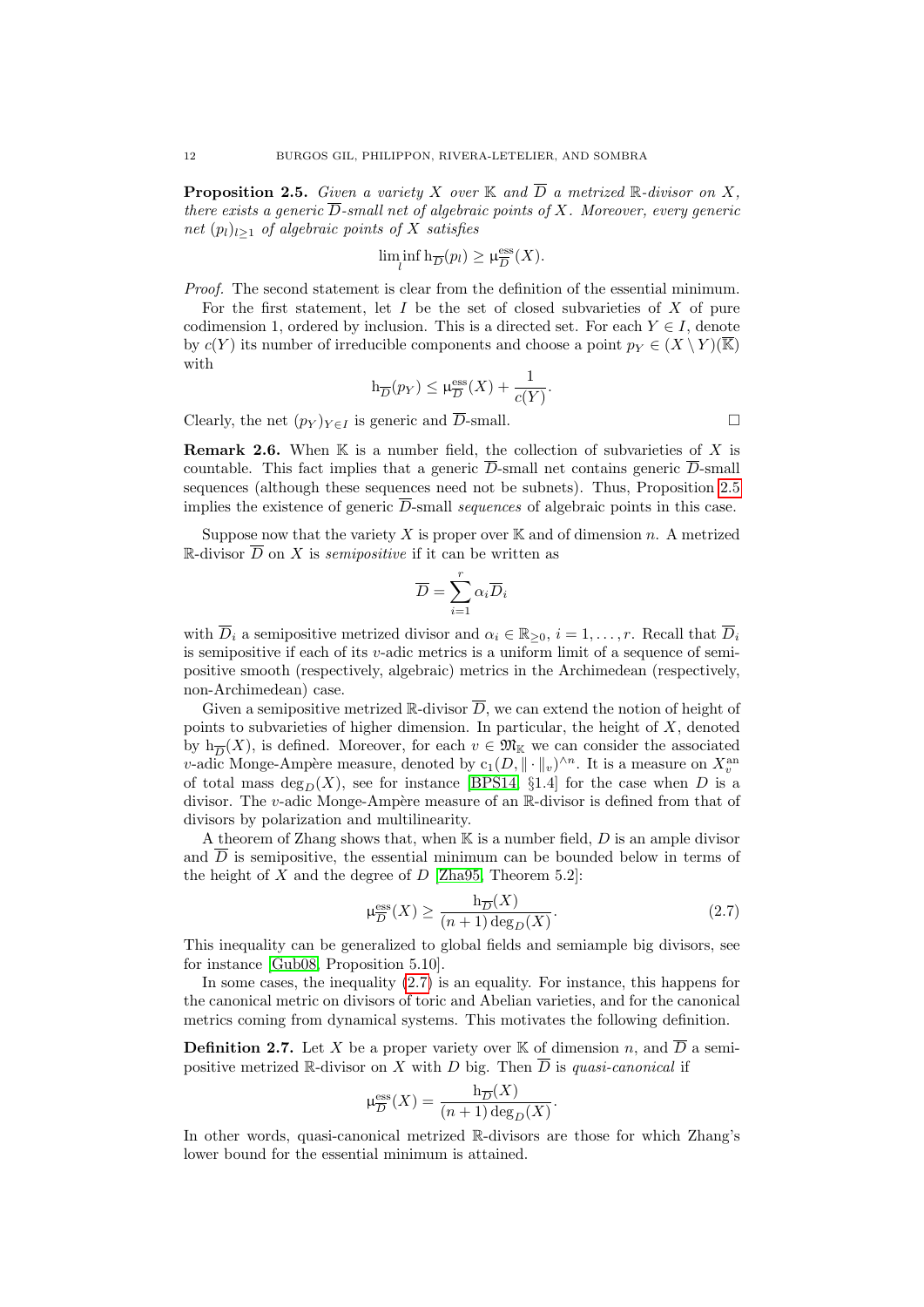**Proposition 2.5.** *Given a variety $X$ over $\mathbb{K}$ and $\overline{D}$ a metrized $\mathbb{R}$-divisor on $X$, there exists a generic $\overline{D}$-small net of algebraic points of $X$. Moreover, every generic net $(p_l)_{l\geq 1}$ of algebraic points of $X$ satisfies*

$$\liminf_{l} \mathrm{h}_{\overline{D}}(p_l) \geq \upmu^{\mathrm{ess}}_{\overline{D}}(X).$$

*Proof.* The second statement is clear from the definition of the essential minimum.

For the first statement, let $I$ be the set of closed subvarieties of $X$ of pure codimension 1, ordered by inclusion. This is a directed set. For each $Y \in I$, denote by $c(Y)$ its number of irreducible components and choose a point $p_Y \in (X \setminus Y)(\overline{\mathbb{K}})$ with

$$\mathrm{h}_{\overline{D}}(p_Y) \leq \upmu^{\mathrm{ess}}_{\overline{D}}(X) + \frac{1}{c(Y)}.$$

Clearly, the net $(p_Y)_{Y\in I}$ is generic and $\overline{D}$-small. $\square$

**Remark 2.6.** When $\mathbb{K}$ is a number field, the collection of subvarieties of $X$ is countable. This fact implies that a generic $\overline{D}$-small net contains generic $\overline{D}$-small sequences (although these sequences need not be subnets). Thus, Proposition 2.5 implies the existence of generic $\overline{D}$-small *sequences* of algebraic points in this case.

Suppose now that the variety $X$ is proper over $\mathbb{K}$ and of dimension $n$. A metrized $\mathbb{R}$-divisor $\overline{D}$ on $X$ is *semipositive* if it can be written as

$$\overline{D} = \sum_{i=1}^{r} \alpha_i \overline{D}_i$$

with $\overline{D}_i$ a semipositive metrized divisor and $\alpha_i \in \mathbb{R}_{\geq 0}$, $i = 1, \dots, r$. Recall that $\overline{D}_i$ is semipositive if each of its $v$-adic metrics is a uniform limit of a sequence of semipositive smooth (respectively, algebraic) metrics in the Archimedean (respectively, non-Archimedean) case.

Given a semipositive metrized $\mathbb{R}$-divisor $\overline{D}$, we can extend the notion of height of points to subvarieties of higher dimension. In particular, the height of $X$, denoted by $\mathrm{h}_{\overline{D}}(X)$, is defined. Moreover, for each $v \in \mathfrak{M}_{\mathbb{K}}$ we can consider the associated $v$-adic Monge-Ampère measure, denoted by $\mathrm{c}_1(D, \|\cdot\|_v)^{\wedge n}$. It is a measure on $X_v^{\mathrm{an}}$ of total mass $\deg_D(X)$, see for instance [BPS14, §1.4] for the case when $D$ is a divisor. The $v$-adic Monge-Ampère measure of an $\mathbb{R}$-divisor is defined from that of divisors by polarization and multilinearity.

A theorem of Zhang shows that, when $\mathbb{K}$ is a number field, $D$ is an ample divisor and $\overline{D}$ is semipositive, the essential minimum can be bounded below in terms of the height of $X$ and the degree of $D$ [Zha95, Theorem 5.2]:

$$\upmu^{\mathrm{ess}}_{\overline{D}}(X) \geq \frac{\mathrm{h}_{\overline{D}}(X)}{(n+1)\deg_D(X)}. \tag{2.7}$$

This inequality can be generalized to global fields and semiample big divisors, see for instance [Gub08, Proposition 5.10].

In some cases, the inequality (2.7) is an equality. For instance, this happens for the canonical metric on divisors of toric and Abelian varieties, and for the canonical metrics coming from dynamical systems. This motivates the following definition.

**Definition 2.7.** Let $X$ be a proper variety over $\mathbb{K}$ of dimension $n$, and $\overline{D}$ a semipositive metrized $\mathbb{R}$-divisor on $X$ with $D$ big. Then $\overline{D}$ is *quasi-canonical* if

$$\upmu^{\mathrm{ess}}_{\overline{D}}(X) = \frac{\mathrm{h}_{\overline{D}}(X)}{(n+1)\deg_D(X)}.$$

In other words, quasi-canonical metrized $\mathbb{R}$-divisors are those for which Zhang's lower bound for the essential minimum is attained.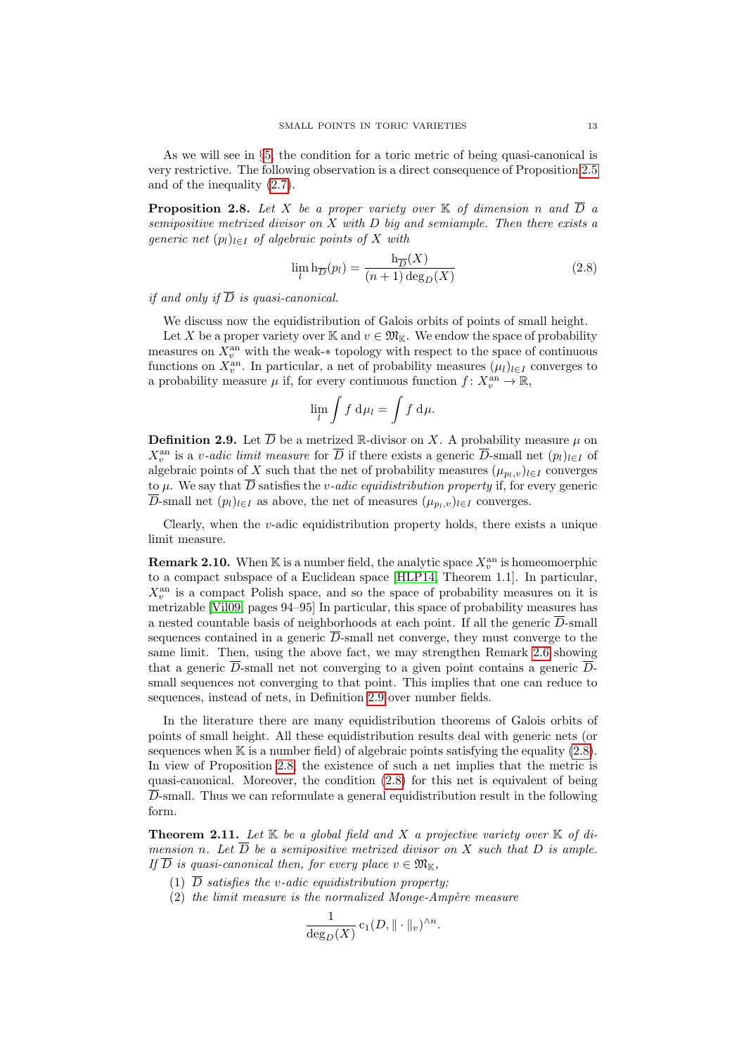As we will see in §5, the condition for a toric metric of being quasi-canonical is very restrictive. The following observation is a direct consequence of Proposition 2.5 and of the inequality (2.7).

**Proposition 2.8.** *Let $X$ be a proper variety over $\mathbb{K}$ of dimension $n$ and $\overline{D}$ a semipositive metrized divisor on $X$ with $D$ big and semiample. Then there exists a generic net $(p_l)_{l\in I}$ of algebraic points of $X$ with*

$$\lim_l \mathrm{h}_{\overline{D}}(p_l) = \frac{\mathrm{h}_{\overline{D}}(X)}{(n+1)\deg_D(X)} \tag{2.8}$$

*if and only if $\overline{D}$ is quasi-canonical.*

We discuss now the equidistribution of Galois orbits of points of small height.

Let $X$ be a proper variety over $\mathbb{K}$ and $v \in \mathfrak{M}_{\mathbb{K}}$. We endow the space of probability measures on $X_v^{\mathrm{an}}$ with the weak-$*$ topology with respect to the space of continuous functions on $X_v^{\mathrm{an}}$. In particular, a net of probability measures $(\mu_l)_{l\in I}$ converges to a probability measure $\mu$ if, for every continuous function $f\colon X_v^{\mathrm{an}} \to \mathbb{R}$,

$$\lim_l \int f \,\mathrm{d}\mu_l = \int f \,\mathrm{d}\mu.$$

**Definition 2.9.** Let $\overline{D}$ be a metrized $\mathbb{R}$-divisor on $X$. A probability measure $\mu$ on $X_v^{\mathrm{an}}$ is a *$v$-adic limit measure* for $\overline{D}$ if there exists a generic $\overline{D}$-small net $(p_l)_{l\in I}$ of algebraic points of $X$ such that the net of probability measures $(\mu_{p_l,v})_{l\in I}$ converges to $\mu$. We say that $\overline{D}$ satisfies the *$v$-adic equidistribution property* if, for every generic $\overline{D}$-small net $(p_l)_{l\in I}$ as above, the net of measures $(\mu_{p_l,v})_{l\in I}$ converges.

Clearly, when the $v$-adic equidistribution property holds, there exists a unique limit measure.

**Remark 2.10.** When $\mathbb{K}$ is a number field, the analytic space $X_v^{\mathrm{an}}$ is homeomoerphic to a compact subspace of a Euclidean space [HLP14, Theorem 1.1]. In particular, $X_v^{\mathrm{an}}$ is a compact Polish space, and so the space of probability measures on it is metrizable [Vil09, pages 94–95] In particular, this space of probability measures has a nested countable basis of neighborhoods at each point. If all the generic $\overline{D}$-small sequences contained in a generic $\overline{D}$-small net converge, they must converge to the same limit. Then, using the above fact, we may strengthen Remark 2.6 showing that a generic $\overline{D}$-small net not converging to a given point contains a generic $\overline{D}$-small sequences not converging to that point. This implies that one can reduce to sequences, instead of nets, in Definition 2.9 over number fields.

In the literature there are many equidistribution theorems of Galois orbits of points of small height. All these equidistribution results deal with generic nets (or sequences when $\mathbb{K}$ is a number field) of algebraic points satisfying the equality (2.8). In view of Proposition 2.8, the existence of such a net implies that the metric is quasi-canonical. Moreover, the condition (2.8) for this net is equivalent of being $\overline{D}$-small. Thus we can reformulate a general equidistribution result in the following form.

**Theorem 2.11.** *Let $\mathbb{K}$ be a global field and $X$ a projective variety over $\mathbb{K}$ of dimension $n$. Let $\overline{D}$ be a semipositive metrized divisor on $X$ such that $D$ is ample. If $\overline{D}$ is quasi-canonical then, for every place $v \in \mathfrak{M}_{\mathbb{K}}$,*

1. *$\overline{D}$ satisfies the $v$-adic equidistribution property;*
2. *the limit measure is the normalized Monge-Ampère measure*

$$\frac{1}{\deg_D(X)}\,\mathrm{c}_1(D, \|\cdot\|_v)^{\wedge n}.$$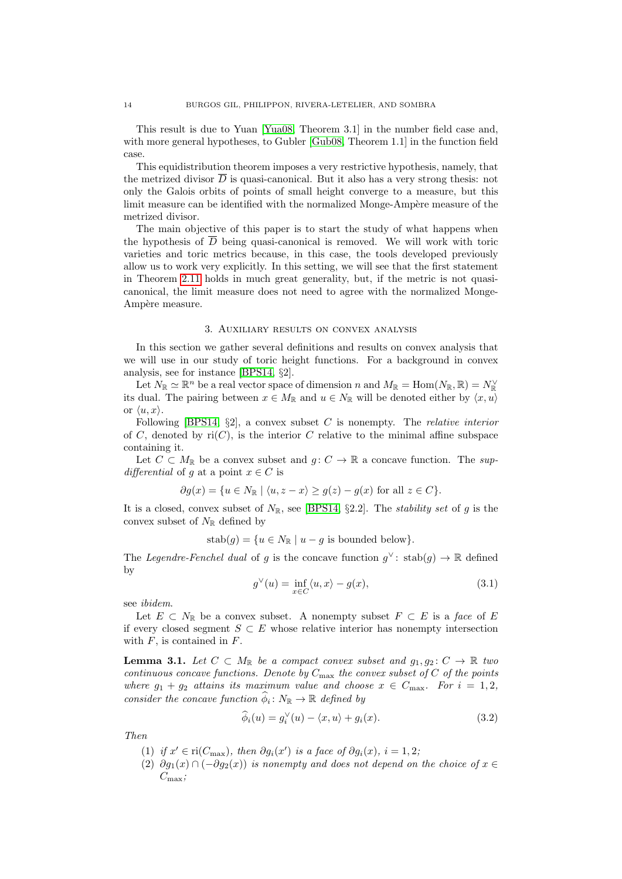This result is due to Yuan [Yua08, Theorem 3.1] in the number field case and, with more general hypotheses, to Gubler [Gub08, Theorem 1.1] in the function field case.

This equidistribution theorem imposes a very restrictive hypothesis, namely, that the metrized divisor $\overline{D}$ is quasi-canonical. But it also has a very strong thesis: not only the Galois orbits of points of small height converge to a measure, but this limit measure can be identified with the normalized Monge-Ampère measure of the metrized divisor.

The main objective of this paper is to start the study of what happens when the hypothesis of $\overline{D}$ being quasi-canonical is removed. We will work with toric varieties and toric metrics because, in this case, the tools developed previously allow us to work very explicitly. In this setting, we will see that the first statement in Theorem 2.11 holds in much great generality, but, if the metric is not quasi-canonical, the limit measure does not need to agree with the normalized Monge-Ampère measure.

## 3. Auxiliary results on convex analysis

In this section we gather several definitions and results on convex analysis that we will use in our study of toric height functions. For a background in convex analysis, see for instance [BPS14, §2].

Let $N_{\mathbb{R}} \simeq \mathbb{R}^n$ be a real vector space of dimension $n$ and $M_{\mathbb{R}} = \operatorname{Hom}(N_{\mathbb{R}}, \mathbb{R}) = N_{\mathbb{R}}^{\vee}$ its dual. The pairing between $x \in M_{\mathbb{R}}$ and $u \in N_{\mathbb{R}}$ will be denoted either by $\langle x, u\rangle$ or $\langle u, x\rangle$.

Following [BPS14, §2], a convex subset $C$ is nonempty. The *relative interior* of $C$, denoted by $\operatorname{ri}(C)$, is the interior $C$ relative to the minimal affine subspace containing it.

Let $C \subset M_{\mathbb{R}}$ be a convex subset and $g\colon C \to \mathbb{R}$ a concave function. The *sup-differential* of $g$ at a point $x \in C$ is

$$\partial g(x) = \{u \in N_{\mathbb{R}} \mid \langle u, z - x\rangle \geq g(z) - g(x) \text{ for all } z \in C\}.$$

It is a closed, convex subset of $N_{\mathbb{R}}$, see [BPS14, §2.2]. The *stability set* of $g$ is the convex subset of $N_{\mathbb{R}}$ defined by

$$\operatorname{stab}(g) = \{u \in N_{\mathbb{R}} \mid u - g \text{ is bounded below}\}.$$

The *Legendre-Fenchel dual* of $g$ is the concave function $g^{\vee}\colon \operatorname{stab}(g) \to \mathbb{R}$ defined by

$$g^{\vee}(u) = \inf_{x \in C} \langle u, x\rangle - g(x), \tag{3.1}$$

see *ibidem*.

Let $E \subset N_{\mathbb{R}}$ be a convex subset. A nonempty subset $F \subset E$ is a *face* of $E$ if every closed segment $S \subset E$ whose relative interior has nonempty intersection with $F$, is contained in $F$.

**Lemma 3.1.** *Let $C \subset M_{\mathbb{R}}$ be a compact convex subset and $g_1, g_2\colon C \to \mathbb{R}$ two continuous concave functions. Denote by $C_{\max}$ the convex subset of $C$ of the points where $g_1 + g_2$ attains its maximum value and choose $x \in C_{\max}$. For $i = 1, 2$, consider the concave function $\widehat{\phi}_i\colon N_{\mathbb{R}} \to \mathbb{R}$ defined by*

$$\widehat{\phi}_i(u) = g_i^{\vee}(u) - \langle x, u\rangle + g_i(x). \tag{3.2}$$

*Then*

1. *if $x' \in \operatorname{ri}(C_{\max})$, then $\partial g_i(x')$ is a face of $\partial g_i(x)$, $i = 1, 2$;*
2. *$\partial g_1(x) \cap (-\partial g_2(x))$ is nonempty and does not depend on the choice of $x \in C_{\max}$;*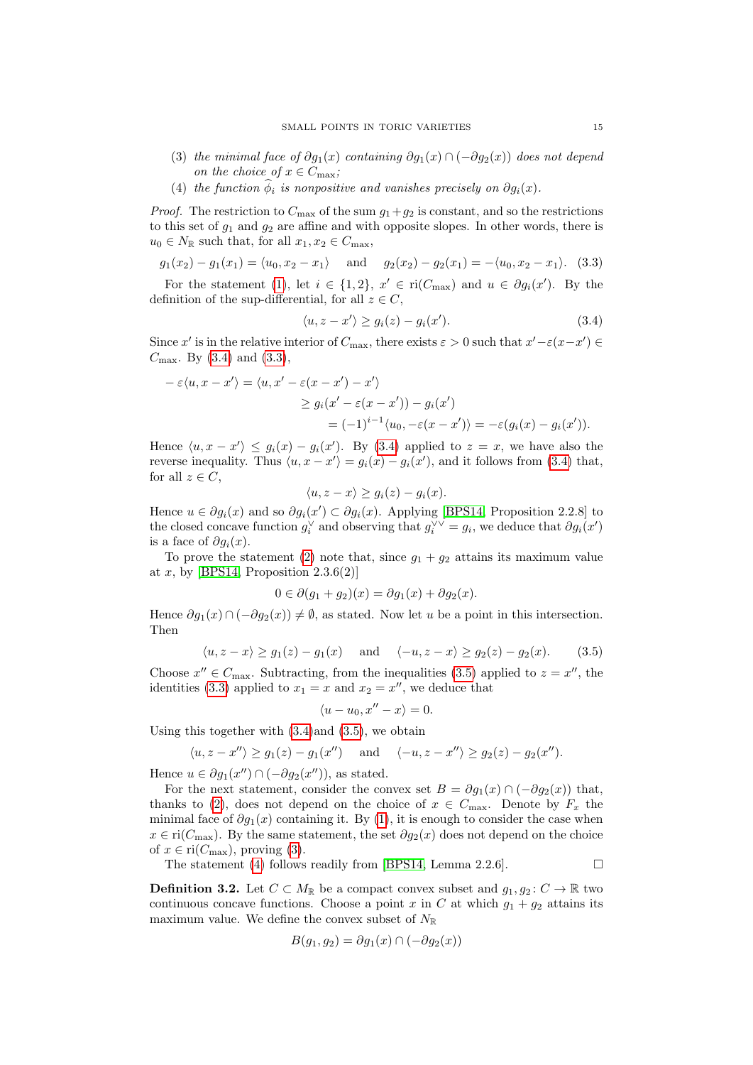(3) *the minimal face of $\partial g_1(x)$ containing $\partial g_1(x)\cap(-\partial g_2(x))$ does not depend on the choice of $x\in C_{\max}$;*

(4) *the function $\widehat{\phi_i}$ is nonpositive and vanishes precisely on $\partial g_i(x)$.*

*Proof.* The restriction to $C_{\max}$ of the sum $g_1+g_2$ is constant, and so the restrictions to this set of $g_1$ and $g_2$ are affine and with opposite slopes. In other words, there is $u_0\in N_{\mathbb{R}}$ such that, for all $x_1,x_2\in C_{\max}$,

$$g_1(x_2)-g_1(x_1)=\langle u_0,x_2-x_1\rangle \quad \text{and} \quad g_2(x_2)-g_2(x_1)=-\langle u_0,x_2-x_1\rangle. \tag{3.3}$$

For the statement (1), let $i\in\{1,2\}$, $x'\in \operatorname{ri}(C_{\max})$ and $u\in\partial g_i(x')$. By the definition of the sup-differential, for all $z\in C$,

$$\langle u,z-x'\rangle \geq g_i(z)-g_i(x'). \tag{3.4}$$

Since $x'$ is in the relative interior of $C_{\max}$, there exists $\varepsilon>0$ such that $x'-\varepsilon(x-x')\in C_{\max}$. By (3.4) and (3.3),

$$\begin{aligned}
-\varepsilon\langle u,x-x'\rangle &= \langle u,x'-\varepsilon(x-x')-x'\rangle\\
&\geq g_i(x'-\varepsilon(x-x'))-g_i(x')\\
&\qquad =(-1)^{i-1}\langle u_0,-\varepsilon(x-x')\rangle=-\varepsilon(g_i(x)-g_i(x')).
\end{aligned}$$

Hence $\langle u,x-x'\rangle\leq g_i(x)-g_i(x')$. By (3.4) applied to $z=x$, we have also the reverse inequality. Thus $\langle u,x-x'\rangle=g_i(x)-g_i(x')$, and it follows from (3.4) that, for all $z\in C$,

$$\langle u,z-x\rangle\geq g_i(z)-g_i(x).$$

Hence $u\in\partial g_i(x)$ and so $\partial g_i(x')\subset\partial g_i(x)$. Applying [BPS14, Proposition 2.2.8] to the closed concave function $g_i^{\vee}$ and observing that $g_i^{\vee\vee}=g_i$, we deduce that $\partial g_i(x')$ is a face of $\partial g_i(x)$.

To prove the statement (2) note that, since $g_1+g_2$ attains its maximum value at $x$, by [BPS14, Proposition 2.3.6(2)]

$$0\in\partial(g_1+g_2)(x)=\partial g_1(x)+\partial g_2(x).$$

Hence $\partial g_1(x)\cap(-\partial g_2(x))\neq\emptyset$, as stated. Now let $u$ be a point in this intersection. Then

$$\langle u,z-x\rangle\geq g_1(z)-g_1(x) \quad\text{and}\quad \langle -u,z-x\rangle\geq g_2(z)-g_2(x). \tag{3.5}$$

Choose $x''\in C_{\max}$. Subtracting, from the inequalities (3.5) applied to $z=x''$, the identities (3.3) applied to $x_1=x$ and $x_2=x''$, we deduce that

$$\langle u-u_0,x''-x\rangle=0.$$

Using this together with (3.4)and (3.5), we obtain

$$\langle u,z-x''\rangle\geq g_1(z)-g_1(x'') \quad\text{and}\quad \langle -u,z-x''\rangle\geq g_2(z)-g_2(x'').$$

Hence $u\in\partial g_1(x'')\cap(-\partial g_2(x''))$, as stated.

For the next statement, consider the convex set $B=\partial g_1(x)\cap(-\partial g_2(x))$ that, thanks to (2), does not depend on the choice of $x\in C_{\max}$. Denote by $F_x$ the minimal face of $\partial g_1(x)$ containing it. By (1), it is enough to consider the case when $x\in\operatorname{ri}(C_{\max})$. By the same statement, the set $\partial g_2(x)$ does not depend on the choice of $x\in\operatorname{ri}(C_{\max})$, proving (3).

The statement (4) follows readily from [BPS14, Lemma 2.2.6]. $\square$

**Definition 3.2.** Let $C\subset M_{\mathbb{R}}$ be a compact convex subset and $g_1,g_2\colon C\to\mathbb{R}$ two continuous concave functions. Choose a point $x$ in $C$ at which $g_1+g_2$ attains its maximum value. We define the convex subset of $N_{\mathbb{R}}$

$$B(g_1,g_2)=\partial g_1(x)\cap(-\partial g_2(x))$$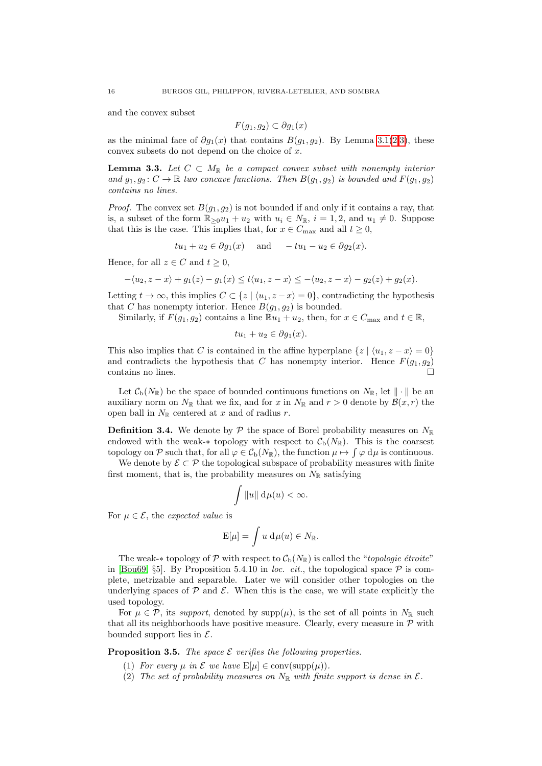and the convex subset

$$F(g_1, g_2) \subset \partial g_1(x)$$

as the minimal face of $\partial g_1(x)$ that contains $B(g_1, g_2)$. By Lemma 3.1(2,3), these convex subsets do not depend on the choice of $x$.

**Lemma 3.3.** *Let $C \subset M_{\mathbb{R}}$ be a compact convex subset with nonempty interior and $g_1, g_2 \colon C \to \mathbb{R}$ two concave functions. Then $B(g_1, g_2)$ is bounded and $F(g_1, g_2)$ contains no lines.*

*Proof.* The convex set $B(g_1, g_2)$ is not bounded if and only if it contains a ray, that is, a subset of the form $\mathbb{R}_{\geq 0} u_1 + u_2$ with $u_i \in N_{\mathbb{R}}$, $i = 1, 2$, and $u_1 \neq 0$. Suppose that this is the case. This implies that, for $x \in C_{\max}$ and all $t \geq 0$,

$$tu_1 + u_2 \in \partial g_1(x) \quad \text{ and } \quad -tu_1 - u_2 \in \partial g_2(x).$$

Hence, for all $z \in C$ and $t \geq 0$,

$$-\langle u_2, z - x\rangle + g_1(z) - g_1(x) \leq t\langle u_1, z - x\rangle \leq -\langle u_2, z - x\rangle - g_2(z) + g_2(x).$$

Letting $t \to \infty$, this implies $C \subset \{z \mid \langle u_1, z - x\rangle = 0\}$, contradicting the hypothesis that $C$ has nonempty interior. Hence $B(g_1, g_2)$ is bounded.

Similarly, if $F(g_1, g_2)$ contains a line $\mathbb{R}u_1 + u_2$, then, for $x \in C_{\max}$ and $t \in \mathbb{R}$,

$$tu_1 + u_2 \in \partial g_1(x).$$

This also implies that $C$ is contained in the affine hyperplane $\{z \mid \langle u_1, z - x\rangle = 0\}$ and contradicts the hypothesis that $C$ has nonempty interior. Hence $F(g_1, g_2)$ contains no lines. $\square$

Let $\mathcal{C}_{\mathrm{b}}(N_{\mathbb{R}})$ be the space of bounded continuous functions on $N_{\mathbb{R}}$, let $\|\cdot\|$ be an auxiliary norm on $N_{\mathbb{R}}$ that we fix, and for $x$ in $N_{\mathbb{R}}$ and $r > 0$ denote by $\mathcal{B}(x, r)$ the open ball in $N_{\mathbb{R}}$ centered at $x$ and of radius $r$.

**Definition 3.4.** We denote by $\mathcal{P}$ the space of Borel probability measures on $N_{\mathbb{R}}$ endowed with the weak-$*$ topology with respect to $\mathcal{C}_{\mathrm{b}}(N_{\mathbb{R}})$. This is the coarsest topology on $\mathcal{P}$ such that, for all $\varphi \in \mathcal{C}_{\mathrm{b}}(N_{\mathbb{R}})$, the function $\mu \mapsto \int \varphi \, \mathrm{d}\mu$ is continuous.

We denote by $\mathcal{E} \subset \mathcal{P}$ the topological subspace of probability measures with finite first moment, that is, the probability measures on $N_{\mathbb{R}}$ satisfying

$$\int \|u\| \, \mathrm{d}\mu(u) < \infty.$$

For $\mu \in \mathcal{E}$, the *expected value* is

$$\mathrm{E}[\mu] = \int u \, \mathrm{d}\mu(u) \in N_{\mathbb{R}}.$$

The weak-$*$ topology of $\mathcal{P}$ with respect to $\mathcal{C}_{\mathrm{b}}(N_{\mathbb{R}})$ is called the "*topologie étroite*" in [Bou69, §5]. By Proposition 5.4.10 in *loc. cit.*, the topological space $\mathcal{P}$ is complete, metrizable and separable. Later we will consider other topologies on the underlying spaces of $\mathcal{P}$ and $\mathcal{E}$. When this is the case, we will state explicitly the used topology.

For $\mu \in \mathcal{P}$, its *support*, denoted by $\mathrm{supp}(\mu)$, is the set of all points in $N_{\mathbb{R}}$ such that all its neighborhoods have positive measure. Clearly, every measure in $\mathcal{P}$ with bounded support lies in $\mathcal{E}$.

**Proposition 3.5.** *The space $\mathcal{E}$ verifies the following properties.*

1. *For every $\mu$ in $\mathcal{E}$ we have $\mathrm{E}[\mu] \in \mathrm{conv}(\mathrm{supp}(\mu))$.*
2. *The set of probability measures on $N_{\mathbb{R}}$ with finite support is dense in $\mathcal{E}$.*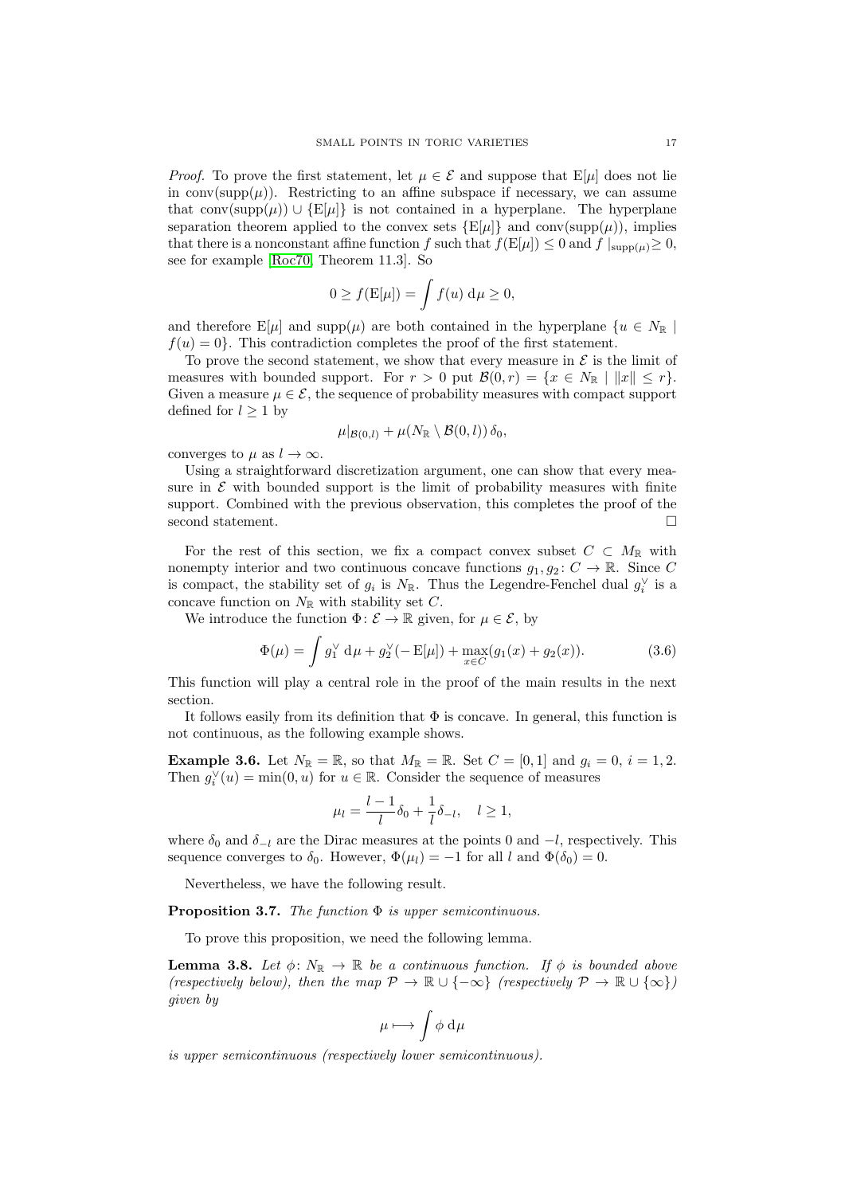*Proof.* To prove the first statement, let $\mu \in \mathcal{E}$ and suppose that $\mathrm{E}[\mu]$ does not lie in $\mathrm{conv}(\mathrm{supp}(\mu))$. Restricting to an affine subspace if necessary, we can assume that $\mathrm{conv}(\mathrm{supp}(\mu)) \cup \{\mathrm{E}[\mu]\}$ is not contained in a hyperplane. The hyperplane separation theorem applied to the convex sets $\{\mathrm{E}[\mu]\}$ and $\mathrm{conv}(\mathrm{supp}(\mu))$, implies that there is a nonconstant affine function $f$ such that $f(\mathrm{E}[\mu]) \leq 0$ and $f|_{\mathrm{supp}(\mu)} \geq 0$, see for example [Roc70, Theorem 11.3]. So

$$0 \geq f(\mathrm{E}[\mu]) = \int f(u)\, \mathrm{d}\mu \geq 0,$$

and therefore $\mathrm{E}[\mu]$ and $\mathrm{supp}(\mu)$ are both contained in the hyperplane $\{u \in N_{\mathbb{R}} \mid f(u) = 0\}$. This contradiction completes the proof of the first statement.

To prove the second statement, we show that every measure in $\mathcal{E}$ is the limit of measures with bounded support. For $r > 0$ put $\mathcal{B}(0,r) = \{x \in N_{\mathbb{R}} \mid \|x\| \leq r\}$. Given a measure $\mu \in \mathcal{E}$, the sequence of probability measures with compact support defined for $l \geq 1$ by

$$\mu|_{\mathcal{B}(0,l)} + \mu(N_{\mathbb{R}} \setminus \mathcal{B}(0,l))\, \delta_0,$$

converges to $\mu$ as $l \to \infty$.

Using a straightforward discretization argument, one can show that every measure in $\mathcal{E}$ with bounded support is the limit of probability measures with finite support. Combined with the previous observation, this completes the proof of the second statement. □

For the rest of this section, we fix a compact convex subset $C \subset M_{\mathbb{R}}$ with nonempty interior and two continuous concave functions $g_1, g_2 \colon C \to \mathbb{R}$. Since $C$ is compact, the stability set of $g_i$ is $N_{\mathbb{R}}$. Thus the Legendre-Fenchel dual $g_i^{\vee}$ is a concave function on $N_{\mathbb{R}}$ with stability set $C$.

We introduce the function $\Phi \colon \mathcal{E} \to \mathbb{R}$ given, for $\mu \in \mathcal{E}$, by

$$\Phi(\mu) = \int g_1^{\vee}\, \mathrm{d}\mu + g_2^{\vee}(-\mathrm{E}[\mu]) + \max_{x \in C}(g_1(x) + g_2(x)). \tag{3.6}$$

This function will play a central role in the proof of the main results in the next section.

It follows easily from its definition that $\Phi$ is concave. In general, this function is not continuous, as the following example shows.

**Example 3.6.** Let $N_{\mathbb{R}} = \mathbb{R}$, so that $M_{\mathbb{R}} = \mathbb{R}$. Set $C = [0,1]$ and $g_i = 0$, $i = 1,2$. Then $g_i^{\vee}(u) = \min(0,u)$ for $u \in \mathbb{R}$. Consider the sequence of measures

$$\mu_l = \frac{l-1}{l}\delta_0 + \frac{1}{l}\delta_{-l}, \quad l \geq 1,$$

where $\delta_0$ and $\delta_{-l}$ are the Dirac measures at the points $0$ and $-l$, respectively. This sequence converges to $\delta_0$. However, $\Phi(\mu_l) = -1$ for all $l$ and $\Phi(\delta_0) = 0$.

Nevertheless, we have the following result.

**Proposition 3.7.** *The function $\Phi$ is upper semicontinuous.*

To prove this proposition, we need the following lemma.

**Lemma 3.8.** *Let $\phi \colon N_{\mathbb{R}} \to \mathbb{R}$ be a continuous function. If $\phi$ is bounded above (respectively below), then the map $\mathcal{P} \to \mathbb{R} \cup \{-\infty\}$ (respectively $\mathcal{P} \to \mathbb{R} \cup \{\infty\}$) given by*

$$\mu \longmapsto \int \phi\, \mathrm{d}\mu$$

*is upper semicontinuous (respectively lower semicontinuous).*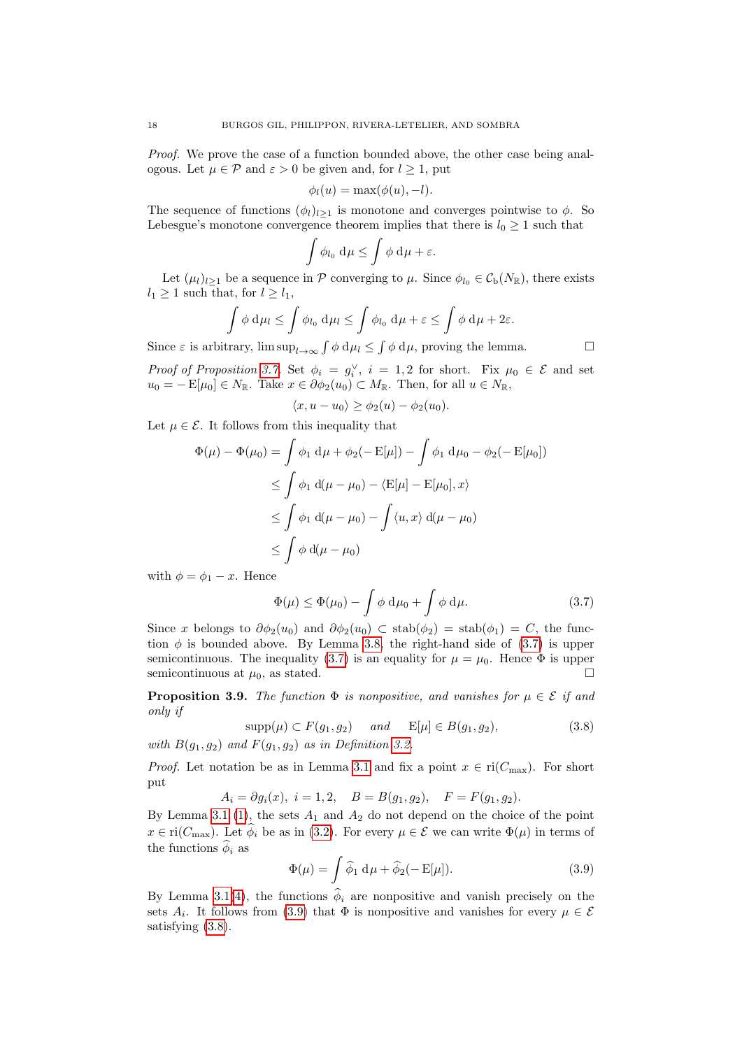*Proof.* We prove the case of a function bounded above, the other case being analogous. Let $\mu \in \mathcal{P}$ and $\varepsilon > 0$ be given and, for $l \geq 1$, put

$$\phi_l(u) = \max(\phi(u), -l).$$

The sequence of functions $(\phi_l)_{l\geq 1}$ is monotone and converges pointwise to $\phi$. So Lebesgue's monotone convergence theorem implies that there is $l_0 \geq 1$ such that

$$\int \phi_{l_0} \, \mathrm{d}\mu \leq \int \phi \, \mathrm{d}\mu + \varepsilon.$$

Let $(\mu_l)_{l\geq 1}$ be a sequence in $\mathcal{P}$ converging to $\mu$. Since $\phi_{l_0} \in \mathcal{C}_{\mathrm{b}}(N_{\mathbb{R}})$, there exists $l_1 \geq 1$ such that, for $l \geq l_1$,

$$\int \phi \, \mathrm{d}\mu_l \leq \int \phi_{l_0} \, \mathrm{d}\mu_l \leq \int \phi_{l_0} \, \mathrm{d}\mu + \varepsilon \leq \int \phi \, \mathrm{d}\mu + 2\varepsilon.$$

Since $\varepsilon$ is arbitrary, $\limsup_{l\to\infty} \int \phi \, \mathrm{d}\mu_l \leq \int \phi \, \mathrm{d}\mu$, proving the lemma. □

*Proof of Proposition 3.7.* Set $\phi_i = g_i^{\vee}$, $i = 1, 2$ for short. Fix $\mu_0 \in \mathcal{E}$ and set $u_0 = -\mathrm{E}[\mu_0] \in N_{\mathbb{R}}$. Take $x \in \partial\phi_2(u_0) \subset M_{\mathbb{R}}$. Then, for all $u \in N_{\mathbb{R}}$,

$$\langle x, u - u_0 \rangle \geq \phi_2(u) - \phi_2(u_0).$$

Let $\mu \in \mathcal{E}$. It follows from this inequality that

$$\begin{aligned}
\Phi(\mu) - \Phi(\mu_0) &= \int \phi_1 \, \mathrm{d}\mu + \phi_2(-\mathrm{E}[\mu]) - \int \phi_1 \, \mathrm{d}\mu_0 - \phi_2(-\mathrm{E}[\mu_0]) \\
&\leq \int \phi_1 \, \mathrm{d}(\mu - \mu_0) - \langle \mathrm{E}[\mu] - \mathrm{E}[\mu_0], x \rangle \\
&\leq \int \phi_1 \, \mathrm{d}(\mu - \mu_0) - \int \langle u, x \rangle \, \mathrm{d}(\mu - \mu_0) \\
&\leq \int \phi \, \mathrm{d}(\mu - \mu_0)
\end{aligned}$$

with $\phi = \phi_1 - x$. Hence

$$\Phi(\mu) \leq \Phi(\mu_0) - \int \phi \, \mathrm{d}\mu_0 + \int \phi \, \mathrm{d}\mu. \tag{3.7}$$

Since $x$ belongs to $\partial\phi_2(u_0)$ and $\partial\phi_2(u_0) \subset \mathrm{stab}(\phi_2) = \mathrm{stab}(\phi_1) = C$, the function $\phi$ is bounded above. By Lemma 3.8, the right-hand side of (3.7) is upper semicontinuous. The inequality (3.7) is an equality for $\mu = \mu_0$. Hence $\Phi$ is upper semicontinuous at $\mu_0$, as stated. □

**Proposition 3.9.** *The function $\Phi$ is nonpositive, and vanishes for $\mu \in \mathcal{E}$ if and only if*

$$\mathrm{supp}(\mu) \subset F(g_1, g_2) \quad \textit{and} \quad \mathrm{E}[\mu] \in B(g_1, g_2), \tag{3.8}$$

*with $B(g_1, g_2)$ and $F(g_1, g_2)$ as in Definition 3.2.*

*Proof.* Let notation be as in Lemma 3.1 and fix a point $x \in \mathrm{ri}(C_{\max})$. For short put

$$A_i = \partial g_i(x), \ i = 1, 2, \quad B = B(g_1, g_2), \quad F = F(g_1, g_2).$$

By Lemma 3.1 (1), the sets $A_1$ and $A_2$ do not depend on the choice of the point $x \in \mathrm{ri}(C_{\max})$. Let $\widehat{\phi}_i$ be as in (3.2). For every $\mu \in \mathcal{E}$ we can write $\Phi(\mu)$ in terms of the functions $\widehat{\phi}_i$ as

$$\Phi(\mu) = \int \widehat{\phi}_1 \, \mathrm{d}\mu + \widehat{\phi}_2(-\mathrm{E}[\mu]). \tag{3.9}$$

By Lemma 3.1(4), the functions $\widehat{\phi}_i$ are nonpositive and vanish precisely on the sets $A_i$. It follows from (3.9) that $\Phi$ is nonpositive and vanishes for every $\mu \in \mathcal{E}$ satisfying (3.8).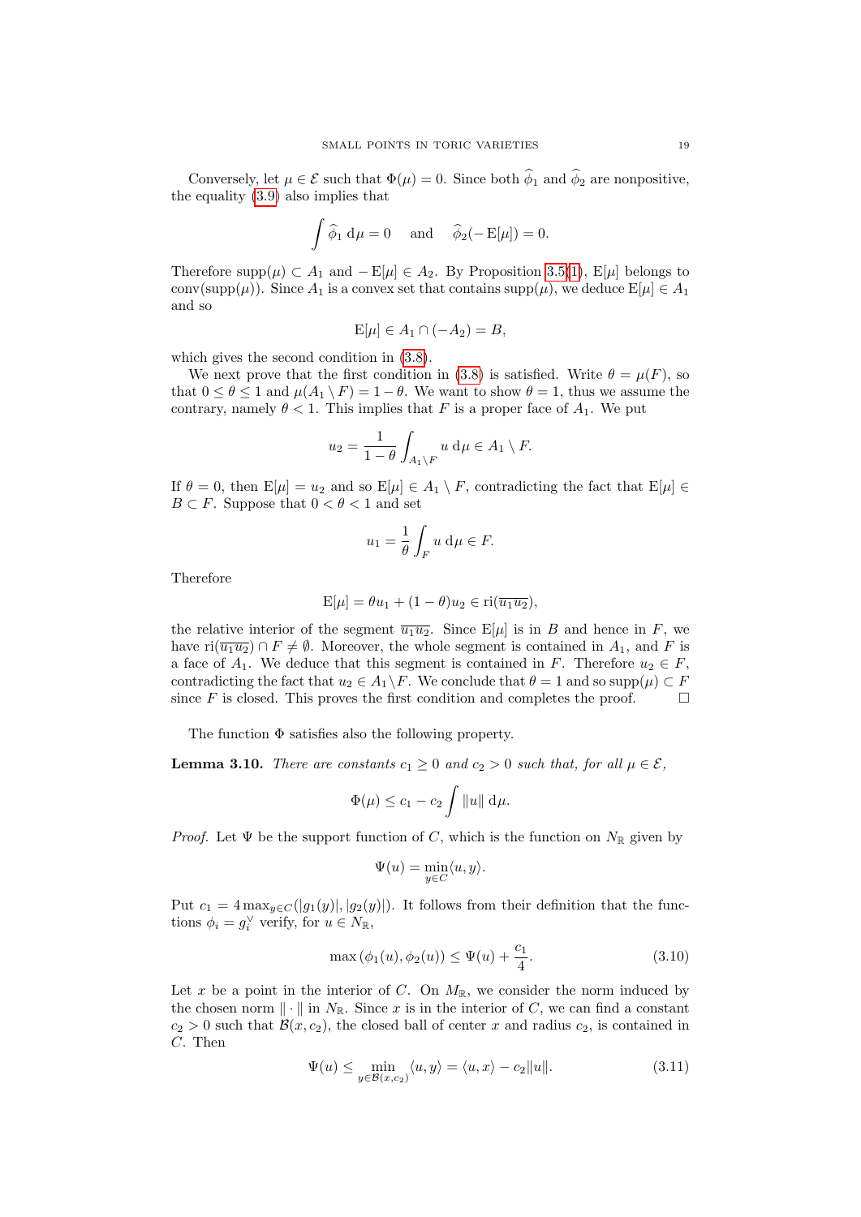Conversely, let $\mu \in \mathcal{E}$ such that $\Phi(\mu) = 0$. Since both $\widehat{\phi}_1$ and $\widehat{\phi}_2$ are nonpositive, the equality (3.9) also implies that

$$\int \widehat{\phi}_1 \,\mathrm{d}\mu = 0 \quad \text{ and } \quad \widehat{\phi}_2(-\mathrm{E}[\mu]) = 0.$$

Therefore $\mathrm{supp}(\mu) \subset A_1$ and $-\mathrm{E}[\mu] \in A_2$. By Proposition 3.5(1), $\mathrm{E}[\mu]$ belongs to $\mathrm{conv}(\mathrm{supp}(\mu))$. Since $A_1$ is a convex set that contains $\mathrm{supp}(\mu)$, we deduce $\mathrm{E}[\mu] \in A_1$ and so

$$\mathrm{E}[\mu] \in A_1 \cap (-A_2) = B,$$

which gives the second condition in (3.8).

We next prove that the first condition in (3.8) is satisfied. Write $\theta = \mu(F)$, so that $0 \leq \theta \leq 1$ and $\mu(A_1 \setminus F) = 1 - \theta$. We want to show $\theta = 1$, thus we assume the contrary, namely $\theta < 1$. This implies that $F$ is a proper face of $A_1$. We put

$$u_2 = \frac{1}{1-\theta} \int_{A_1 \setminus F} u \,\mathrm{d}\mu \in A_1 \setminus F.$$

If $\theta = 0$, then $\mathrm{E}[\mu] = u_2$ and so $\mathrm{E}[\mu] \in A_1 \setminus F$, contradicting the fact that $\mathrm{E}[\mu] \in B \subset F$. Suppose that $0 < \theta < 1$ and set

$$u_1 = \frac{1}{\theta} \int_F u \,\mathrm{d}\mu \in F.$$

Therefore

$$\mathrm{E}[\mu] = \theta u_1 + (1-\theta) u_2 \in \mathrm{ri}(\overline{u_1 u_2}),$$

the relative interior of the segment $\overline{u_1 u_2}$. Since $\mathrm{E}[\mu]$ is in $B$ and hence in $F$, we have $\mathrm{ri}(\overline{u_1 u_2}) \cap F \neq \emptyset$. Moreover, the whole segment is contained in $A_1$, and $F$ is a face of $A_1$. We deduce that this segment is contained in $F$. Therefore $u_2 \in F$, contradicting the fact that $u_2 \in A_1 \setminus F$. We conclude that $\theta = 1$ and so $\mathrm{supp}(\mu) \subset F$ since $F$ is closed. This proves the first condition and completes the proof. $\square$

The function $\Phi$ satisfies also the following property.

**Lemma 3.10.** *There are constants $c_1 \geq 0$ and $c_2 > 0$ such that, for all $\mu \in \mathcal{E}$,*

$$\Phi(\mu) \leq c_1 - c_2 \int \|u\| \,\mathrm{d}\mu.$$

*Proof.* Let $\Psi$ be the support function of $C$, which is the function on $N_{\mathbb{R}}$ given by

$$\Psi(u) = \min_{y \in C} \langle u, y \rangle.$$

Put $c_1 = 4 \max_{y \in C}(|g_1(y)|, |g_2(y)|)$. It follows from their definition that the functions $\phi_i = g_i^{\vee}$ verify, for $u \in N_{\mathbb{R}}$,

$$\max(\phi_1(u), \phi_2(u)) \leq \Psi(u) + \frac{c_1}{4}. \tag{3.10}$$

Let $x$ be a point in the interior of $C$. On $M_{\mathbb{R}}$, we consider the norm induced by the chosen norm $\|\cdot\|$ in $N_{\mathbb{R}}$. Since $x$ is in the interior of $C$, we can find a constant $c_2 > 0$ such that $\mathcal{B}(x, c_2)$, the closed ball of center $x$ and radius $c_2$, is contained in $C$. Then

$$\Psi(u) \leq \min_{y \in \mathcal{B}(x, c_2)} \langle u, y \rangle = \langle u, x \rangle - c_2 \|u\|. \tag{3.11}$$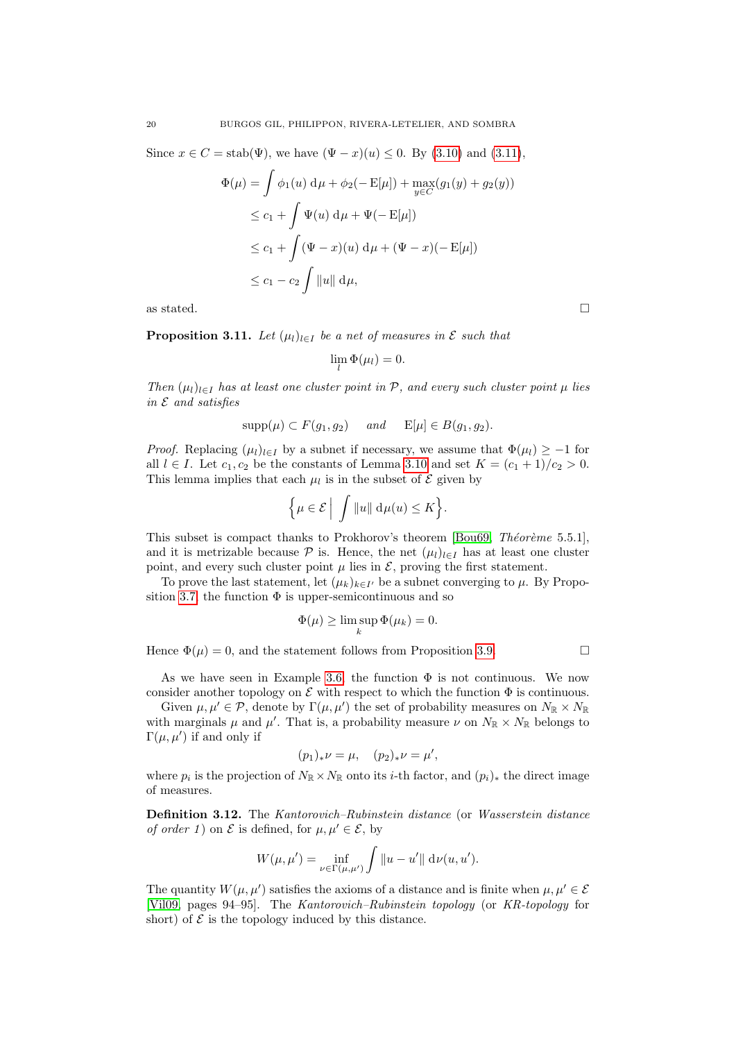Since $x \in C = \operatorname{stab}(\Psi)$, we have $(\Psi - x)(u) \leq 0$. By (3.10) and (3.11),

$$
\begin{aligned}
\Phi(\mu) &= \int \phi_1(u)\, \mathrm{d}\mu + \phi_2(-\operatorname{E}[\mu]) + \max_{y \in C}(g_1(y) + g_2(y)) \\
&\leq c_1 + \int \Psi(u)\, \mathrm{d}\mu + \Psi(-\operatorname{E}[\mu]) \\
&\leq c_1 + \int (\Psi - x)(u)\, \mathrm{d}\mu + (\Psi - x)(-\operatorname{E}[\mu]) \\
&\leq c_1 - c_2 \int \|u\|\, \mathrm{d}\mu,
\end{aligned}
$$

as stated. □

**Proposition 3.11.** *Let $(\mu_l)_{l \in I}$ be a net of measures in $\mathcal{E}$ such that*

$$\lim_l \Phi(\mu_l) = 0.$$

*Then $(\mu_l)_{l \in I}$ has at least one cluster point in $\mathcal{P}$, and every such cluster point $\mu$ lies in $\mathcal{E}$ and satisfies*

$$\operatorname{supp}(\mu) \subset F(g_1, g_2) \quad \text{and} \quad \operatorname{E}[\mu] \in B(g_1, g_2).$$

*Proof.* Replacing $(\mu_l)_{l \in I}$ by a subnet if necessary, we assume that $\Phi(\mu_l) \geq -1$ for all $l \in I$. Let $c_1, c_2$ be the constants of Lemma 3.10 and set $K = (c_1 + 1)/c_2 > 0$. This lemma implies that each $\mu_l$ is in the subset of $\mathcal{E}$ given by

$$\Big\{ \mu \in \mathcal{E} \,\Big|\, \int \|u\|\, \mathrm{d}\mu(u) \leq K \Big\}.$$

This subset is compact thanks to Prokhorov's theorem [Bou69, *Théorème* 5.5.1], and it is metrizable because $\mathcal{P}$ is. Hence, the net $(\mu_l)_{l \in I}$ has at least one cluster point, and every such cluster point $\mu$ lies in $\mathcal{E}$, proving the first statement.

To prove the last statement, let $(\mu_k)_{k \in I'}$ be a subnet converging to $\mu$. By Proposition 3.7, the function $\Phi$ is upper-semicontinuous and so

$$\Phi(\mu) \geq \limsup_k \Phi(\mu_k) = 0.$$

Hence $\Phi(\mu) = 0$, and the statement follows from Proposition 3.9. □

As we have seen in Example 3.6, the function $\Phi$ is not continuous. We now consider another topology on $\mathcal{E}$ with respect to which the function $\Phi$ is continuous.

Given $\mu, \mu' \in \mathcal{P}$, denote by $\Gamma(\mu, \mu')$ the set of probability measures on $N_{\mathbb{R}} \times N_{\mathbb{R}}$ with marginals $\mu$ and $\mu'$. That is, a probability measure $\nu$ on $N_{\mathbb{R}} \times N_{\mathbb{R}}$ belongs to $\Gamma(\mu, \mu')$ if and only if

$$(p_1)_*\nu = \mu, \quad (p_2)_*\nu = \mu',$$

where $p_i$ is the projection of $N_{\mathbb{R}} \times N_{\mathbb{R}}$ onto its $i$-th factor, and $(p_i)_*$ the direct image of measures.

**Definition 3.12.** The *Kantorovich–Rubinstein distance* (or *Wasserstein distance of order 1*) on $\mathcal{E}$ is defined, for $\mu, \mu' \in \mathcal{E}$, by

$$W(\mu, \mu') = \inf_{\nu \in \Gamma(\mu, \mu')} \int \|u - u'\|\, \mathrm{d}\nu(u, u').$$

The quantity $W(\mu, \mu')$ satisfies the axioms of a distance and is finite when $\mu, \mu' \in \mathcal{E}$ [Vil09, pages 94–95]. The *Kantorovich–Rubinstein topology* (or *KR-topology* for short) of $\mathcal{E}$ is the topology induced by this distance.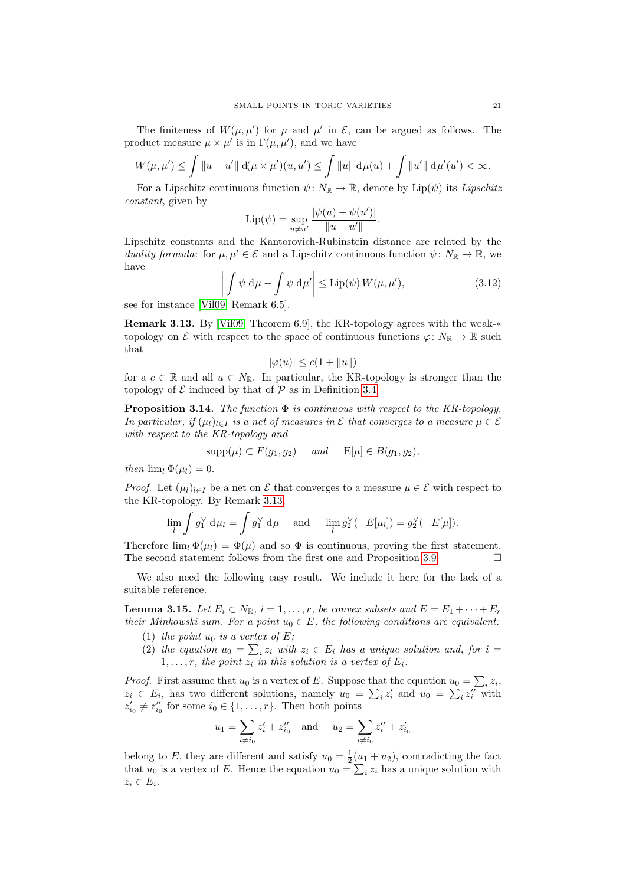The finiteness of $W(\mu,\mu')$ for $\mu$ and $\mu'$ in $\mathcal{E}$, can be argued as follows. The product measure $\mu\times\mu'$ is in $\Gamma(\mu,\mu')$, and we have

$$W(\mu,\mu') \leq \int \|u-u'\| \,\mathrm{d}(\mu\times\mu')(u,u') \leq \int \|u\| \,\mathrm{d}\mu(u) + \int \|u'\| \,\mathrm{d}\mu'(u') < \infty.$$

For a Lipschitz continuous function $\psi\colon N_{\mathbb{R}}\to\mathbb{R}$, denote by $\mathrm{Lip}(\psi)$ its *Lipschitz constant*, given by

$$\mathrm{Lip}(\psi) = \sup_{u\neq u'} \frac{|\psi(u)-\psi(u')|}{\|u-u'\|}.$$

Lipschitz constants and the Kantorovich-Rubinstein distance are related by the *duality formula*: for $\mu,\mu'\in\mathcal{E}$ and a Lipschitz continuous function $\psi\colon N_{\mathbb{R}}\to\mathbb{R}$, we have

$$\left| \int \psi \,\mathrm{d}\mu - \int \psi \,\mathrm{d}\mu' \right| \leq \mathrm{Lip}(\psi)\, W(\mu,\mu'), \tag{3.12}$$

see for instance [Vil09, Remark 6.5].

**Remark 3.13.** By [Vil09, Theorem 6.9], the KR-topology agrees with the weak-$*$ topology on $\mathcal{E}$ with respect to the space of continuous functions $\varphi\colon N_{\mathbb{R}}\to\mathbb{R}$ such that

$$|\varphi(u)| \leq c(1+\|u\|)$$

for a $c\in\mathbb{R}$ and all $u\in N_{\mathbb{R}}$. In particular, the KR-topology is stronger than the topology of $\mathcal{E}$ induced by that of $\mathcal{P}$ as in Definition 3.4.

**Proposition 3.14.** *The function $\Phi$ is continuous with respect to the KR-topology. In particular, if $(\mu_l)_{l\in I}$ is a net of measures in $\mathcal{E}$ that converges to a measure $\mu\in\mathcal{E}$ with respect to the KR-topology and*

$$\mathrm{supp}(\mu)\subset F(g_1,g_2) \quad \textit{and} \quad \mathrm{E}[\mu]\in B(g_1,g_2),$$

*then $\lim_l \Phi(\mu_l)=0$.*

*Proof.* Let $(\mu_l)_{l\in I}$ be a net on $\mathcal{E}$ that converges to a measure $\mu\in\mathcal{E}$ with respect to the KR-topology. By Remark 3.13,

$$\lim_l \int g_1^\vee \,\mathrm{d}\mu_l = \int g_1^\vee \,\mathrm{d}\mu \quad \text{and} \quad \lim_l g_2^\vee(-E[\mu_l]) = g_2^\vee(-E[\mu]).$$

Therefore $\lim_l \Phi(\mu_l)=\Phi(\mu)$ and so $\Phi$ is continuous, proving the first statement. The second statement follows from the first one and Proposition 3.9. $\square$

We also need the following easy result. We include it here for the lack of a suitable reference.

**Lemma 3.15.** *Let $E_i\subset N_{\mathbb{R}}$, $i=1,\dots,r$, be convex subsets and $E=E_1+\dots+E_r$ their Minkowski sum. For a point $u_0\in E$, the following conditions are equivalent:*

1. *the point $u_0$ is a vertex of $E$;*
2. *the equation $u_0=\sum_i z_i$ with $z_i\in E_i$ has a unique solution and, for $i=1,\dots,r$, the point $z_i$ in this solution is a vertex of $E_i$.*

*Proof.* First assume that $u_0$ is a vertex of $E$. Suppose that the equation $u_0=\sum_i z_i$, $z_i\in E_i$, has two different solutions, namely $u_0=\sum_i z_i'$ and $u_0=\sum_i z_i''$ with $z_{i_0}'\neq z_{i_0}''$ for some $i_0\in\{1,\dots,r\}$. Then both points

$$u_1=\sum_{i\neq i_0} z_i' + z_{i_0}'' \quad \text{and} \quad u_2=\sum_{i\neq i_0} z_i'' + z_{i_0}'$$

belong to $E$, they are different and satisfy $u_0=\frac{1}{2}(u_1+u_2)$, contradicting the fact that $u_0$ is a vertex of $E$. Hence the equation $u_0=\sum_i z_i$ has a unique solution with $z_i\in E_i$.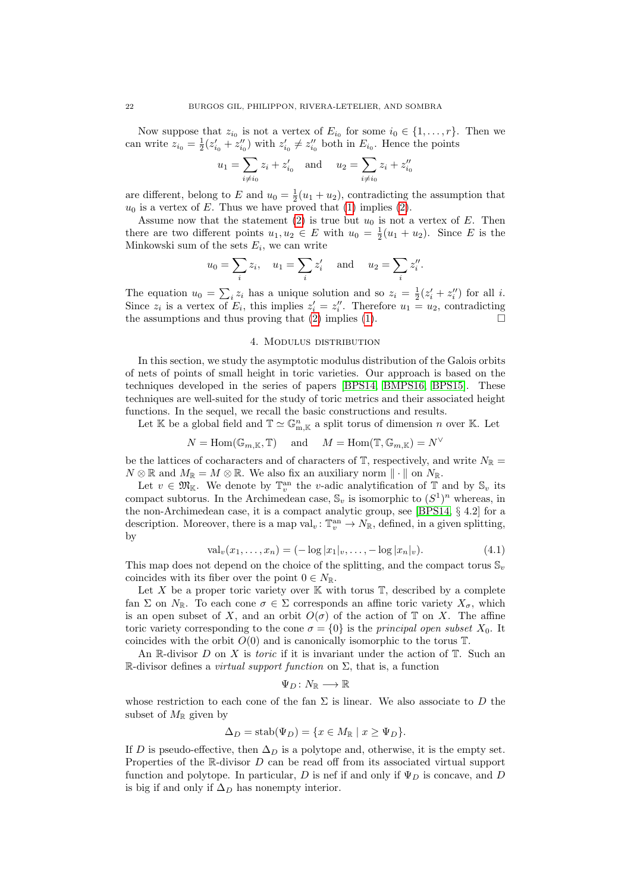Now suppose that $z_{i_0}$ is not a vertex of $E_{i_0}$ for some $i_0 \in \{1, \dots, r\}$. Then we can write $z_{i_0} = \frac{1}{2}(z'_{i_0} + z''_{i_0})$ with $z'_{i_0} \neq z''_{i_0}$ both in $E_{i_0}$. Hence the points

$$u_1 = \sum_{i \neq i_0} z_i + z'_{i_0} \quad \text{and} \quad u_2 = \sum_{i \neq i_0} z_i + z''_{i_0}$$

are different, belong to $E$ and $u_0 = \frac{1}{2}(u_1 + u_2)$, contradicting the assumption that $u_0$ is a vertex of $E$. Thus we have proved that (1) implies (2).

Assume now that the statement (2) is true but $u_0$ is not a vertex of $E$. Then there are two different points $u_1, u_2 \in E$ with $u_0 = \frac{1}{2}(u_1 + u_2)$. Since $E$ is the Minkowski sum of the sets $E_i$, we can write

$$u_0 = \sum_i z_i, \quad u_1 = \sum_i z'_i \quad \text{and} \quad u_2 = \sum_i z''_i.$$

The equation $u_0 = \sum_i z_i$ has a unique solution and so $z_i = \frac{1}{2}(z'_i + z''_i)$ for all $i$. Since $z_i$ is a vertex of $E_i$, this implies $z'_i = z''_i$. Therefore $u_1 = u_2$, contradicting the assumptions and thus proving that (2) implies (1). □

## 4. Modulus distribution

In this section, we study the asymptotic modulus distribution of the Galois orbits of nets of points of small height in toric varieties. Our approach is based on the techniques developed in the series of papers [BPS14, BMPS16, BPS15]. These techniques are well-suited for the study of toric metrics and their associated height functions. In the sequel, we recall the basic constructions and results.

Let $\mathbb{K}$ be a global field and $\mathbb{T} \simeq \mathbb{G}_{\mathrm{m},\mathbb{K}}^n$ a split torus of dimension $n$ over $\mathbb{K}$. Let

$$N = \mathrm{Hom}(\mathbb{G}_{m,\mathbb{K}}, \mathbb{T}) \quad \text{and} \quad M = \mathrm{Hom}(\mathbb{T}, \mathbb{G}_{m,\mathbb{K}}) = N^\vee$$

be the lattices of cocharacters and of characters of $\mathbb{T}$, respectively, and write $N_\mathbb{R} = N \otimes \mathbb{R}$ and $M_\mathbb{R} = M \otimes \mathbb{R}$. We also fix an auxiliary norm $\|\cdot\|$ on $N_\mathbb{R}$.

Let $v \in \mathfrak{M}_\mathbb{K}$. We denote by $\mathbb{T}_v^{\mathrm{an}}$ the $v$-adic analytification of $\mathbb{T}$ and by $\mathbb{S}_v$ its compact subtorus. In the Archimedean case, $\mathbb{S}_v$ is isomorphic to $(S^1)^n$ whereas, in the non-Archimedean case, it is a compact analytic group, see [BPS14, § 4.2] for a description. Moreover, there is a map $\mathrm{val}_v \colon \mathbb{T}_v^{\mathrm{an}} \to N_\mathbb{R}$, defined, in a given splitting, by

$$\mathrm{val}_v(x_1, \dots, x_n) = (-\log|x_1|_v, \dots, -\log|x_n|_v). \tag{4.1}$$

This map does not depend on the choice of the splitting, and the compact torus $\mathbb{S}_v$ coincides with its fiber over the point $0 \in N_\mathbb{R}$.

Let $X$ be a proper toric variety over $\mathbb{K}$ with torus $\mathbb{T}$, described by a complete fan $\Sigma$ on $N_\mathbb{R}$. To each cone $\sigma \in \Sigma$ corresponds an affine toric variety $X_\sigma$, which is an open subset of $X$, and an orbit $O(\sigma)$ of the action of $\mathbb{T}$ on $X$. The affine toric variety corresponding to the cone $\sigma = \{0\}$ is the *principal open subset* $X_0$. It coincides with the orbit $O(0)$ and is canonically isomorphic to the torus $\mathbb{T}$.

An $\mathbb{R}$-divisor $D$ on $X$ is *toric* if it is invariant under the action of $\mathbb{T}$. Such an $\mathbb{R}$-divisor defines a *virtual support function* on $\Sigma$, that is, a function

$$\Psi_D \colon N_\mathbb{R} \longrightarrow \mathbb{R}$$

whose restriction to each cone of the fan $\Sigma$ is linear. We also associate to $D$ the subset of $M_\mathbb{R}$ given by

$$\Delta_D = \mathrm{stab}(\Psi_D) = \{x \in M_\mathbb{R} \mid x \geq \Psi_D\}.$$

If $D$ is pseudo-effective, then $\Delta_D$ is a polytope and, otherwise, it is the empty set. Properties of the $\mathbb{R}$-divisor $D$ can be read off from its associated virtual support function and polytope. In particular, $D$ is nef if and only if $\Psi_D$ is concave, and $D$ is big if and only if $\Delta_D$ has nonempty interior.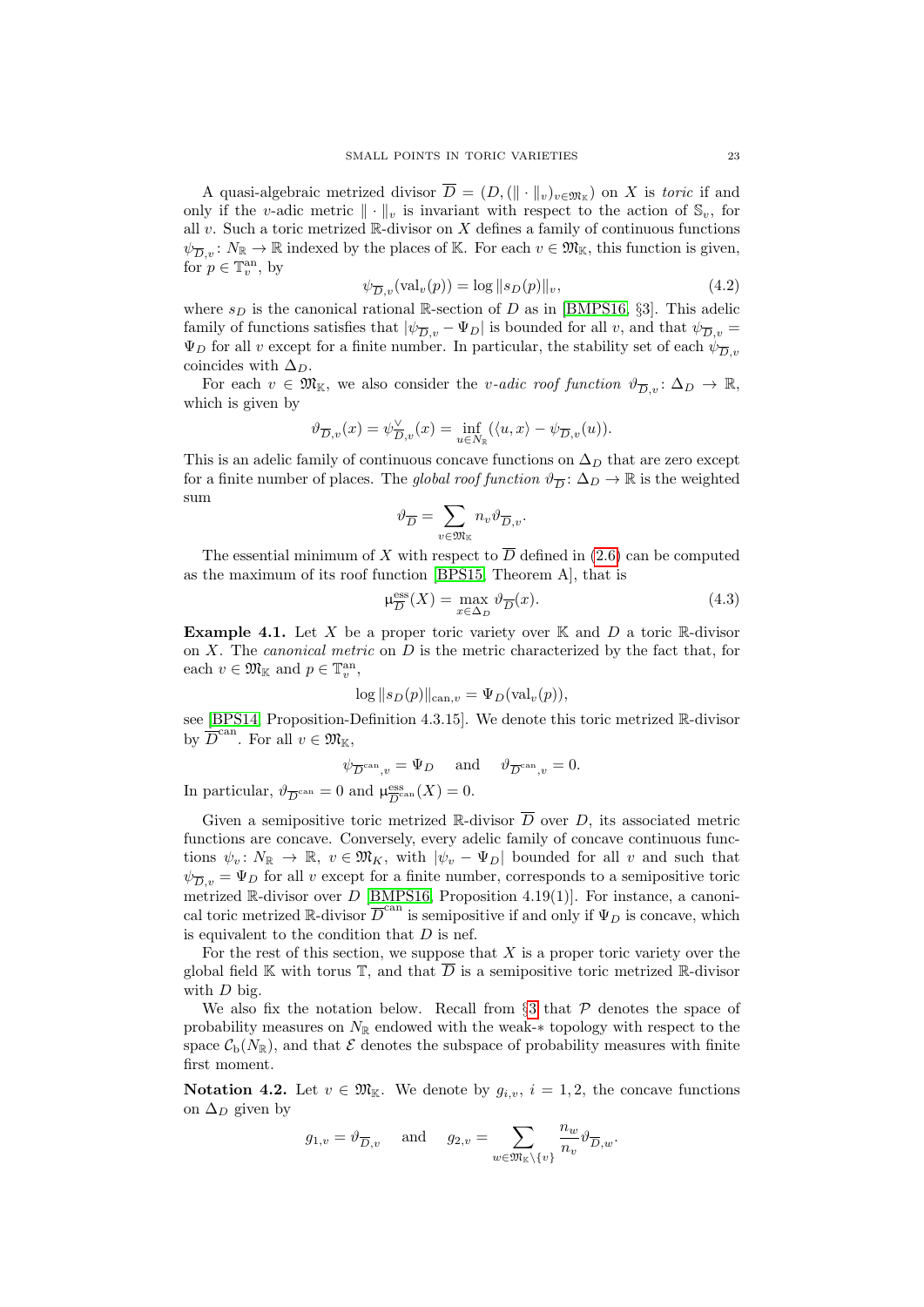A quasi-algebraic metrized divisor $\overline{D} = (D, (\|\cdot\|_v)_{v\in\mathfrak{M}_\mathbb{K}})$ on $X$ is *toric* if and only if the $v$-adic metric $\|\cdot\|_v$ is invariant with respect to the action of $\mathbb{S}_v$, for all $v$. Such a toric metrized $\mathbb{R}$-divisor on $X$ defines a family of continuous functions $\psi_{\overline{D},v}\colon N_\mathbb{R} \to \mathbb{R}$ indexed by the places of $\mathbb{K}$. For each $v \in \mathfrak{M}_\mathbb{K}$, this function is given, for $p \in \mathbb{T}_v^{\mathrm{an}}$, by

$$\psi_{\overline{D},v}(\mathrm{val}_v(p)) = \log \|s_D(p)\|_v, \tag{4.2}$$

where $s_D$ is the canonical rational $\mathbb{R}$-section of $D$ as in [BMPS16, §3]. This adelic family of functions satisfies that $|\psi_{\overline{D},v} - \Psi_D|$ is bounded for all $v$, and that $\psi_{\overline{D},v} = \Psi_D$ for all $v$ except for a finite number. In particular, the stability set of each $\psi_{\overline{D},v}$ coincides with $\Delta_D$.

For each $v \in \mathfrak{M}_\mathbb{K}$, we also consider the *$v$-adic roof function* $\vartheta_{\overline{D},v}\colon \Delta_D \to \mathbb{R}$, which is given by

$$\vartheta_{\overline{D},v}(x) = \psi_{\overline{D},v}^\vee(x) = \inf_{u\in N_\mathbb{R}} (\langle u, x\rangle - \psi_{\overline{D},v}(u)).$$

This is an adelic family of continuous concave functions on $\Delta_D$ that are zero except for a finite number of places. The *global roof function* $\vartheta_{\overline{D}}\colon \Delta_D \to \mathbb{R}$ is the weighted sum

$$\vartheta_{\overline{D}} = \sum_{v\in\mathfrak{M}_\mathbb{K}} n_v \vartheta_{\overline{D},v}.$$

The essential minimum of $X$ with respect to $\overline{D}$ defined in (2.6) can be computed as the maximum of its roof function [BPS15, Theorem A], that is

$$\upmu^{\mathrm{ess}}_{\overline{D}}(X) = \max_{x\in\Delta_D} \vartheta_{\overline{D}}(x). \tag{4.3}$$

**Example 4.1.** Let $X$ be a proper toric variety over $\mathbb{K}$ and $D$ a toric $\mathbb{R}$-divisor on $X$. The *canonical metric* on $D$ is the metric characterized by the fact that, for each $v \in \mathfrak{M}_\mathbb{K}$ and $p \in \mathbb{T}_v^{\mathrm{an}}$,

$$\log \|s_D(p)\|_{\mathrm{can},v} = \Psi_D(\mathrm{val}_v(p)),$$

see [BPS14, Proposition-Definition 4.3.15]. We denote this toric metrized $\mathbb{R}$-divisor by $\overline{D}^{\mathrm{can}}$. For all $v \in \mathfrak{M}_\mathbb{K}$,

$$\psi_{\overline{D}^{\mathrm{can}},v} = \Psi_D \quad \text{and} \quad \vartheta_{\overline{D}^{\mathrm{can}},v} = 0.$$

In particular, $\vartheta_{\overline{D}^{\mathrm{can}}} = 0$ and $\upmu^{\mathrm{ess}}_{\overline{D}^{\mathrm{can}}}(X) = 0$.

Given a semipositive toric metrized $\mathbb{R}$-divisor $\overline{D}$ over $D$, its associated metric functions are concave. Conversely, every adelic family of concave continuous functions $\psi_v\colon N_\mathbb{R} \to \mathbb{R}$, $v \in \mathfrak{M}_K$, with $|\psi_v - \Psi_D|$ bounded for all $v$ and such that $\psi_{\overline{D},v} = \Psi_D$ for all $v$ except for a finite number, corresponds to a semipositive toric metrized $\mathbb{R}$-divisor over $D$ [BMPS16, Proposition 4.19(1)]. For instance, a canonical toric metrized $\mathbb{R}$-divisor $\overline{D}^{\mathrm{can}}$ is semipositive if and only if $\Psi_D$ is concave, which is equivalent to the condition that $D$ is nef.

For the rest of this section, we suppose that $X$ is a proper toric variety over the global field $\mathbb{K}$ with torus $\mathbb{T}$, and that $\overline{D}$ is a semipositive toric metrized $\mathbb{R}$-divisor with $D$ big.

We also fix the notation below. Recall from §3 that $\mathcal{P}$ denotes the space of probability measures on $N_\mathbb{R}$ endowed with the weak-$*$ topology with respect to the space $\mathcal{C}_\mathrm{b}(N_\mathbb{R})$, and that $\mathcal{E}$ denotes the subspace of probability measures with finite first moment.

**Notation 4.2.** Let $v \in \mathfrak{M}_\mathbb{K}$. We denote by $g_{i,v}$, $i = 1, 2$, the concave functions on $\Delta_D$ given by

$$g_{1,v} = \vartheta_{\overline{D},v} \quad \text{and} \quad g_{2,v} = \sum_{w\in\mathfrak{M}_\mathbb{K}\setminus\{v\}} \frac{n_w}{n_v} \vartheta_{\overline{D},w}.$$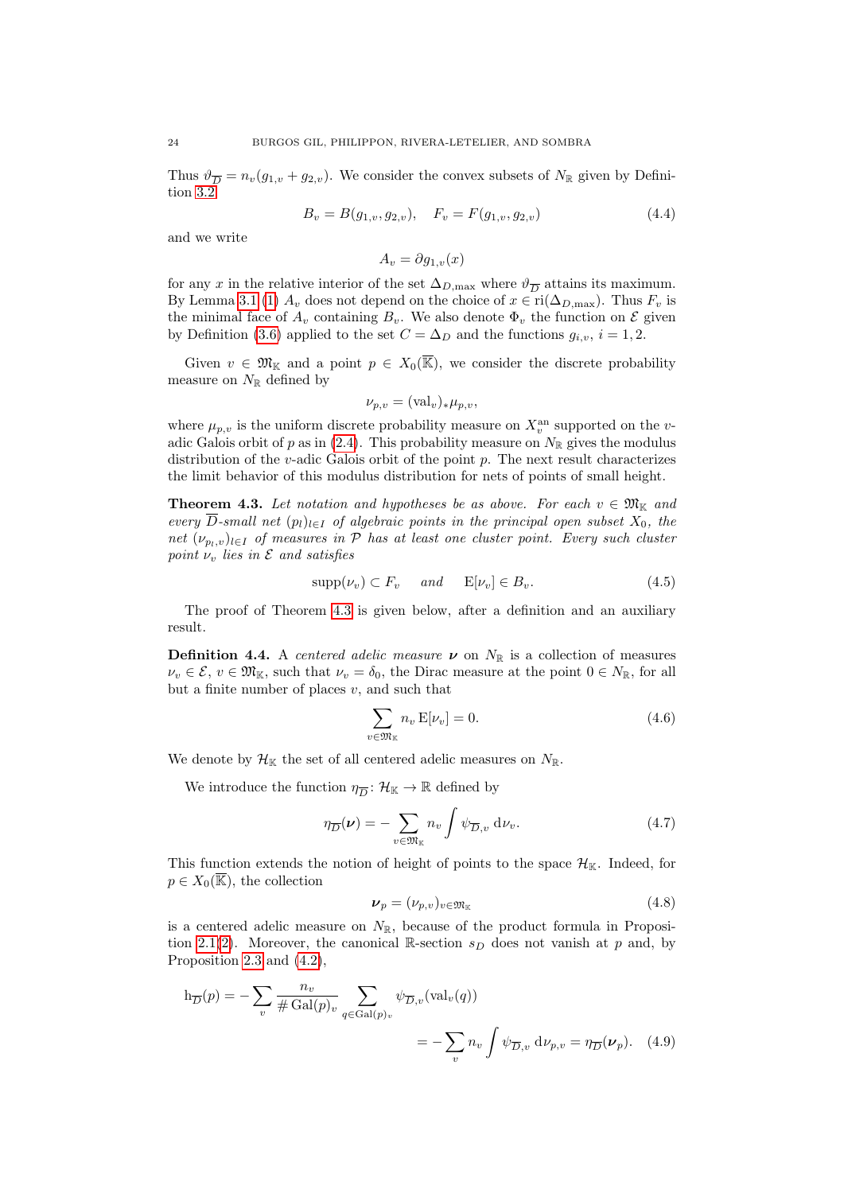Thus $\vartheta_{\overline{D}} = n_v(g_{1,v} + g_{2,v})$. We consider the convex subsets of $N_{\mathbb{R}}$ given by Definition 3.2

$$B_v = B(g_{1,v}, g_{2,v}), \quad F_v = F(g_{1,v}, g_{2,v}) \tag{4.4}$$

and we write

$$A_v = \partial g_{1,v}(x)$$

for any $x$ in the relative interior of the set $\Delta_{D,\max}$ where $\vartheta_{\overline{D}}$ attains its maximum. By Lemma 3.1 (1) $A_v$ does not depend on the choice of $x \in \mathrm{ri}(\Delta_{D,\max})$. Thus $F_v$ is the minimal face of $A_v$ containing $B_v$. We also denote $\Phi_v$ the function on $\mathcal{E}$ given by Definition (3.6) applied to the set $C = \Delta_D$ and the functions $g_{i,v}$, $i = 1, 2$.

Given $v \in \mathfrak{M}_{\mathbb{K}}$ and a point $p \in X_0(\overline{\mathbb{K}})$, we consider the discrete probability measure on $N_{\mathbb{R}}$ defined by

$$\nu_{p,v} = (\mathrm{val}_v)_* \mu_{p,v},$$

where $\mu_{p,v}$ is the uniform discrete probability measure on $X_v^{\mathrm{an}}$ supported on the $v$-adic Galois orbit of $p$ as in (2.4). This probability measure on $N_{\mathbb{R}}$ gives the modulus distribution of the $v$-adic Galois orbit of the point $p$. The next result characterizes the limit behavior of this modulus distribution for nets of points of small height.

**Theorem 4.3.** *Let notation and hypotheses be as above. For each $v \in \mathfrak{M}_{\mathbb{K}}$ and every $\overline{D}$-small net $(p_l)_{l\in I}$ of algebraic points in the principal open subset $X_0$, the net $(\nu_{p_l,v})_{l\in I}$ of measures in $\mathcal{P}$ has at least one cluster point. Every such cluster point $\nu_v$ lies in $\mathcal{E}$ and satisfies*

$$\mathrm{supp}(\nu_v) \subset F_v \quad \textit{and} \quad \mathrm{E}[\nu_v] \in B_v. \tag{4.5}$$

The proof of Theorem 4.3 is given below, after a definition and an auxiliary result.

**Definition 4.4.** A *centered adelic measure* $\boldsymbol{\nu}$ on $N_{\mathbb{R}}$ is a collection of measures $\nu_v \in \mathcal{E}$, $v \in \mathfrak{M}_{\mathbb{K}}$, such that $\nu_v = \delta_0$, the Dirac measure at the point $0 \in N_{\mathbb{R}}$, for all but a finite number of places $v$, and such that

$$\sum_{v\in\mathfrak{M}_{\mathbb{K}}} n_v \,\mathrm{E}[\nu_v] = 0. \tag{4.6}$$

We denote by $\mathcal{H}_{\mathbb{K}}$ the set of all centered adelic measures on $N_{\mathbb{R}}$.

We introduce the function $\eta_{\overline{D}} \colon \mathcal{H}_{\mathbb{K}} \to \mathbb{R}$ defined by

$$\eta_{\overline{D}}(\boldsymbol{\nu}) = -\sum_{v\in\mathfrak{M}_{\mathbb{K}}} n_v \int \psi_{\overline{D},v}\, \mathrm{d}\nu_v. \tag{4.7}$$

This function extends the notion of height of points to the space $\mathcal{H}_{\mathbb{K}}$. Indeed, for $p \in X_0(\overline{\mathbb{K}})$, the collection

$$\boldsymbol{\nu}_p = (\nu_{p,v})_{v\in\mathfrak{M}_{\mathbb{K}}} \tag{4.8}$$

is a centered adelic measure on $N_{\mathbb{R}}$, because of the product formula in Proposition 2.1(2). Moreover, the canonical $\mathbb{R}$-section $s_D$ does not vanish at $p$ and, by Proposition 2.3 and (4.2),

$$\begin{aligned}
\mathrm{h}_{\overline{D}}(p) &= -\sum_v \frac{n_v}{\#\,\mathrm{Gal}(p)_v} \sum_{q\in\mathrm{Gal}(p)_v} \psi_{\overline{D},v}(\mathrm{val}_v(q)) \\
&= -\sum_v n_v \int \psi_{\overline{D},v}\, \mathrm{d}\nu_{p,v} = \eta_{\overline{D}}(\boldsymbol{\nu}_p).
\end{aligned} \tag{4.9}$$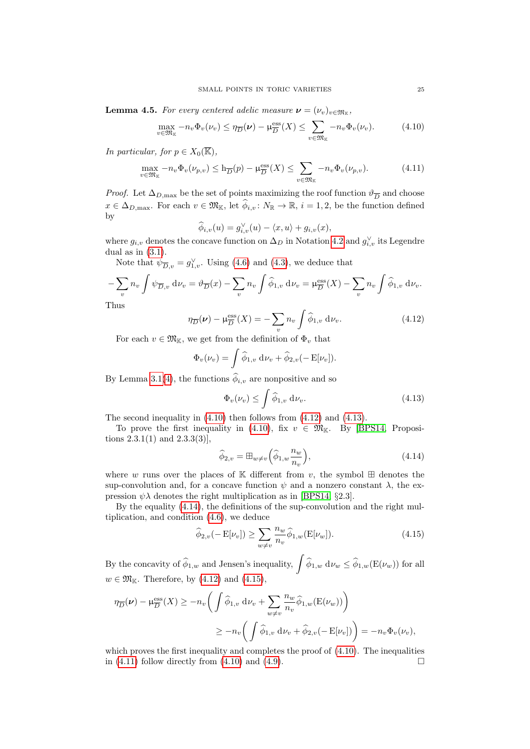**Lemma 4.5.** *For every centered adelic measure $\boldsymbol{\nu} = (\nu_v)_{v\in\mathfrak{M}_\mathbb{K}}$,*

$$\max_{v\in\mathfrak{M}_\mathbb{K}} -n_v\Phi_v(\nu_v) \le \eta_{\overline{D}}(\boldsymbol{\nu}) - \upmu^{\mathrm{ess}}_{\overline{D}}(X) \le \sum_{v\in\mathfrak{M}_\mathbb{K}} -n_v\Phi_v(\nu_v). \tag{4.10}$$

*In particular, for $p \in X_0(\overline{\mathbb{K}})$,*

$$\max_{v\in\mathfrak{M}_\mathbb{K}} -n_v\Phi_v(\nu_{p,v}) \le \mathrm{h}_{\overline{D}}(p) - \upmu^{\mathrm{ess}}_{\overline{D}}(X) \le \sum_{v\in\mathfrak{M}_\mathbb{K}} -n_v\Phi_v(\nu_{p,v}). \tag{4.11}$$

*Proof.* Let $\Delta_{D,\max}$ be the set of points maximizing the roof function $\vartheta_{\overline{D}}$ and choose $x \in \Delta_{D,\max}$. For each $v \in \mathfrak{M}_\mathbb{K}$, let $\widehat{\phi}_{i,v} \colon N_\mathbb{R} \to \mathbb{R}$, $i = 1, 2$, be the function defined by

$$\widehat{\phi}_{i,v}(u) = g^\vee_{i,v}(u) - \langle x, u\rangle + g_{i,v}(x),$$

where $g_{i,v}$ denotes the concave function on $\Delta_D$ in Notation 4.2 and $g^\vee_{i,v}$ its Legendre dual as in (3.1).

Note that $\psi_{\overline{D},v} = g^\vee_{1,v}$. Using (4.6) and (4.3), we deduce that

$$-\sum_v n_v \int \psi_{\overline{D},v}\, \mathrm{d}\nu_v = \vartheta_{\overline{D}}(x) - \sum_v n_v \int \widehat{\phi}_{1,v}\, \mathrm{d}\nu_v = \upmu^{\mathrm{ess}}_{\overline{D}}(X) - \sum_v n_v \int \widehat{\phi}_{1,v}\, \mathrm{d}\nu_v.$$

Thus

$$\eta_{\overline{D}}(\boldsymbol{\nu}) - \upmu^{\mathrm{ess}}_{\overline{D}}(X) = -\sum_v n_v \int \widehat{\phi}_{1,v}\, \mathrm{d}\nu_v. \tag{4.12}$$

For each $v \in \mathfrak{M}_\mathbb{K}$, we get from the definition of $\Phi_v$ that

$$\Phi_v(\nu_v) = \int \widehat{\phi}_{1,v}\, \mathrm{d}\nu_v + \widehat{\phi}_{2,v}(-\mathrm{E}[\nu_v]).$$

By Lemma 3.1(4), the functions $\widehat{\phi}_{i,v}$ are nonpositive and so

$$\Phi_v(\nu_v) \le \int \widehat{\phi}_{1,v}\, \mathrm{d}\nu_v. \tag{4.13}$$

The second inequality in (4.10) then follows from (4.12) and (4.13).

To prove the first inequality in (4.10), fix $v \in \mathfrak{M}_\mathbb{K}$. By [BPS14, Propositions 2.3.1(1) and 2.3.3(3)],

$$\widehat{\phi}_{2,v} = \boxplus_{w\ne v}\Big(\widehat{\phi}_{1,w}\frac{n_w}{n_v}\Big), \tag{4.14}$$

where $w$ runs over the places of $\mathbb{K}$ different from $v$, the symbol $\boxplus$ denotes the sup-convolution and, for a concave function $\psi$ and a nonzero constant $\lambda$, the expression $\psi\lambda$ denotes the right multiplication as in [BPS14, §2.3].

By the equality (4.14), the definitions of the sup-convolution and the right multiplication, and condition (4.6), we deduce

$$\widehat{\phi}_{2,v}(-\mathrm{E}[\nu_v]) \ge \sum_{w\ne v} \frac{n_w}{n_v}\widehat{\phi}_{1,w}(\mathrm{E}[\nu_w]). \tag{4.15}$$

By the concavity of $\widehat{\phi}_{1,w}$ and Jensen's inequality, $\displaystyle\int \widehat{\phi}_{1,w}\, \mathrm{d}\nu_w \le \widehat{\phi}_{1,w}(\mathrm{E}(\nu_w))$ for all $w \in \mathfrak{M}_\mathbb{K}$. Therefore, by (4.12) and (4.15),

$$\begin{aligned}\eta_{\overline{D}}(\boldsymbol{\nu}) - \upmu^{\mathrm{ess}}_{\overline{D}}(X) &\ge -n_v\Big(\int \widehat{\phi}_{1,v}\, \mathrm{d}\nu_v + \sum_{w\ne v}\frac{n_w}{n_v}\widehat{\phi}_{1,w}(\mathrm{E}(\nu_w))\Big)\\ &\ge -n_v\Big(\int \widehat{\phi}_{1,v}\, \mathrm{d}\nu_v + \widehat{\phi}_{2,v}(-\mathrm{E}[\nu_v])\Big) = -n_v\Phi_v(\nu_v),\end{aligned}$$

which proves the first inequality and completes the proof of (4.10). The inequalities in (4.11) follow directly from (4.10) and (4.9). □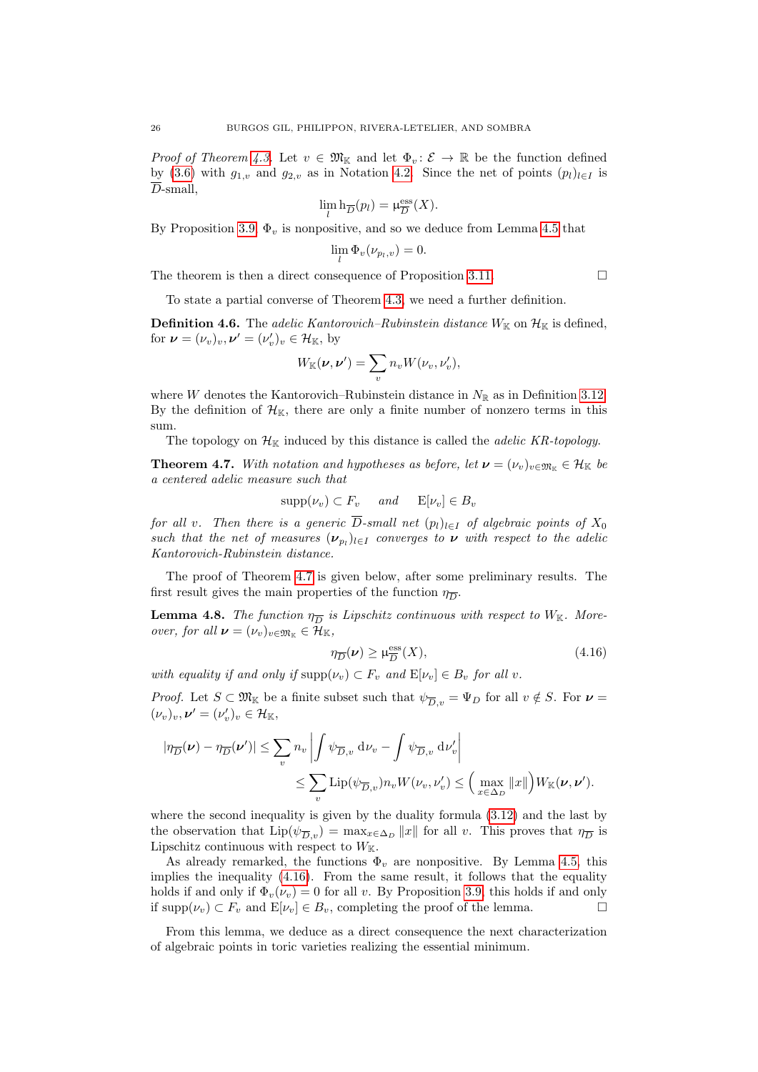*Proof of Theorem 4.3.* Let $v \in \mathfrak{M}_{\mathbb{K}}$ and let $\Phi_v \colon \mathcal{E} \to \mathbb{R}$ be the function defined by (3.6) with $g_{1,v}$ and $g_{2,v}$ as in Notation 4.2. Since the net of points $(p_l)_{l\in I}$ is $\overline{D}$-small,

$$\lim_l \mathrm{h}_{\overline{D}}(p_l) = \upmu^{\mathrm{ess}}_{\overline{D}}(X).$$

By Proposition 3.9, $\Phi_v$ is nonpositive, and so we deduce from Lemma 4.5 that

$$\lim_l \Phi_v(\nu_{p_l,v}) = 0.$$

The theorem is then a direct consequence of Proposition 3.11. □

To state a partial converse of Theorem 4.3, we need a further definition.

**Definition 4.6.** The *adelic Kantorovich–Rubinstein distance* $W_{\mathbb{K}}$ on $\mathcal{H}_{\mathbb{K}}$ is defined, for $\boldsymbol{\nu} = (\nu_v)_v, \boldsymbol{\nu}' = (\nu'_v)_v \in \mathcal{H}_{\mathbb{K}}$, by

$$W_{\mathbb{K}}(\boldsymbol{\nu}, \boldsymbol{\nu}') = \sum_v n_v W(\nu_v, \nu'_v),$$

where $W$ denotes the Kantorovich–Rubinstein distance in $N_{\mathbb{R}}$ as in Definition 3.12. By the definition of $\mathcal{H}_{\mathbb{K}}$, there are only a finite number of nonzero terms in this sum.

The topology on $\mathcal{H}_{\mathbb{K}}$ induced by this distance is called the *adelic KR-topology*.

**Theorem 4.7.** *With notation and hypotheses as before, let $\boldsymbol{\nu} = (\nu_v)_{v\in\mathfrak{M}_{\mathbb{K}}} \in \mathcal{H}_{\mathbb{K}}$ be a centered adelic measure such that*

$$\mathrm{supp}(\nu_v) \subset F_v \quad \text{and} \quad \mathrm{E}[\nu_v] \in B_v$$

*for all $v$. Then there is a generic $\overline{D}$-small net $(p_l)_{l\in I}$ of algebraic points of $X_0$ such that the net of measures $(\boldsymbol{\nu}_{p_l})_{l\in I}$ converges to $\boldsymbol{\nu}$ with respect to the adelic Kantorovich-Rubinstein distance.*

The proof of Theorem 4.7 is given below, after some preliminary results. The first result gives the main properties of the function $\eta_{\overline{D}}$.

**Lemma 4.8.** *The function $\eta_{\overline{D}}$ is Lipschitz continuous with respect to $W_{\mathbb{K}}$. Moreover, for all $\boldsymbol{\nu} = (\nu_v)_{v\in\mathfrak{M}_{\mathbb{K}}} \in \mathcal{H}_{\mathbb{K}}$,*

$$\eta_{\overline{D}}(\boldsymbol{\nu}) \geq \upmu^{\mathrm{ess}}_{\overline{D}}(X), \tag{4.16}$$

*with equality if and only if $\mathrm{supp}(\nu_v) \subset F_v$ and $\mathrm{E}[\nu_v] \in B_v$ for all $v$.*

*Proof.* Let $S \subset \mathfrak{M}_{\mathbb{K}}$ be a finite subset such that $\psi_{\overline{D},v} = \Psi_D$ for all $v \notin S$. For $\boldsymbol{\nu} = (\nu_v)_v, \boldsymbol{\nu}' = (\nu'_v)_v \in \mathcal{H}_{\mathbb{K}}$,

$$\begin{aligned}
|\eta_{\overline{D}}(\boldsymbol{\nu}) - \eta_{\overline{D}}(\boldsymbol{\nu}')| &\leq \sum_v n_v \left| \int \psi_{\overline{D},v}\, \mathrm{d}\nu_v - \int \psi_{\overline{D},v}\, \mathrm{d}\nu'_v \right| \\
&\leq \sum_v \mathrm{Lip}(\psi_{\overline{D},v}) n_v W(\nu_v, \nu'_v) \leq \Big( \max_{x\in\Delta_D} \|x\| \Big) W_{\mathbb{K}}(\boldsymbol{\nu}, \boldsymbol{\nu}').
\end{aligned}$$

where the second inequality is given by the duality formula (3.12) and the last by the observation that $\mathrm{Lip}(\psi_{\overline{D},v}) = \max_{x\in\Delta_D} \|x\|$ for all $v$. This proves that $\eta_{\overline{D}}$ is Lipschitz continuous with respect to $W_{\mathbb{K}}$.

As already remarked, the functions $\Phi_v$ are nonpositive. By Lemma 4.5, this implies the inequality (4.16). From the same result, it follows that the equality holds if and only if $\Phi_v(\nu_v) = 0$ for all $v$. By Proposition 3.9, this holds if and only if $\mathrm{supp}(\nu_v) \subset F_v$ and $\mathrm{E}[\nu_v] \in B_v$, completing the proof of the lemma. □

From this lemma, we deduce as a direct consequence the next characterization of algebraic points in toric varieties realizing the essential minimum.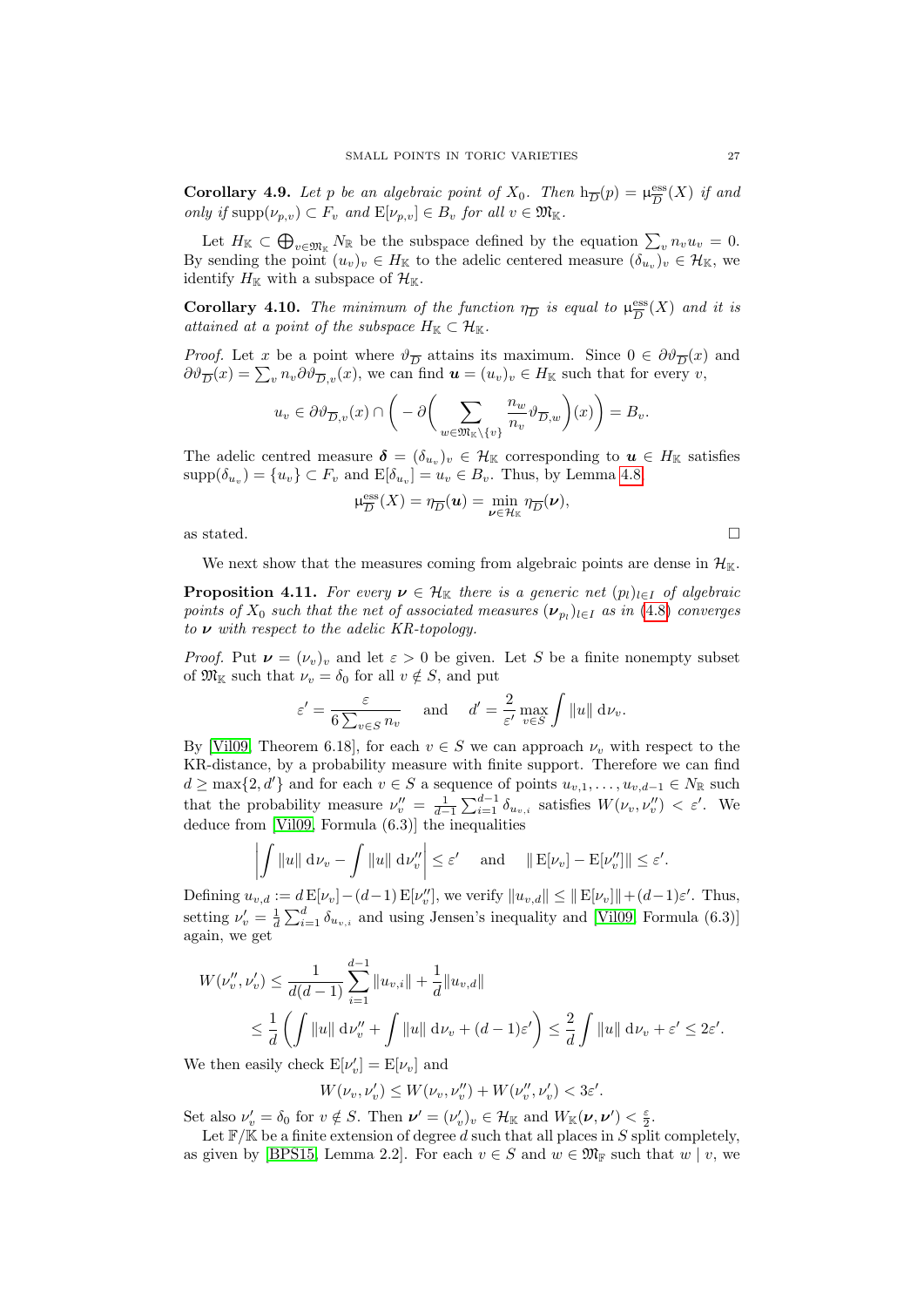**Corollary 4.9.** *Let $p$ be an algebraic point of $X_0$. Then $\mathrm{h}_{\overline{D}}(p) = \mu^{\mathrm{ess}}_{\overline{D}}(X)$ if and only if $\mathrm{supp}(\nu_{p,v}) \subset F_v$ and $\mathrm{E}[\nu_{p,v}] \in B_v$ for all $v \in \mathfrak{M}_{\mathbb{K}}$.*

Let $H_{\mathbb{K}} \subset \bigoplus_{v\in\mathfrak{M}_{\mathbb{K}}} N_{\mathbb{R}}$ be the subspace defined by the equation $\sum_v n_v u_v = 0$. By sending the point $(u_v)_v \in H_{\mathbb{K}}$ to the adelic centered measure $(\delta_{u_v})_v \in \mathcal{H}_{\mathbb{K}}$, we identify $H_{\mathbb{K}}$ with a subspace of $\mathcal{H}_{\mathbb{K}}$.

**Corollary 4.10.** *The minimum of the function $\eta_{\overline{D}}$ is equal to $\mu^{\mathrm{ess}}_{\overline{D}}(X)$ and it is attained at a point of the subspace $H_{\mathbb{K}} \subset \mathcal{H}_{\mathbb{K}}$.*

*Proof.* Let $x$ be a point where $\vartheta_{\overline{D}}$ attains its maximum. Since $0 \in \partial\vartheta_{\overline{D}}(x)$ and $\partial\vartheta_{\overline{D}}(x) = \sum_v n_v \partial\vartheta_{\overline{D},v}(x)$, we can find $\boldsymbol{u} = (u_v)_v \in H_{\mathbb{K}}$ such that for every $v$,

$$u_v \in \partial\vartheta_{\overline{D},v}(x) \cap \bigg( -\partial\bigg( \sum_{w\in\mathfrak{M}_{\mathbb{K}}\setminus\{v\}} \frac{n_w}{n_v}\vartheta_{\overline{D},w}\bigg)(x)\bigg) = B_v.$$

The adelic centred measure $\boldsymbol{\delta} = (\delta_{u_v})_v \in \mathcal{H}_{\mathbb{K}}$ corresponding to $\boldsymbol{u} \in H_{\mathbb{K}}$ satisfies $\mathrm{supp}(\delta_{u_v}) = \{u_v\} \subset F_v$ and $\mathrm{E}[\delta_{u_v}] = u_v \in B_v$. Thus, by Lemma 4.8

$$\mu^{\mathrm{ess}}_{\overline{D}}(X) = \eta_{\overline{D}}(\boldsymbol{u}) = \min_{\boldsymbol{\nu}\in\mathcal{H}_{\mathbb{K}}} \eta_{\overline{D}}(\boldsymbol{\nu}),$$

as stated. $\square$

We next show that the measures coming from algebraic points are dense in $\mathcal{H}_{\mathbb{K}}$.

**Proposition 4.11.** *For every $\boldsymbol{\nu} \in \mathcal{H}_{\mathbb{K}}$ there is a generic net $(p_l)_{l\in I}$ of algebraic points of $X_0$ such that the net of associated measures $(\boldsymbol{\nu}_{p_l})_{l\in I}$ as in (4.8) converges to $\boldsymbol{\nu}$ with respect to the adelic KR-topology.*

*Proof.* Put $\boldsymbol{\nu} = (\nu_v)_v$ and let $\varepsilon > 0$ be given. Let $S$ be a finite nonempty subset of $\mathfrak{M}_{\mathbb{K}}$ such that $\nu_v = \delta_0$ for all $v \notin S$, and put

$$\varepsilon' = \frac{\varepsilon}{6\sum_{v\in S} n_v} \quad \text{ and } \quad d' = \frac{2}{\varepsilon'} \max_{v\in S} \int \|u\| \,\mathrm{d}\nu_v.$$

By [Vil09, Theorem 6.18], for each $v \in S$ we can approach $\nu_v$ with respect to the KR-distance, by a probability measure with finite support. Therefore we can find $d \geq \max\{2, d'\}$ and for each $v \in S$ a sequence of points $u_{v,1}, \ldots, u_{v,d-1} \in N_{\mathbb{R}}$ such that the probability measure $\nu''_v = \frac{1}{d-1}\sum_{i=1}^{d-1} \delta_{u_{v,i}}$ satisfies $W(\nu_v, \nu''_v) < \varepsilon'$. We deduce from [Vil09, Formula (6.3)] the inequalities

$$\left| \int \|u\| \,\mathrm{d}\nu_v - \int \|u\| \,\mathrm{d}\nu''_v \right| \leq \varepsilon' \quad \text{ and } \quad \|\mathrm{E}[\nu_v] - \mathrm{E}[\nu''_v]\| \leq \varepsilon'.$$

Defining $u_{v,d} := d\,\mathrm{E}[\nu_v] - (d-1)\,\mathrm{E}[\nu''_v]$, we verify $\|u_{v,d}\| \leq \|\mathrm{E}[\nu_v]\| + (d-1)\varepsilon'$. Thus, setting $\nu'_v = \frac{1}{d}\sum_{i=1}^{d} \delta_{u_{v,i}}$ and using Jensen's inequality and [Vil09, Formula (6.3)] again, we get

$$\begin{aligned} W(\nu''_v, \nu'_v) &\leq \frac{1}{d(d-1)} \sum_{i=1}^{d-1} \|u_{v,i}\| + \frac{1}{d}\|u_{v,d}\| \\ &\leq \frac{1}{d}\left( \int \|u\| \,\mathrm{d}\nu''_v + \int \|u\| \,\mathrm{d}\nu_v + (d-1)\varepsilon' \right) \leq \frac{2}{d}\int \|u\| \,\mathrm{d}\nu_v + \varepsilon' \leq 2\varepsilon'. \end{aligned}$$

We then easily check $\mathrm{E}[\nu'_v] = \mathrm{E}[\nu_v]$ and

$$W(\nu_v, \nu'_v) \leq W(\nu_v, \nu''_v) + W(\nu''_v, \nu'_v) < 3\varepsilon'.$$

Set also $\nu'_v = \delta_0$ for $v \notin S$. Then $\boldsymbol{\nu}' = (\nu'_v)_v \in \mathcal{H}_{\mathbb{K}}$ and $W_{\mathbb{K}}(\boldsymbol{\nu}, \boldsymbol{\nu}') < \frac{\varepsilon}{2}$.

Let $\mathbb{F}/\mathbb{K}$ be a finite extension of degree $d$ such that all places in $S$ split completely, as given by [BPS15, Lemma 2.2]. For each $v \in S$ and $w \in \mathfrak{M}_{\mathbb{F}}$ such that $w \mid v$, we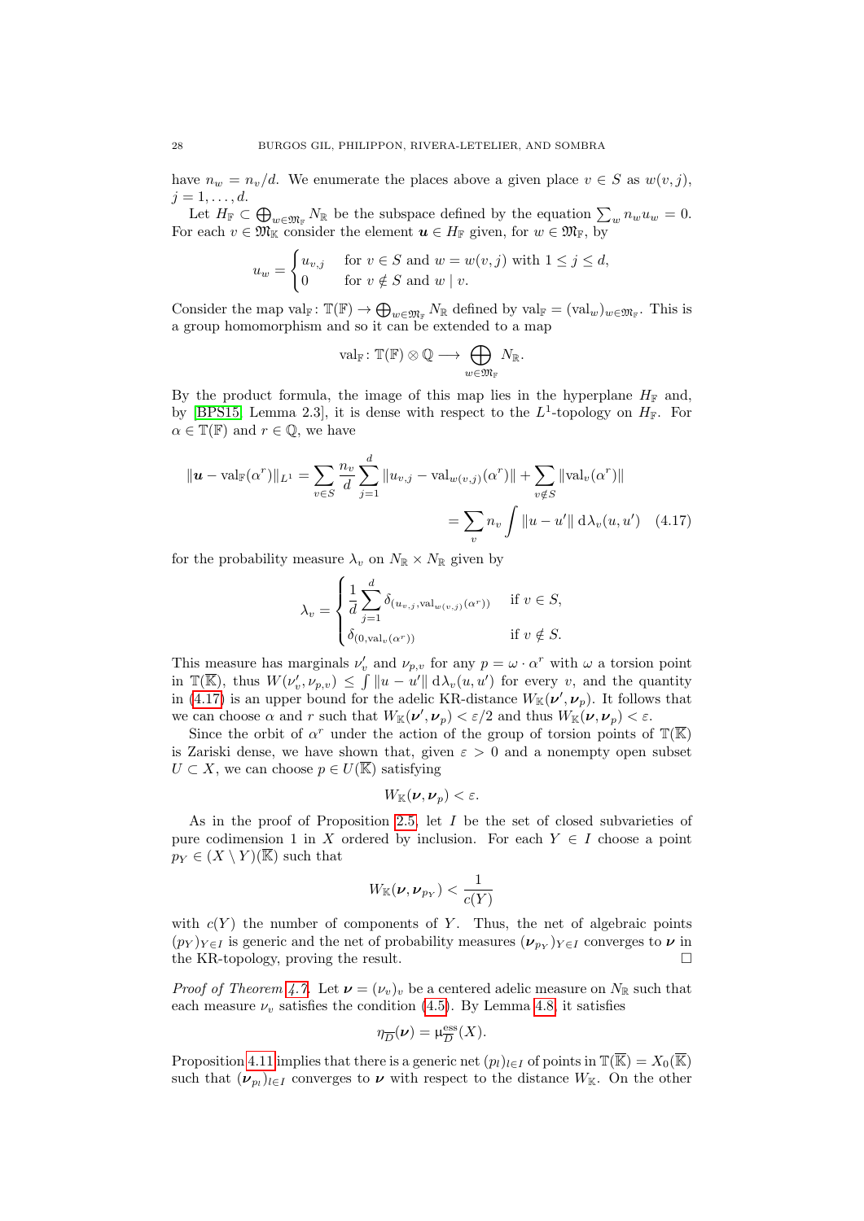have $n_w = n_v/d$. We enumerate the places above a given place $v \in S$ as $w(v,j)$, $j = 1, \dots, d$.

Let $H_{\mathbb{F}} \subset \bigoplus_{w \in \mathfrak{M}_{\mathbb{F}}} N_{\mathbb{R}}$ be the subspace defined by the equation $\sum_w n_w u_w = 0$. For each $v \in \mathfrak{M}_{\mathbb{K}}$ consider the element $\boldsymbol{u} \in H_{\mathbb{F}}$ given, for $w \in \mathfrak{M}_{\mathbb{F}}$, by

$$u_w = \begin{cases} u_{v,j} & \text{for } v \in S \text{ and } w = w(v,j) \text{ with } 1 \le j \le d, \\ 0 & \text{for } v \notin S \text{ and } w \mid v. \end{cases}$$

Consider the map $\mathrm{val}_{\mathbb{F}} \colon \mathbb{T}(\mathbb{F}) \to \bigoplus_{w \in \mathfrak{M}_{\mathbb{F}}} N_{\mathbb{R}}$ defined by $\mathrm{val}_{\mathbb{F}} = (\mathrm{val}_w)_{w \in \mathfrak{M}_{\mathbb{F}}}$. This is a group homomorphism and so it can be extended to a map

$$\mathrm{val}_{\mathbb{F}} \colon \mathbb{T}(\mathbb{F}) \otimes \mathbb{Q} \longrightarrow \bigoplus_{w \in \mathfrak{M}_{\mathbb{F}}} N_{\mathbb{R}}.$$

By the product formula, the image of this map lies in the hyperplane $H_{\mathbb{F}}$ and, by [BPS15, Lemma 2.3], it is dense with respect to the $L^1$-topology on $H_{\mathbb{F}}$. For $\alpha \in \mathbb{T}(\mathbb{F})$ and $r \in \mathbb{Q}$, we have

$$\begin{aligned} \|\boldsymbol{u} - \mathrm{val}_{\mathbb{F}}(\alpha^r)\|_{L^1} &= \sum_{v \in S} \frac{n_v}{d} \sum_{j=1}^{d} \|u_{v,j} - \mathrm{val}_{w(v,j)}(\alpha^r)\| + \sum_{v \notin S} \|\mathrm{val}_v(\alpha^r)\| \\ &= \sum_v n_v \int \|u - u'\| \, \mathrm{d}\lambda_v(u,u') \quad (4.17) \end{aligned}$$

for the probability measure $\lambda_v$ on $N_{\mathbb{R}} \times N_{\mathbb{R}}$ given by

$$\lambda_v = \begin{cases} \displaystyle\frac{1}{d} \sum_{j=1}^{d} \delta_{(u_{v,j}, \mathrm{val}_{w(v,j)}(\alpha^r))} & \text{if } v \in S, \\ \delta_{(0, \mathrm{val}_v(\alpha^r))} & \text{if } v \notin S. \end{cases}$$

This measure has marginals $\nu'_v$ and $\nu_{p,v}$ for any $p = \omega \cdot \alpha^r$ with $\omega$ a torsion point in $\mathbb{T}(\overline{\mathbb{K}})$, thus $W(\nu'_v, \nu_{p,v}) \le \int \|u - u'\| \, \mathrm{d}\lambda_v(u,u')$ for every $v$, and the quantity in (4.17) is an upper bound for the adelic KR-distance $W_{\mathbb{K}}(\boldsymbol{\nu}', \boldsymbol{\nu}_p)$. It follows that we can choose $\alpha$ and $r$ such that $W_{\mathbb{K}}(\boldsymbol{\nu}', \boldsymbol{\nu}_p) < \varepsilon/2$ and thus $W_{\mathbb{K}}(\boldsymbol{\nu}, \boldsymbol{\nu}_p) < \varepsilon$.

Since the orbit of $\alpha^r$ under the action of the group of torsion points of $\mathbb{T}(\overline{\mathbb{K}})$ is Zariski dense, we have shown that, given $\varepsilon > 0$ and a nonempty open subset $U \subset X$, we can choose $p \in U(\overline{\mathbb{K}})$ satisfying

$$W_{\mathbb{K}}(\boldsymbol{\nu}, \boldsymbol{\nu}_p) < \varepsilon.$$

As in the proof of Proposition 2.5, let $I$ be the set of closed subvarieties of pure codimension 1 in $X$ ordered by inclusion. For each $Y \in I$ choose a point $p_Y \in (X \setminus Y)(\overline{\mathbb{K}})$ such that

$$W_{\mathbb{K}}(\boldsymbol{\nu}, \boldsymbol{\nu}_{p_Y}) < \frac{1}{c(Y)}$$

with $c(Y)$ the number of components of $Y$. Thus, the net of algebraic points $(p_Y)_{Y \in I}$ is generic and the net of probability measures $(\boldsymbol{\nu}_{p_Y})_{Y \in I}$ converges to $\boldsymbol{\nu}$ in the KR-topology, proving the result. □

*Proof of Theorem 4.7.* Let $\boldsymbol{\nu} = (\nu_v)_v$ be a centered adelic measure on $N_{\mathbb{R}}$ such that each measure $\nu_v$ satisfies the condition (4.5). By Lemma 4.8, it satisfies

$$\eta_{\overline{D}}(\boldsymbol{\nu}) = \mathrm{\mu}^{\mathrm{ess}}_{\overline{D}}(X).$$

Proposition 4.11 implies that there is a generic net $(p_l)_{l \in I}$ of points in $\mathbb{T}(\overline{\mathbb{K}}) = X_0(\overline{\mathbb{K}})$ such that $(\boldsymbol{\nu}_{p_l})_{l \in I}$ converges to $\boldsymbol{\nu}$ with respect to the distance $W_{\mathbb{K}}$. On the other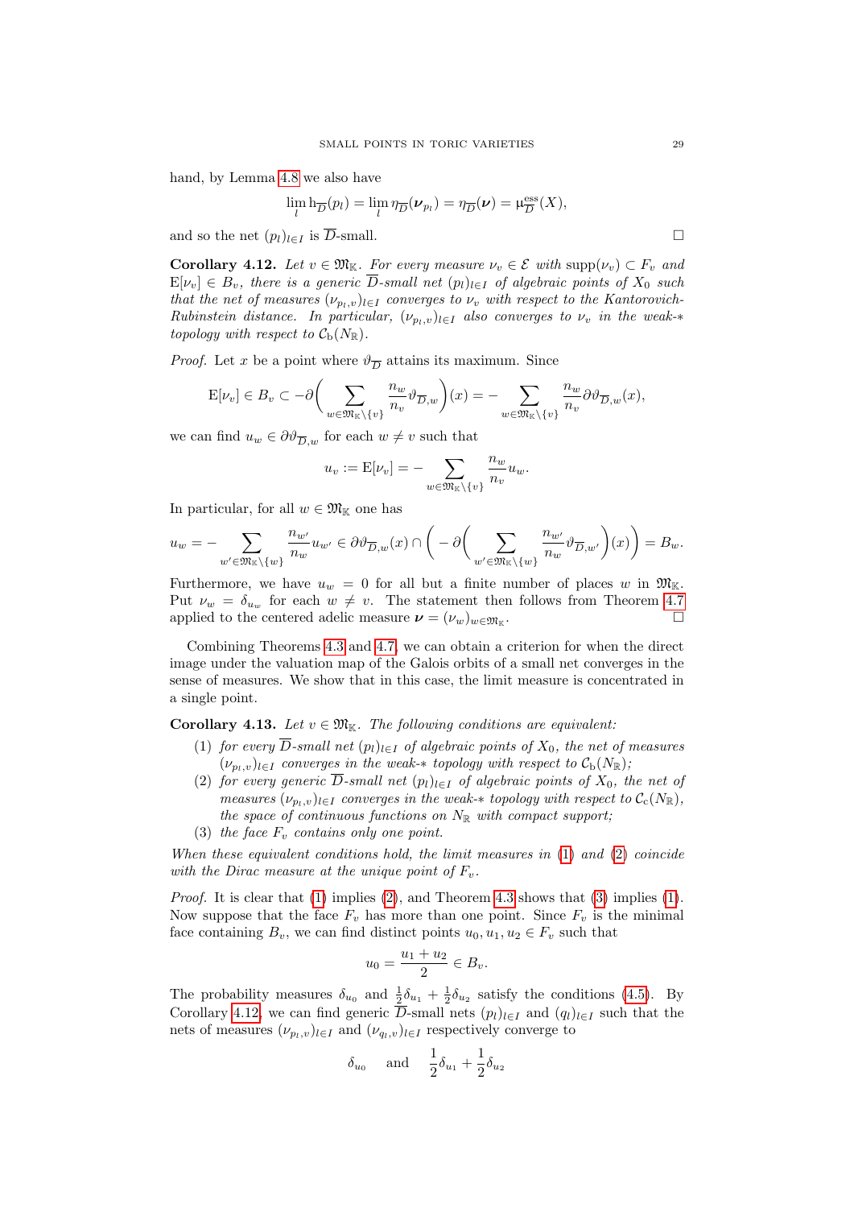hand, by Lemma 4.8 we also have

$$\lim_l \mathrm{h}_{\overline{D}}(p_l) = \lim_l \eta_{\overline{D}}(\boldsymbol{\nu}_{p_l}) = \eta_{\overline{D}}(\boldsymbol{\nu}) = \upmu^{\mathrm{ess}}_{\overline{D}}(X),$$

and so the net $(p_l)_{l\in I}$ is $\overline{D}$-small. □

**Corollary 4.12.** *Let $v \in \mathfrak{M}_{\mathbb{K}}$. For every measure $\nu_v \in \mathcal{E}$ with $\operatorname{supp}(\nu_v) \subset F_v$ and $\mathrm{E}[\nu_v] \in B_v$, there is a generic $\overline{D}$-small net $(p_l)_{l\in I}$ of algebraic points of $X_0$ such that the net of measures $(\nu_{p_l,v})_{l\in I}$ converges to $\nu_v$ with respect to the Kantorovich-Rubinstein distance. In particular, $(\nu_{p_l,v})_{l\in I}$ also converges to $\nu_v$ in the weak-$*$ topology with respect to $\mathcal{C}_{\mathrm{b}}(N_{\mathbb{R}})$.*

*Proof.* Let $x$ be a point where $\vartheta_{\overline{D}}$ attains its maximum. Since

$$\mathrm{E}[\nu_v] \in B_v \subset -\partial\bigg(\sum_{w\in\mathfrak{M}_{\mathbb{K}}\setminus\{v\}} \frac{n_w}{n_v}\vartheta_{\overline{D},w}\bigg)(x) = -\sum_{w\in\mathfrak{M}_{\mathbb{K}}\setminus\{v\}} \frac{n_w}{n_v}\partial\vartheta_{\overline{D},w}(x),$$

we can find $u_w \in \partial\vartheta_{\overline{D},w}$ for each $w \neq v$ such that

$$u_v := \mathrm{E}[\nu_v] = -\sum_{w\in\mathfrak{M}_{\mathbb{K}}\setminus\{v\}} \frac{n_w}{n_v} u_w.$$

In particular, for all $w \in \mathfrak{M}_{\mathbb{K}}$ one has

$$u_w = -\sum_{w'\in\mathfrak{M}_{\mathbb{K}}\setminus\{w\}} \frac{n_{w'}}{n_w} u_{w'} \in \partial\vartheta_{\overline{D},w}(x) \cap \bigg(-\partial\bigg(\sum_{w'\in\mathfrak{M}_{\mathbb{K}}\setminus\{w\}} \frac{n_{w'}}{n_w}\vartheta_{\overline{D},w'}\bigg)(x)\bigg) = B_w.$$

Furthermore, we have $u_w = 0$ for all but a finite number of places $w$ in $\mathfrak{M}_{\mathbb{K}}$. Put $\nu_w = \delta_{u_w}$ for each $w \neq v$. The statement then follows from Theorem 4.7 applied to the centered adelic measure $\boldsymbol{\nu} = (\nu_w)_{w\in\mathfrak{M}_{\mathbb{K}}}$. □

Combining Theorems 4.3 and 4.7, we can obtain a criterion for when the direct image under the valuation map of the Galois orbits of a small net converges in the sense of measures. We show that in this case, the limit measure is concentrated in a single point.

**Corollary 4.13.** *Let $v \in \mathfrak{M}_{\mathbb{K}}$. The following conditions are equivalent:*

1. *for every $\overline{D}$-small net $(p_l)_{l\in I}$ of algebraic points of $X_0$, the net of measures $(\nu_{p_l,v})_{l\in I}$ converges in the weak-$*$ topology with respect to $\mathcal{C}_{\mathrm{b}}(N_{\mathbb{R}})$;*
2. *for every generic $\overline{D}$-small net $(p_l)_{l\in I}$ of algebraic points of $X_0$, the net of measures $(\nu_{p_l,v})_{l\in I}$ converges in the weak-$*$ topology with respect to $\mathcal{C}_{\mathrm{c}}(N_{\mathbb{R}})$, the space of continuous functions on $N_{\mathbb{R}}$ with compact support;*
3. *the face $F_v$ contains only one point.*

*When these equivalent conditions hold, the limit measures in (1) and (2) coincide with the Dirac measure at the unique point of $F_v$.*

*Proof.* It is clear that (1) implies (2), and Theorem 4.3 shows that (3) implies (1). Now suppose that the face $F_v$ has more than one point. Since $F_v$ is the minimal face containing $B_v$, we can find distinct points $u_0, u_1, u_2 \in F_v$ such that

$$u_0 = \frac{u_1+u_2}{2} \in B_v.$$

The probability measures $\delta_{u_0}$ and $\frac{1}{2}\delta_{u_1} + \frac{1}{2}\delta_{u_2}$ satisfy the conditions (4.5). By Corollary 4.12, we can find generic $\overline{D}$-small nets $(p_l)_{l\in I}$ and $(q_l)_{l\in I}$ such that the nets of measures $(\nu_{p_l,v})_{l\in I}$ and $(\nu_{q_l,v})_{l\in I}$ respectively converge to

$$\delta_{u_0} \quad \text{and} \quad \frac{1}{2}\delta_{u_1} + \frac{1}{2}\delta_{u_2}$$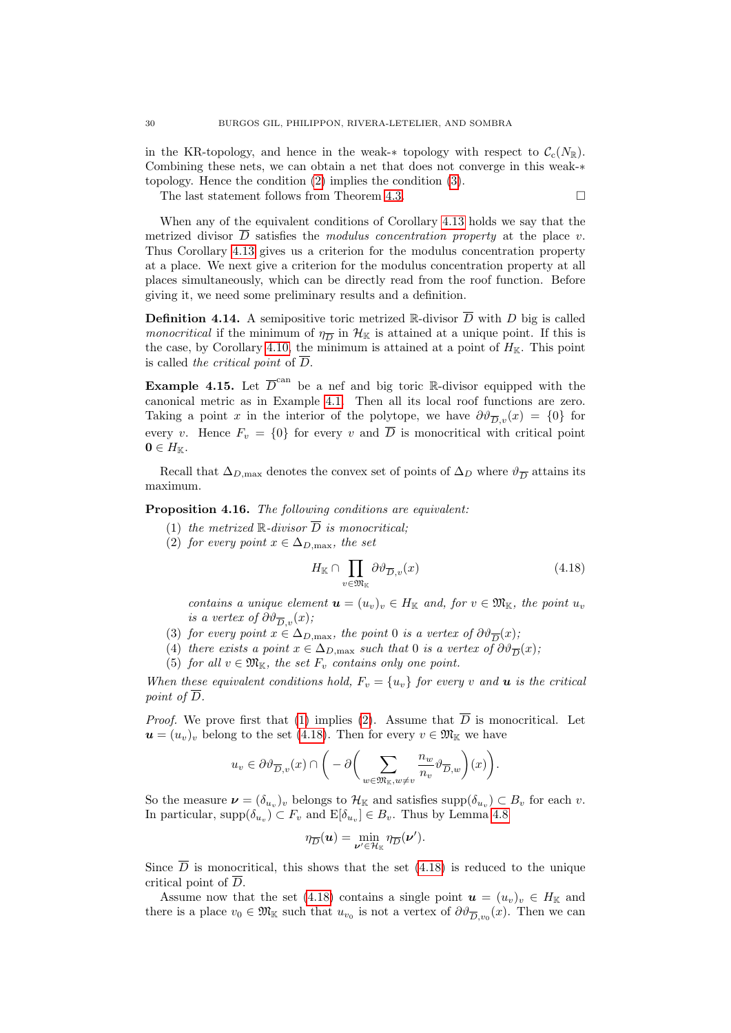in the KR-topology, and hence in the weak-$*$ topology with respect to $\mathcal{C}_{\mathrm{c}}(N_{\mathbb{R}})$. Combining these nets, we can obtain a net that does not converge in this weak-$*$ topology. Hence the condition (2) implies the condition (3).

The last statement follows from Theorem 4.3. $\square$

When any of the equivalent conditions of Corollary 4.13 holds we say that the metrized divisor $\overline{D}$ satisfies the *modulus concentration property* at the place $v$. Thus Corollary 4.13 gives us a criterion for the modulus concentration property at a place. We next give a criterion for the modulus concentration property at all places simultaneously, which can be directly read from the roof function. Before giving it, we need some preliminary results and a definition.

**Definition 4.14.** A semipositive toric metrized $\mathbb{R}$-divisor $\overline{D}$ with $D$ big is called *monocritical* if the minimum of $\eta_{\overline{D}}$ in $\mathcal{H}_{\mathbb{K}}$ is attained at a unique point. If this is the case, by Corollary 4.10, the minimum is attained at a point of $H_{\mathbb{K}}$. This point is called *the critical point* of $\overline{D}$.

**Example 4.15.** Let $\overline{D}^{\mathrm{can}}$ be a nef and big toric $\mathbb{R}$-divisor equipped with the canonical metric as in Example 4.1. Then all its local roof functions are zero. Taking a point $x$ in the interior of the polytope, we have $\partial\vartheta_{\overline{D},v}(x) = \{0\}$ for every $v$. Hence $F_v = \{0\}$ for every $v$ and $\overline{D}$ is monocritical with critical point $\mathbf{0} \in H_{\mathbb{K}}$.

Recall that $\Delta_{D,\max}$ denotes the convex set of points of $\Delta_D$ where $\vartheta_{\overline{D}}$ attains its maximum.

**Proposition 4.16.** *The following conditions are equivalent:*

1. *the metrized $\mathbb{R}$-divisor $\overline{D}$ is monocritical;*
2. *for every point $x \in \Delta_{D,\max}$, the set*
$$H_{\mathbb{K}} \cap \prod_{v\in\mathfrak{M}_{\mathbb{K}}} \partial\vartheta_{\overline{D},v}(x) \tag{4.18}$$
*contains a unique element $\boldsymbol{u} = (u_v)_v \in H_{\mathbb{K}}$ and, for $v \in \mathfrak{M}_{\mathbb{K}}$, the point $u_v$ is a vertex of $\partial\vartheta_{\overline{D},v}(x)$;*
3. *for every point $x \in \Delta_{D,\max}$, the point $0$ is a vertex of $\partial\vartheta_{\overline{D}}(x)$;*
4. *there exists a point $x \in \Delta_{D,\max}$ such that $0$ is a vertex of $\partial\vartheta_{\overline{D}}(x)$;*
5. *for all $v \in \mathfrak{M}_{\mathbb{K}}$, the set $F_v$ contains only one point.*

*When these equivalent conditions hold, $F_v = \{u_v\}$ for every $v$ and $\boldsymbol{u}$ is the critical point of $\overline{D}$.*

*Proof.* We prove first that (1) implies (2). Assume that $\overline{D}$ is monocritical. Let $\boldsymbol{u} = (u_v)_v$ belong to the set (4.18). Then for every $v \in \mathfrak{M}_{\mathbb{K}}$ we have

$$u_v \in \partial\vartheta_{\overline{D},v}(x) \cap \bigg( -\partial\bigg( \sum_{w\in\mathfrak{M}_{\mathbb{K}}, w\neq v} \frac{n_w}{n_v}\vartheta_{\overline{D},w}\bigg)(x)\bigg).$$

So the measure $\boldsymbol{\nu} = (\delta_{u_v})_v$ belongs to $\mathcal{H}_{\mathbb{K}}$ and satisfies $\mathrm{supp}(\delta_{u_v}) \subset B_v$ for each $v$. In particular, $\mathrm{supp}(\delta_{u_v}) \subset F_v$ and $\mathrm{E}[\delta_{u_v}] \in B_v$. Thus by Lemma 4.8

$$\eta_{\overline{D}}(\boldsymbol{u}) = \min_{\boldsymbol{\nu}'\in\mathcal{H}_{\mathbb{K}}} \eta_{\overline{D}}(\boldsymbol{\nu}').$$

Since $\overline{D}$ is monocritical, this shows that the set (4.18) is reduced to the unique critical point of $\overline{D}$.

Assume now that the set (4.18) contains a single point $\boldsymbol{u} = (u_v)_v \in H_{\mathbb{K}}$ and there is a place $v_0 \in \mathfrak{M}_{\mathbb{K}}$ such that $u_{v_0}$ is not a vertex of $\partial\vartheta_{\overline{D},v_0}(x)$. Then we can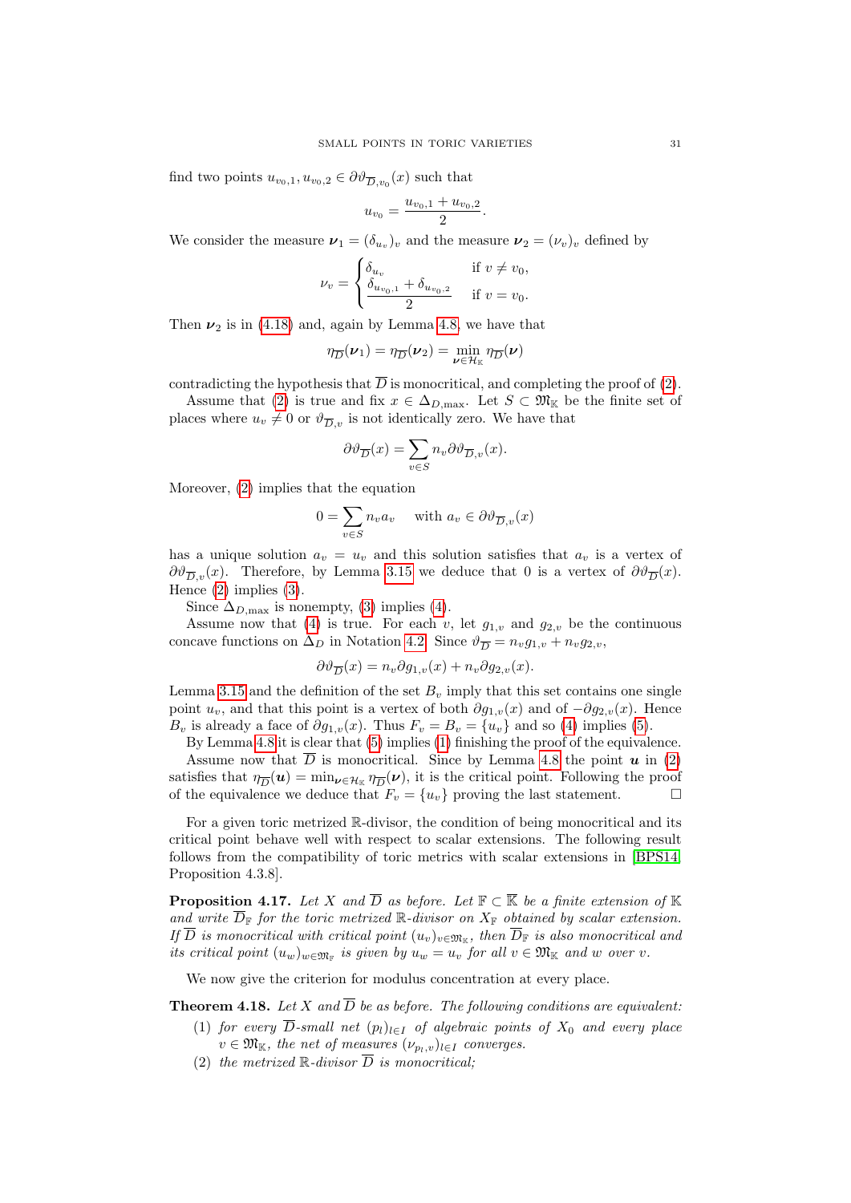find two points $u_{v_0,1}, u_{v_0,2} \in \partial\vartheta_{\overline{D},v_0}(x)$ such that

$$u_{v_0} = \frac{u_{v_0,1} + u_{v_0,2}}{2}.$$

We consider the measure $\boldsymbol{\nu}_1 = (\delta_{u_v})_v$ and the measure $\boldsymbol{\nu}_2 = (\nu_v)_v$ defined by

$$\nu_v = \begin{cases} \delta_{u_v} & \text{if } v \neq v_0, \\ \dfrac{\delta_{u_{v_0,1}} + \delta_{u_{v_0,2}}}{2} & \text{if } v = v_0. \end{cases}$$

Then $\boldsymbol{\nu}_2$ is in (4.18) and, again by Lemma 4.8, we have that

$$\eta_{\overline{D}}(\boldsymbol{\nu}_1) = \eta_{\overline{D}}(\boldsymbol{\nu}_2) = \min_{\boldsymbol{\nu} \in \mathcal{H}_{\mathbb{K}}} \eta_{\overline{D}}(\boldsymbol{\nu})$$

contradicting the hypothesis that $\overline{D}$ is monocritical, and completing the proof of (2).

Assume that (2) is true and fix $x \in \Delta_{D,\max}$. Let $S \subset \mathfrak{M}_{\mathbb{K}}$ be the finite set of places where $u_v \neq 0$ or $\vartheta_{\overline{D},v}$ is not identically zero. We have that

$$\partial\vartheta_{\overline{D}}(x) = \sum_{v \in S} n_v \partial\vartheta_{\overline{D},v}(x).$$

Moreover, (2) implies that the equation

$$0 = \sum_{v \in S} n_v a_v \quad \text{ with } a_v \in \partial\vartheta_{\overline{D},v}(x)$$

has a unique solution $a_v = u_v$ and this solution satisfies that $a_v$ is a vertex of $\partial\vartheta_{\overline{D},v}(x)$. Therefore, by Lemma 3.15 we deduce that 0 is a vertex of $\partial\vartheta_{\overline{D}}(x)$. Hence (2) implies (3).

Since $\Delta_{D,\max}$ is nonempty, (3) implies (4).

Assume now that (4) is true. For each $v$, let $g_{1,v}$ and $g_{2,v}$ be the continuous concave functions on $\Delta_D$ in Notation 4.2. Since $\vartheta_{\overline{D}} = n_v g_{1,v} + n_v g_{2,v}$,

$$\partial\vartheta_{\overline{D}}(x) = n_v \partial g_{1,v}(x) + n_v \partial g_{2,v}(x).$$

Lemma 3.15 and the definition of the set $B_v$ imply that this set contains one single point $u_v$, and that this point is a vertex of both $\partial g_{1,v}(x)$ and of $-\partial g_{2,v}(x)$. Hence $B_v$ is already a face of $\partial g_{1,v}(x)$. Thus $F_v = B_v = \{u_v\}$ and so (4) implies (5).

By Lemma 4.8 it is clear that (5) implies (1) finishing the proof of the equivalence.

Assume now that $\overline{D}$ is monocritical. Since by Lemma 4.8 the point $\boldsymbol{u}$ in (2) satisfies that $\eta_{\overline{D}}(\boldsymbol{u}) = \min_{\boldsymbol{\nu} \in \mathcal{H}_{\mathbb{K}}} \eta_{\overline{D}}(\boldsymbol{\nu})$, it is the critical point. Following the proof of the equivalence we deduce that $F_v = \{u_v\}$ proving the last statement. □

For a given toric metrized $\mathbb{R}$-divisor, the condition of being monocritical and its critical point behave well with respect to scalar extensions. The following result follows from the compatibility of toric metrics with scalar extensions in [BPS14, Proposition 4.3.8].

**Proposition 4.17.** *Let $X$ and $\overline{D}$ as before. Let $\mathbb{F} \subset \overline{\mathbb{K}}$ be a finite extension of $\mathbb{K}$ and write $\overline{D}_{\mathbb{F}}$ for the toric metrized $\mathbb{R}$-divisor on $X_{\mathbb{F}}$ obtained by scalar extension. If $\overline{D}$ is monocritical with critical point $(u_v)_{v \in \mathfrak{M}_{\mathbb{K}}}$, then $\overline{D}_{\mathbb{F}}$ is also monocritical and its critical point $(u_w)_{w \in \mathfrak{M}_{\mathbb{F}}}$ is given by $u_w = u_v$ for all $v \in \mathfrak{M}_{\mathbb{K}}$ and $w$ over $v$.*

We now give the criterion for modulus concentration at every place.

**Theorem 4.18.** *Let $X$ and $\overline{D}$ be as before. The following conditions are equivalent:*

1. *for every $\overline{D}$-small net $(p_l)_{l \in I}$ of algebraic points of $X_0$ and every place $v \in \mathfrak{M}_{\mathbb{K}}$, the net of measures $(\nu_{p_l,v})_{l \in I}$ converges.*
2. *the metrized $\mathbb{R}$-divisor $\overline{D}$ is monocritical;*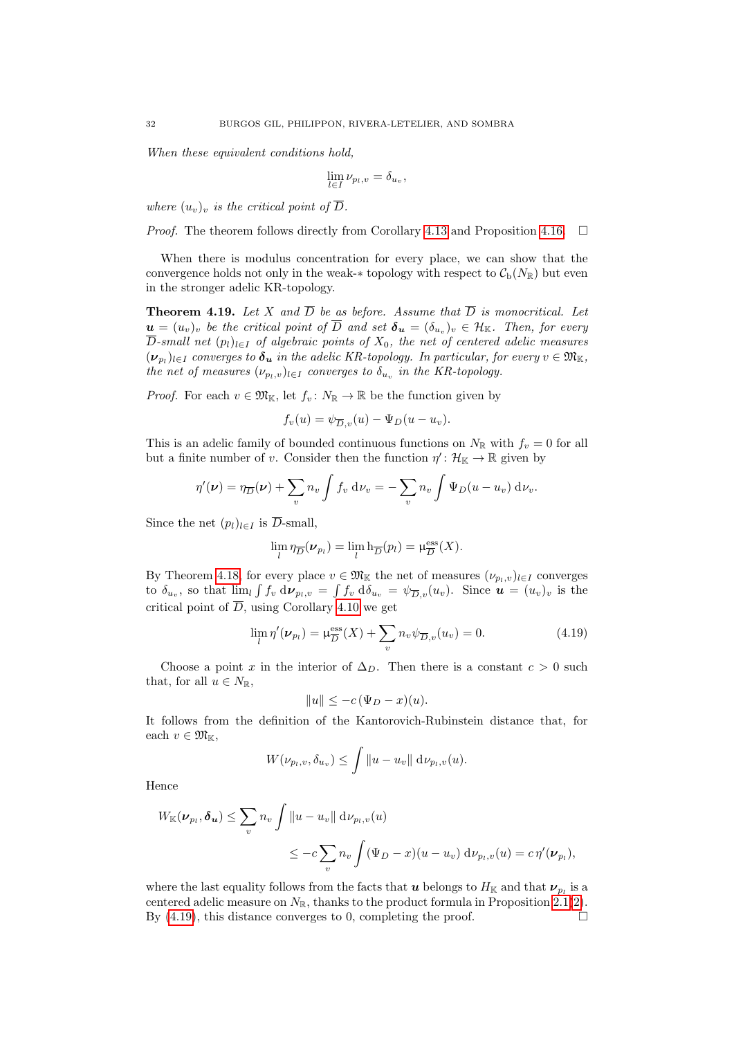*When these equivalent conditions hold,*

$$\lim_{l\in I} \nu_{p_l,v} = \delta_{u_v},$$

*where $(u_v)_v$ is the critical point of $\overline{D}$.*

*Proof.* The theorem follows directly from Corollary 4.13 and Proposition 4.16. $\square$

When there is modulus concentration for every place, we can show that the convergence holds not only in the weak-$*$ topology with respect to $\mathcal{C}_{\mathrm{b}}(N_{\mathbb{R}})$ but even in the stronger adelic KR-topology.

**Theorem 4.19.** *Let $X$ and $\overline{D}$ be as before. Assume that $\overline{D}$ is monocritical. Let $\boldsymbol{u} = (u_v)_v$ be the critical point of $\overline{D}$ and set $\boldsymbol{\delta_u} = (\delta_{u_v})_v \in \mathcal{H}_{\mathbb{K}}$. Then, for every $\overline{D}$-small net $(p_l)_{l\in I}$ of algebraic points of $X_0$, the net of centered adelic measures $(\boldsymbol{\nu}_{p_l})_{l\in I}$ converges to $\boldsymbol{\delta_u}$ in the adelic KR-topology. In particular, for every $v \in \mathfrak{M}_{\mathbb{K}}$, the net of measures $(\nu_{p_l,v})_{l\in I}$ converges to $\delta_{u_v}$ in the KR-topology.*

*Proof.* For each $v \in \mathfrak{M}_{\mathbb{K}}$, let $f_v \colon N_{\mathbb{R}} \to \mathbb{R}$ be the function given by

$$f_v(u) = \psi_{\overline{D},v}(u) - \Psi_D(u - u_v).$$

This is an adelic family of bounded continuous functions on $N_{\mathbb{R}}$ with $f_v = 0$ for all but a finite number of $v$. Consider then the function $\eta' \colon \mathcal{H}_{\mathbb{K}} \to \mathbb{R}$ given by

$$\eta'(\boldsymbol{\nu}) = \eta_{\overline{D}}(\boldsymbol{\nu}) + \sum_v n_v \int f_v \, \mathrm{d}\nu_v = -\sum_v n_v \int \Psi_D(u - u_v) \, \mathrm{d}\nu_v.$$

Since the net $(p_l)_{l\in I}$ is $\overline{D}$-small,

$$\lim_l \eta_{\overline{D}}(\boldsymbol{\nu}_{p_l}) = \lim_l \mathrm{h}_{\overline{D}}(p_l) = \upmu^{\mathrm{ess}}_{\overline{D}}(X).$$

By Theorem 4.18, for every place $v \in \mathfrak{M}_{\mathbb{K}}$ the net of measures $(\nu_{p_l,v})_{l\in I}$ converges to $\delta_{u_v}$, so that $\lim_l \int f_v \, \mathrm{d}\boldsymbol{\nu}_{p_l,v} = \int f_v \, \mathrm{d}\delta_{u_v} = \psi_{\overline{D},v}(u_v)$. Since $\boldsymbol{u} = (u_v)_v$ is the critical point of $\overline{D}$, using Corollary 4.10 we get

$$\lim_l \eta'(\boldsymbol{\nu}_{p_l}) = \upmu^{\mathrm{ess}}_{\overline{D}}(X) + \sum_v n_v \psi_{\overline{D},v}(u_v) = 0. \tag{4.19}$$

Choose a point $x$ in the interior of $\Delta_D$. Then there is a constant $c > 0$ such that, for all $u \in N_{\mathbb{R}}$,

$$\|u\| \leq -c\,(\Psi_D - x)(u).$$

It follows from the definition of the Kantorovich-Rubinstein distance that, for each $v \in \mathfrak{M}_{\mathbb{K}}$,

$$W(\nu_{p_l,v}, \delta_{u_v}) \leq \int \|u - u_v\| \, \mathrm{d}\nu_{p_l,v}(u).$$

Hence

$$\begin{aligned} W_{\mathbb{K}}(\boldsymbol{\nu}_{p_l}, \boldsymbol{\delta_u}) &\leq \sum_v n_v \int \|u - u_v\| \, \mathrm{d}\nu_{p_l,v}(u) \\ &\leq -c \sum_v n_v \int (\Psi_D - x)(u - u_v) \, \mathrm{d}\nu_{p_l,v}(u) = c\, \eta'(\boldsymbol{\nu}_{p_l}), \end{aligned}$$

where the last equality follows from the facts that $\boldsymbol{u}$ belongs to $H_{\mathbb{K}}$ and that $\boldsymbol{\nu}_{p_l}$ is a centered adelic measure on $N_{\mathbb{R}}$, thanks to the product formula in Proposition 2.1(2). By (4.19), this distance converges to 0, completing the proof. $\square$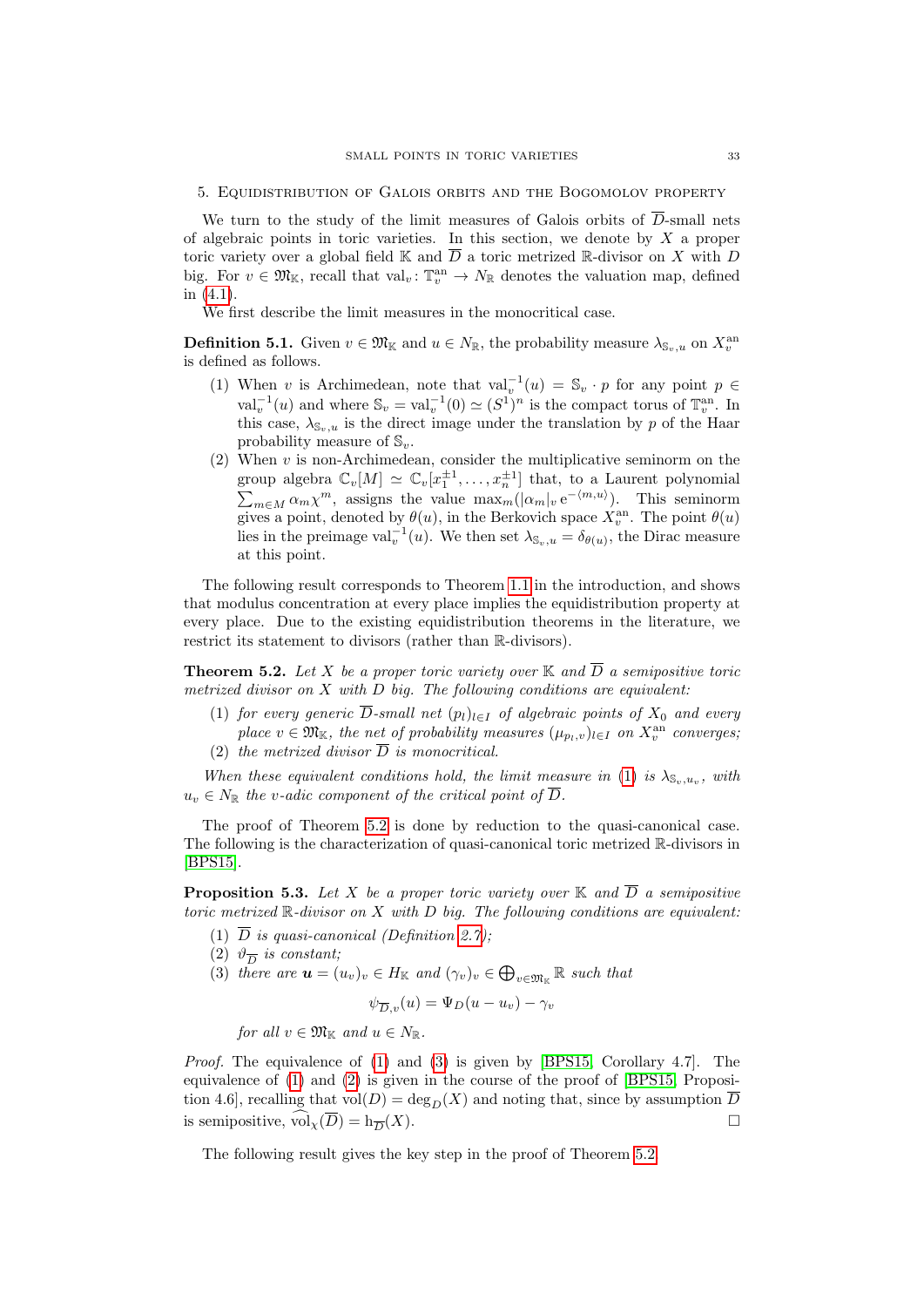## 5. Equidistribution of Galois orbits and the Bogomolov property

We turn to the study of the limit measures of Galois orbits of $\overline{D}$-small nets of algebraic points in toric varieties. In this section, we denote by $X$ a proper toric variety over a global field $\mathbb{K}$ and $\overline{D}$ a toric metrized $\mathbb{R}$-divisor on $X$ with $D$ big. For $v \in \mathfrak{M}_{\mathbb{K}}$, recall that $\mathrm{val}_v \colon \mathbb{T}_v^{\mathrm{an}} \to N_{\mathbb{R}}$ denotes the valuation map, defined in (4.1).

We first describe the limit measures in the monocritical case.

**Definition 5.1.** Given $v \in \mathfrak{M}_{\mathbb{K}}$ and $u \in N_{\mathbb{R}}$, the probability measure $\lambda_{\mathbb{S}_v,u}$ on $X_v^{\mathrm{an}}$ is defined as follows.

1. When $v$ is Archimedean, note that $\mathrm{val}_v^{-1}(u) = \mathbb{S}_v \cdot p$ for any point $p \in \mathrm{val}_v^{-1}(u)$ and where $\mathbb{S}_v = \mathrm{val}_v^{-1}(0) \simeq (S^1)^n$ is the compact torus of $\mathbb{T}_v^{\mathrm{an}}$. In this case, $\lambda_{\mathbb{S}_v,u}$ is the direct image under the translation by $p$ of the Haar probability measure of $\mathbb{S}_v$.
2. When $v$ is non-Archimedean, consider the multiplicative seminorm on the group algebra $\mathbb{C}_v[M] \simeq \mathbb{C}_v[x_1^{\pm 1}, \dots, x_n^{\pm 1}]$ that, to a Laurent polynomial $\sum_{m \in M} \alpha_m \chi^m$, assigns the value $\max_m(|\alpha_m|_v \, \mathrm{e}^{-\langle m,u\rangle})$. This seminorm gives a point, denoted by $\theta(u)$, in the Berkovich space $X_v^{\mathrm{an}}$. The point $\theta(u)$ lies in the preimage $\mathrm{val}_v^{-1}(u)$. We then set $\lambda_{\mathbb{S}_v,u} = \delta_{\theta(u)}$, the Dirac measure at this point.

The following result corresponds to Theorem 1.1 in the introduction, and shows that modulus concentration at every place implies the equidistribution property at every place. Due to the existing equidistribution theorems in the literature, we restrict its statement to divisors (rather than $\mathbb{R}$-divisors).

**Theorem 5.2.** *Let $X$ be a proper toric variety over $\mathbb{K}$ and $\overline{D}$ a semipositive toric metrized divisor on $X$ with $D$ big. The following conditions are equivalent:*

1. *for every generic $\overline{D}$-small net $(p_l)_{l \in I}$ of algebraic points of $X_0$ and every place $v \in \mathfrak{M}_{\mathbb{K}}$, the net of probability measures $(\mu_{p_l,v})_{l \in I}$ on $X_v^{\mathrm{an}}$ converges;*
2. *the metrized divisor $\overline{D}$ is monocritical.*

*When these equivalent conditions hold, the limit measure in (1) is $\lambda_{\mathbb{S}_v,u_v}$, with $u_v \in N_{\mathbb{R}}$ the $v$-adic component of the critical point of $\overline{D}$.*

The proof of Theorem 5.2 is done by reduction to the quasi-canonical case. The following is the characterization of quasi-canonical toric metrized $\mathbb{R}$-divisors in [BPS15].

**Proposition 5.3.** *Let $X$ be a proper toric variety over $\mathbb{K}$ and $\overline{D}$ a semipositive toric metrized $\mathbb{R}$-divisor on $X$ with $D$ big. The following conditions are equivalent:*

1. *$\overline{D}$ is quasi-canonical (Definition 2.7);*
2. *$\vartheta_{\overline{D}}$ is constant;*
3. *there are $\boldsymbol{u} = (u_v)_v \in H_{\mathbb{K}}$ and $(\gamma_v)_v \in \bigoplus_{v \in \mathfrak{M}_{\mathbb{K}}} \mathbb{R}$ such that*
$$\psi_{\overline{D},v}(u) = \Psi_D(u - u_v) - \gamma_v$$
*for all $v \in \mathfrak{M}_{\mathbb{K}}$ and $u \in N_{\mathbb{R}}$.*

*Proof.* The equivalence of (1) and (3) is given by [BPS15, Corollary 4.7]. The equivalence of (1) and (2) is given in the course of the proof of [BPS15, Proposition 4.6], recalling that $\mathrm{vol}(D) = \deg_D(X)$ and noting that, since by assumption $\overline{D}$ is semipositive, $\widehat{\mathrm{vol}}_{\chi}(\overline{D}) = \mathrm{h}_{\overline{D}}(X)$. $\square$

The following result gives the key step in the proof of Theorem 5.2.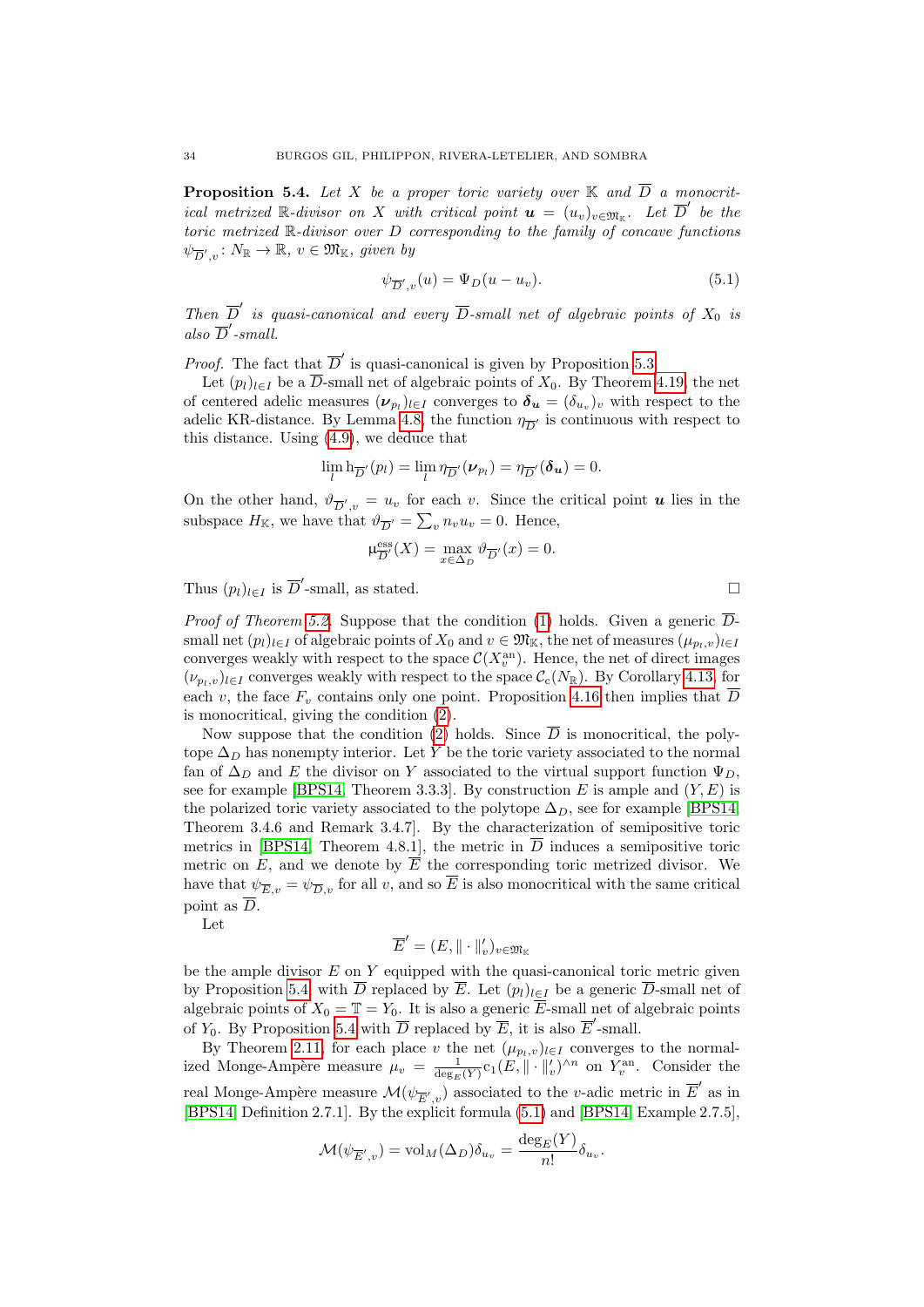**Proposition 5.4.** *Let $X$ be a proper toric variety over $\mathbb{K}$ and $\overline{D}$ a monocritical metrized $\mathbb{R}$-divisor on $X$ with critical point $\boldsymbol{u} = (u_v)_{v \in \mathfrak{M}_{\mathbb{K}}}$. Let $\overline{D}'$ be the toric metrized $\mathbb{R}$-divisor over $D$ corresponding to the family of concave functions $\psi_{\overline{D}',v} \colon N_{\mathbb{R}} \to \mathbb{R}$, $v \in \mathfrak{M}_{\mathbb{K}}$, given by*

$$\psi_{\overline{D}',v}(u) = \Psi_D(u - u_v). \tag{5.1}$$

*Then $\overline{D}'$ is quasi-canonical and every $\overline{D}$-small net of algebraic points of $X_0$ is also $\overline{D}'$-small.*

*Proof.* The fact that $\overline{D}'$ is quasi-canonical is given by Proposition 5.3.

Let $(p_l)_{l \in I}$ be a $\overline{D}$-small net of algebraic points of $X_0$. By Theorem 4.19, the net of centered adelic measures $(\boldsymbol{\nu}_{p_l})_{l \in I}$ converges to $\boldsymbol{\delta_u} = (\delta_{u_v})_v$ with respect to the adelic KR-distance. By Lemma 4.8, the function $\eta_{\overline{D}'}$ is continuous with respect to this distance. Using (4.9), we deduce that

$$\lim_l \mathrm{h}_{\overline{D}'}(p_l) = \lim_l \eta_{\overline{D}'}(\boldsymbol{\nu}_{p_l}) = \eta_{\overline{D}'}(\boldsymbol{\delta_u}) = 0.$$

On the other hand, $\vartheta_{\overline{D}',v} = u_v$ for each $v$. Since the critical point $\boldsymbol{u}$ lies in the subspace $H_{\mathbb{K}}$, we have that $\vartheta_{\overline{D}'} = \sum_v n_v u_v = 0$. Hence,

$$\mu^{\mathrm{ess}}_{\overline{D}'}(X) = \max_{x \in \Delta_D} \vartheta_{\overline{D}'}(x) = 0.$$

Thus $(p_l)_{l \in I}$ is $\overline{D}'$-small, as stated. $\square$

*Proof of Theorem 5.2.* Suppose that the condition (1) holds. Given a generic $\overline{D}$-small net $(p_l)_{l \in I}$ of algebraic points of $X_0$ and $v \in \mathfrak{M}_{\mathbb{K}}$, the net of measures $(\mu_{p_l,v})_{l \in I}$ converges weakly with respect to the space $\mathcal{C}(X_v^{\mathrm{an}})$. Hence, the net of direct images $(\nu_{p_l,v})_{l \in I}$ converges weakly with respect to the space $\mathcal{C}_{\mathrm{c}}(N_{\mathbb{R}})$. By Corollary 4.13, for each $v$, the face $F_v$ contains only one point. Proposition 4.16 then implies that $\overline{D}$ is monocritical, giving the condition (2).

Now suppose that the condition (2) holds. Since $\overline{D}$ is monocritical, the polytope $\Delta_D$ has nonempty interior. Let $Y$ be the toric variety associated to the normal fan of $\Delta_D$ and $E$ the divisor on $Y$ associated to the virtual support function $\Psi_D$, see for example [BPS14, Theorem 3.3.3]. By construction $E$ is ample and $(Y, E)$ is the polarized toric variety associated to the polytope $\Delta_D$, see for example [BPS14, Theorem 3.4.6 and Remark 3.4.7]. By the characterization of semipositive toric metrics in [BPS14, Theorem 4.8.1], the metric in $\overline{D}$ induces a semipositive toric metric on $E$, and we denote by $\overline{E}$ the corresponding toric metrized divisor. We have that $\psi_{\overline{E},v} = \psi_{\overline{D},v}$ for all $v$, and so $\overline{E}$ is also monocritical with the same critical point as $\overline{D}$.

Let

$$\overline{E}' = (E, \|\cdot\|'_v)_{v \in \mathfrak{M}_{\mathbb{K}}}$$

be the ample divisor $E$ on $Y$ equipped with the quasi-canonical toric metric given by Proposition 5.4 with $\overline{D}$ replaced by $\overline{E}$. Let $(p_l)_{l \in I}$ be a generic $\overline{D}$-small net of algebraic points of $X_0 = \mathbb{T} = Y_0$. It is also a generic $\overline{E}$-small net of algebraic points of $Y_0$. By Proposition 5.4 with $\overline{D}$ replaced by $\overline{E}$, it is also $\overline{E}'$-small.

By Theorem 2.11, for each place $v$ the net $(\mu_{p_l,v})_{l \in I}$ converges to the normalized Monge-Ampère measure $\mu_v = \frac{1}{\deg_E(Y)} \mathrm{c}_1(E, \|\cdot\|'_v)^{\wedge n}$ on $Y_v^{\mathrm{an}}$. Consider the real Monge-Ampère measure $\mathcal{M}(\psi_{\overline{E}',v})$ associated to the $v$-adic metric in $\overline{E}'$ as in [BPS14, Definition 2.7.1]. By the explicit formula (5.1) and [BPS14, Example 2.7.5],

$$\mathcal{M}(\psi_{\overline{E}',v}) = \mathrm{vol}_M(\Delta_D)\delta_{u_v} = \frac{\deg_E(Y)}{n!}\delta_{u_v}.$$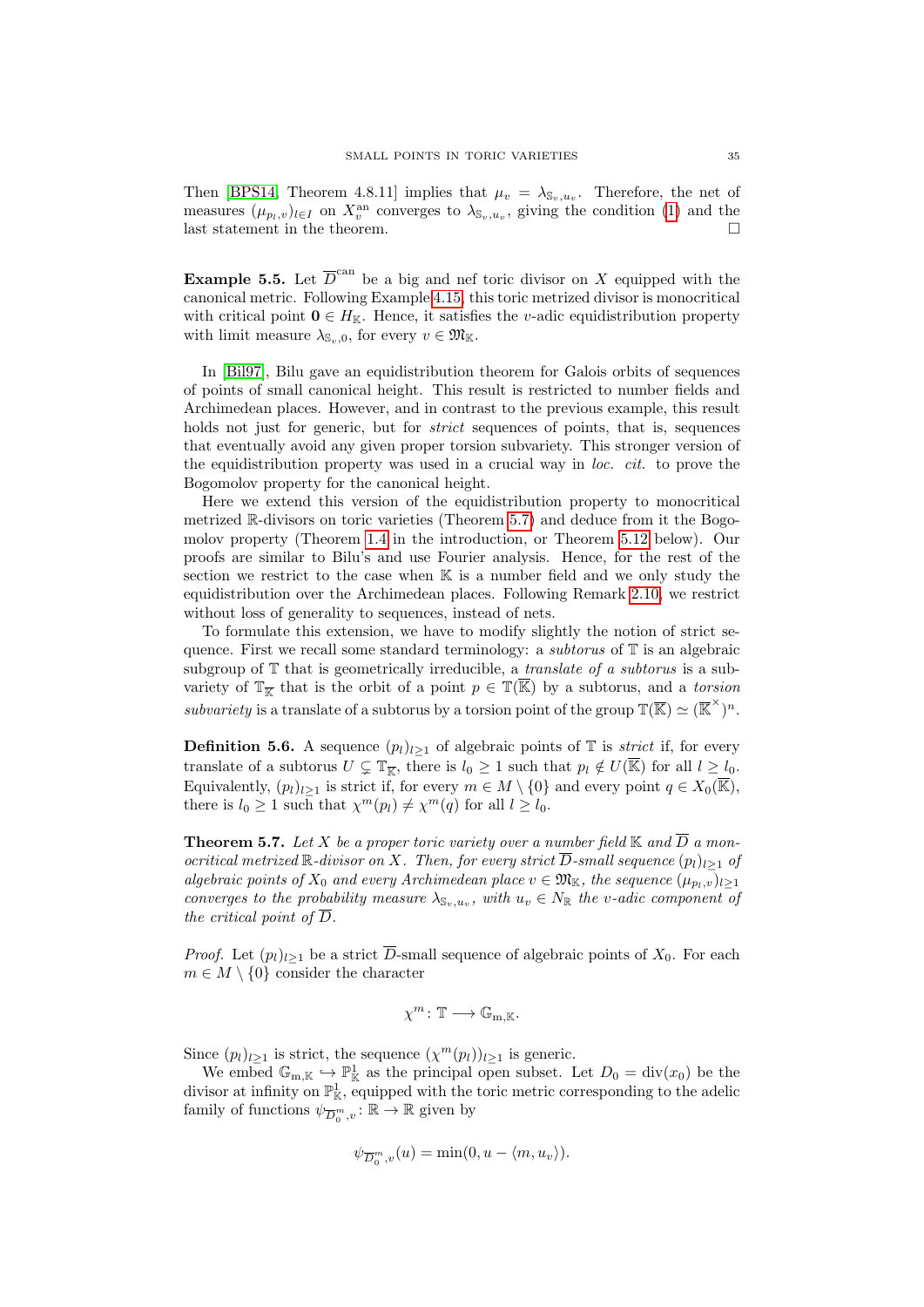Then [BPS14, Theorem 4.8.11] implies that $\mu_v = \lambda_{\mathbb{S}_v,u_v}$. Therefore, the net of measures $(\mu_{p_l,v})_{l\in I}$ on $X_v^{\mathrm{an}}$ converges to $\lambda_{\mathbb{S}_v,u_v}$, giving the condition (1) and the last statement in the theorem. □

**Example 5.5.** Let $\overline{D}^{\mathrm{can}}$ be a big and nef toric divisor on $X$ equipped with the canonical metric. Following Example 4.15, this toric metrized divisor is monocritical with critical point $\mathbf{0} \in H_{\mathbb{K}}$. Hence, it satisfies the $v$-adic equidistribution property with limit measure $\lambda_{\mathbb{S}_v,0}$, for every $v \in \mathfrak{M}_{\mathbb{K}}$.

In [Bil97], Bilu gave an equidistribution theorem for Galois orbits of sequences of points of small canonical height. This result is restricted to number fields and Archimedean places. However, and in contrast to the previous example, this result holds not just for generic, but for *strict* sequences of points, that is, sequences that eventually avoid any given proper torsion subvariety. This stronger version of the equidistribution property was used in a crucial way in *loc. cit.* to prove the Bogomolov property for the canonical height.

Here we extend this version of the equidistribution property to monocritical metrized $\mathbb{R}$-divisors on toric varieties (Theorem 5.7) and deduce from it the Bogomolov property (Theorem 1.4 in the introduction, or Theorem 5.12 below). Our proofs are similar to Bilu's and use Fourier analysis. Hence, for the rest of the section we restrict to the case when $\mathbb{K}$ is a number field and we only study the equidistribution over the Archimedean places. Following Remark 2.10, we restrict without loss of generality to sequences, instead of nets.

To formulate this extension, we have to modify slightly the notion of strict sequence. First we recall some standard terminology: a *subtorus* of $\mathbb{T}$ is an algebraic subgroup of $\mathbb{T}$ that is geometrically irreducible, a *translate of a subtorus* is a subvariety of $\mathbb{T}_{\overline{\mathbb{K}}}$ that is the orbit of a point $p \in \mathbb{T}(\overline{\mathbb{K}})$ by a subtorus, and a *torsion subvariety* is a translate of a subtorus by a torsion point of the group $\mathbb{T}(\overline{\mathbb{K}}) \simeq (\overline{\mathbb{K}}^{\times})^n$.

**Definition 5.6.** A sequence $(p_l)_{l\geq 1}$ of algebraic points of $\mathbb{T}$ is *strict* if, for every translate of a subtorus $U \subsetneq \mathbb{T}_{\overline{\mathbb{K}}}$, there is $l_0 \geq 1$ such that $p_l \notin U(\overline{\mathbb{K}})$ for all $l \geq l_0$. Equivalently, $(p_l)_{l\geq 1}$ is strict if, for every $m \in M \setminus \{0\}$ and every point $q \in X_0(\overline{\mathbb{K}})$, there is $l_0 \geq 1$ such that $\chi^m(p_l) \neq \chi^m(q)$ for all $l \geq l_0$.

**Theorem 5.7.** *Let $X$ be a proper toric variety over a number field $\mathbb{K}$ and $\overline{D}$ a monocritical metrized $\mathbb{R}$-divisor on $X$. Then, for every strict $\overline{D}$-small sequence $(p_l)_{l\geq 1}$ of algebraic points of $X_0$ and every Archimedean place $v \in \mathfrak{M}_{\mathbb{K}}$, the sequence $(\mu_{p_l,v})_{l\geq 1}$ converges to the probability measure $\lambda_{\mathbb{S}_v,u_v}$, with $u_v \in N_{\mathbb{R}}$ the $v$-adic component of the critical point of $\overline{D}$.*

*Proof.* Let $(p_l)_{l\geq 1}$ be a strict $\overline{D}$-small sequence of algebraic points of $X_0$. For each $m \in M \setminus \{0\}$ consider the character

$$\chi^m \colon \mathbb{T} \longrightarrow \mathbb{G}_{\mathrm{m},\mathbb{K}}.$$

Since $(p_l)_{l\geq 1}$ is strict, the sequence $(\chi^m(p_l))_{l\geq 1}$ is generic.

We embed $\mathbb{G}_{\mathrm{m},\mathbb{K}} \hookrightarrow \mathbb{P}^1_{\mathbb{K}}$ as the principal open subset. Let $D_0 = \mathrm{div}(x_0)$ be the divisor at infinity on $\mathbb{P}^1_{\mathbb{K}}$, equipped with the toric metric corresponding to the adelic family of functions $\psi_{\overline{D}_0^m,v} \colon \mathbb{R} \to \mathbb{R}$ given by

$$\psi_{\overline{D}_0^m,v}(u) = \min(0, u - \langle m, u_v\rangle).$$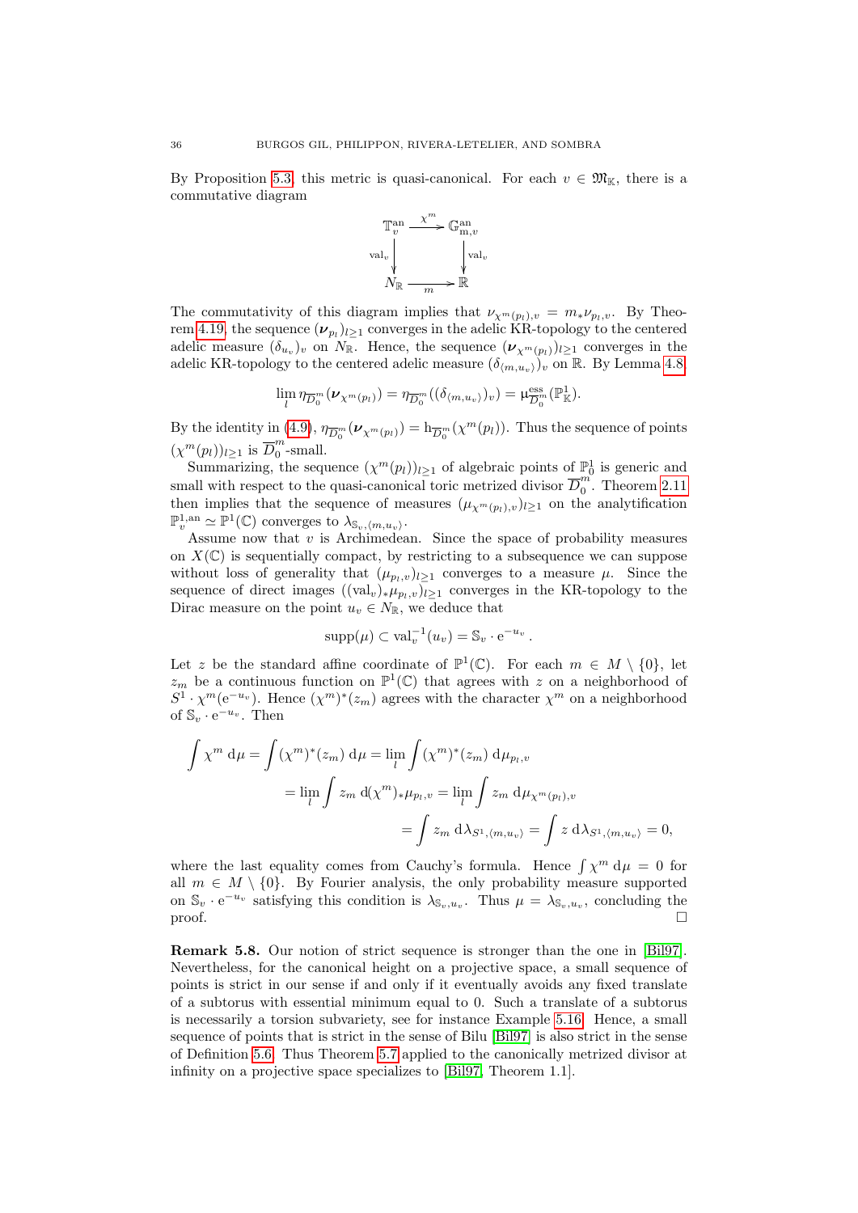By Proposition 5.3, this metric is quasi-canonical. For each $v \in \mathfrak{M}_{\mathbb{K}}$, there is a commutative diagram

$$\begin{array}{ccc} \mathbb{T}_v^{\mathrm{an}} & \xrightarrow{\chi^m} & \mathbb{G}_{\mathrm{m},v}^{\mathrm{an}} \\ {\scriptstyle \mathrm{val}_v}\downarrow & & \downarrow{\scriptstyle \mathrm{val}_v} \\ N_{\mathbb{R}} & \xrightarrow[m]{} & \mathbb{R} \end{array}$$

The commutativity of this diagram implies that $\nu_{\chi^m(p_l),v} = m_*\nu_{p_l,v}$. By Theorem 4.19, the sequence $(\boldsymbol{\nu}_{p_l})_{l\geq 1}$ converges in the adelic KR-topology to the centered adelic measure $(\delta_{u_v})_v$ on $N_{\mathbb{R}}$. Hence, the sequence $(\boldsymbol{\nu}_{\chi^m(p_l)})_{l\geq 1}$ converges in the adelic KR-topology to the centered adelic measure $(\delta_{\langle m,u_v\rangle})_v$ on $\mathbb{R}$. By Lemma 4.8,

$$\lim_l \eta_{\overline{D}_0^m}(\boldsymbol{\nu}_{\chi^m(p_l)}) = \eta_{\overline{D}_0^m}((\delta_{\langle m,u_v\rangle})_v) = \upmu^{\mathrm{ess}}_{\overline{D}_0^m}(\mathbb{P}^1_{\mathbb{K}}).$$

By the identity in (4.9), $\eta_{\overline{D}_0^m}(\boldsymbol{\nu}_{\chi^m(p_l)}) = \mathrm{h}_{\overline{D}_0^m}(\chi^m(p_l))$. Thus the sequence of points $(\chi^m(p_l))_{l\geq 1}$ is $\overline{D}_0^m$-small.

Summarizing, the sequence $(\chi^m(p_l))_{l\geq 1}$ of algebraic points of $\mathbb{P}^1_0$ is generic and small with respect to the quasi-canonical toric metrized divisor $\overline{D}_0^m$. Theorem 2.11 then implies that the sequence of measures $(\mu_{\chi^m(p_l),v})_{l\geq 1}$ on the analytification $\mathbb{P}^{1,\mathrm{an}}_v \simeq \mathbb{P}^1(\mathbb{C})$ converges to $\lambda_{\mathbb{S}_v,\langle m,u_v\rangle}$.

Assume now that $v$ is Archimedean. Since the space of probability measures on $X(\mathbb{C})$ is sequentially compact, by restricting to a subsequence we can suppose without loss of generality that $(\mu_{p_l,v})_{l\geq 1}$ converges to a measure $\mu$. Since the sequence of direct images $((\mathrm{val}_v)_*\mu_{p_l,v})_{l\geq 1}$ converges in the KR-topology to the Dirac measure on the point $u_v \in N_{\mathbb{R}}$, we deduce that

$$\mathrm{supp}(\mu) \subset \mathrm{val}_v^{-1}(u_v) = \mathbb{S}_v \cdot \mathrm{e}^{-u_v}.$$

Let $z$ be the standard affine coordinate of $\mathbb{P}^1(\mathbb{C})$. For each $m \in M \setminus \{0\}$, let $z_m$ be a continuous function on $\mathbb{P}^1(\mathbb{C})$ that agrees with $z$ on a neighborhood of $S^1 \cdot \chi^m(\mathrm{e}^{-u_v})$. Hence $(\chi^m)^*(z_m)$ agrees with the character $\chi^m$ on a neighborhood of $\mathbb{S}_v \cdot \mathrm{e}^{-u_v}$. Then

$$\begin{aligned}\int \chi^m \,\mathrm{d}\mu = \int (\chi^m)^*(z_m)\,\mathrm{d}\mu &= \lim_l \int (\chi^m)^*(z_m)\,\mathrm{d}\mu_{p_l,v} \\ &= \lim_l \int z_m \,\mathrm{d}(\chi^m)_*\mu_{p_l,v} = \lim_l \int z_m\,\mathrm{d}\mu_{\chi^m(p_l),v} \\ &= \int z_m\,\mathrm{d}\lambda_{S^1,\langle m,u_v\rangle} = \int z\,\mathrm{d}\lambda_{S^1,\langle m,u_v\rangle} = 0,\end{aligned}$$

where the last equality comes from Cauchy's formula. Hence $\int \chi^m\,\mathrm{d}\mu = 0$ for all $m \in M\setminus\{0\}$. By Fourier analysis, the only probability measure supported on $\mathbb{S}_v \cdot \mathrm{e}^{-u_v}$ satisfying this condition is $\lambda_{\mathbb{S}_v,u_v}$. Thus $\mu = \lambda_{\mathbb{S}_v,u_v}$, concluding the proof. $\square$

**Remark 5.8.** Our notion of strict sequence is stronger than the one in [Bil97]. Nevertheless, for the canonical height on a projective space, a small sequence of points is strict in our sense if and only if it eventually avoids any fixed translate of a subtorus with essential minimum equal to 0. Such a translate of a subtorus is necessarily a torsion subvariety, see for instance Example 5.16. Hence, a small sequence of points that is strict in the sense of Bilu [Bil97] is also strict in the sense of Definition 5.6. Thus Theorem 5.7 applied to the canonically metrized divisor at infinity on a projective space specializes to [Bil97, Theorem 1.1].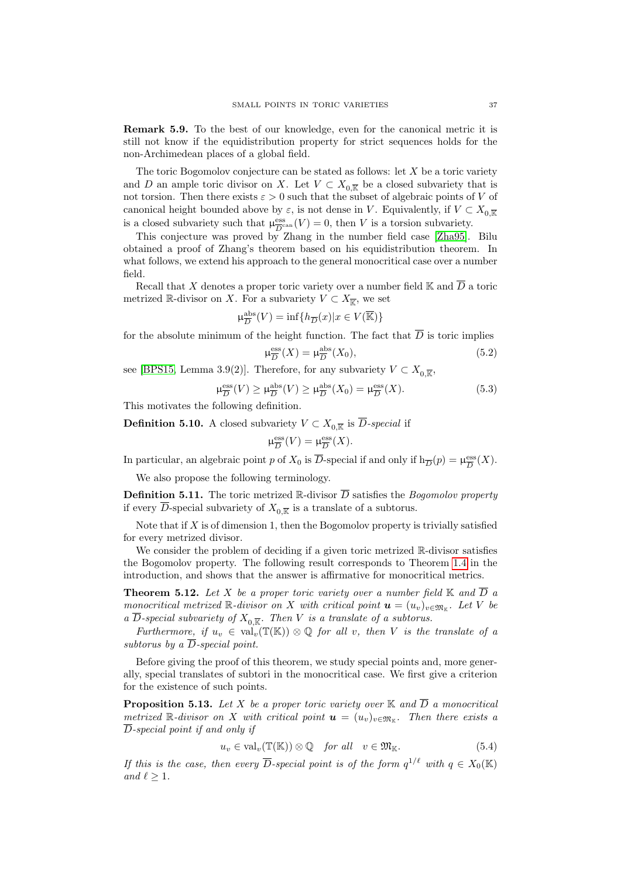**Remark 5.9.** To the best of our knowledge, even for the canonical metric it is still not know if the equidistribution property for strict sequences holds for the non-Archimedean places of a global field.

The toric Bogomolov conjecture can be stated as follows: let $X$ be a toric variety and $D$ an ample toric divisor on $X$. Let $V \subset X_{0,\overline{\mathbb{K}}}$ be a closed subvariety that is not torsion. Then there exists $\varepsilon > 0$ such that the subset of algebraic points of $V$ of canonical height bounded above by $\varepsilon$, is not dense in $V$. Equivalently, if $V \subset X_{0,\overline{\mathbb{K}}}$ is a closed subvariety such that $\upmu^{\mathrm{ess}}_{\overline{D}^{\mathrm{can}}}(V) = 0$, then $V$ is a torsion subvariety.

This conjecture was proved by Zhang in the number field case [Zha95]. Bilu obtained a proof of Zhang's theorem based on his equidistribution theorem. In what follows, we extend his approach to the general monocritical case over a number field.

Recall that $X$ denotes a proper toric variety over a number field $\mathbb{K}$ and $\overline{D}$ a toric metrized $\mathbb{R}$-divisor on $X$. For a subvariety $V \subset X_{\overline{\mathbb{K}}}$, we set

$$\upmu^{\mathrm{abs}}_{\overline{D}}(V) = \inf\{h_{\overline{D}}(x) | x \in V(\overline{\mathbb{K}})\}$$

for the absolute minimum of the height function. The fact that $\overline{D}$ is toric implies

$$\upmu^{\mathrm{ess}}_{\overline{D}}(X) = \upmu^{\mathrm{abs}}_{\overline{D}}(X_0), \tag{5.2}$$

see [BPS15, Lemma 3.9(2)]. Therefore, for any subvariety $V \subset X_{0,\overline{\mathbb{K}}}$,

$$\upmu^{\mathrm{ess}}_{\overline{D}}(V) \geq \upmu^{\mathrm{abs}}_{\overline{D}}(V) \geq \upmu^{\mathrm{abs}}_{\overline{D}}(X_0) = \upmu^{\mathrm{ess}}_{\overline{D}}(X). \tag{5.3}$$

This motivates the following definition.

**Definition 5.10.** A closed subvariety $V \subset X_{0,\overline{\mathbb{K}}}$ is *$\overline{D}$-special* if

$$\upmu^{\mathrm{ess}}_{\overline{D}}(V) = \upmu^{\mathrm{ess}}_{\overline{D}}(X).$$

In particular, an algebraic point $p$ of $X_0$ is $\overline{D}$-special if and only if $\mathrm{h}_{\overline{D}}(p) = \upmu^{\mathrm{ess}}_{\overline{D}}(X)$.

We also propose the following terminology.

**Definition 5.11.** The toric metrized $\mathbb{R}$-divisor $\overline{D}$ satisfies the *Bogomolov property* if every $\overline{D}$-special subvariety of $X_{0,\overline{\mathbb{K}}}$ is a translate of a subtorus.

Note that if $X$ is of dimension 1, then the Bogomolov property is trivially satisfied for every metrized divisor.

We consider the problem of deciding if a given toric metrized $\mathbb{R}$-divisor satisfies the Bogomolov property. The following result corresponds to Theorem 1.4 in the introduction, and shows that the answer is affirmative for monocritical metrics.

**Theorem 5.12.** *Let $X$ be a proper toric variety over a number field $\mathbb{K}$ and $\overline{D}$ a monocritical metrized $\mathbb{R}$-divisor on $X$ with critical point $\boldsymbol{u} = (u_v)_{v \in \mathfrak{M}_{\mathbb{K}}}$. Let $V$ be a $\overline{D}$-special subvariety of $X_{0,\overline{\mathbb{K}}}$. Then $V$ is a translate of a subtorus.*

*Furthermore, if $u_v \in \mathrm{val}_v(\mathbb{T}(\mathbb{K})) \otimes \mathbb{Q}$ for all $v$, then $V$ is the translate of a subtorus by a $\overline{D}$-special point.*

Before giving the proof of this theorem, we study special points and, more generally, special translates of subtori in the monocritical case. We first give a criterion for the existence of such points.

**Proposition 5.13.** *Let $X$ be a proper toric variety over $\mathbb{K}$ and $\overline{D}$ a monocritical metrized $\mathbb{R}$-divisor on $X$ with critical point $\boldsymbol{u} = (u_v)_{v \in \mathfrak{M}_{\mathbb{K}}}$. Then there exists a $\overline{D}$-special point if and only if*

$$u_v \in \mathrm{val}_v(\mathbb{T}(\mathbb{K})) \otimes \mathbb{Q} \quad \text{for all} \quad v \in \mathfrak{M}_{\mathbb{K}}. \tag{5.4}$$

*If this is the case, then every $\overline{D}$-special point is of the form $q^{1/\ell}$ with $q \in X_0(\mathbb{K})$ and $\ell \geq 1$.*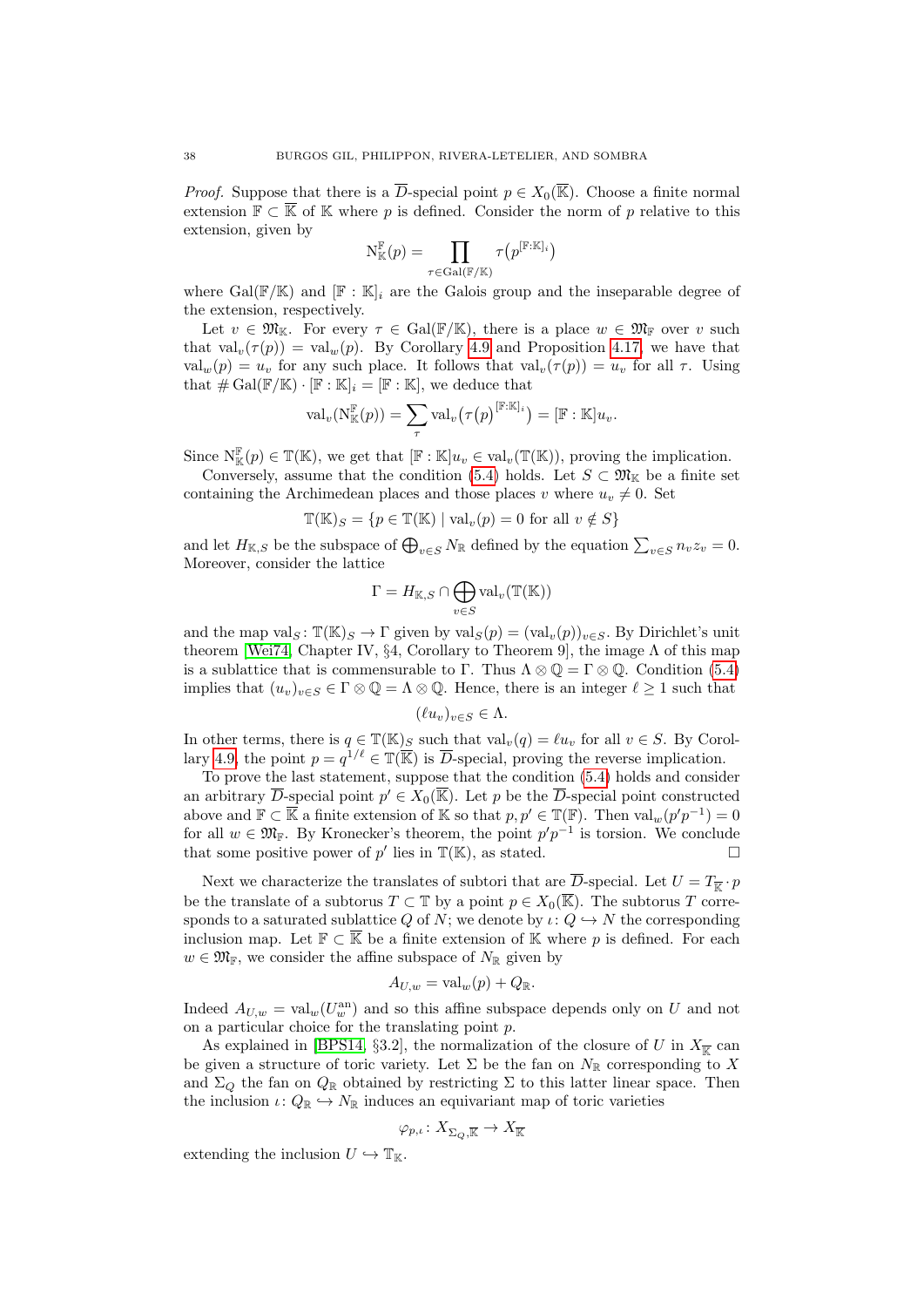*Proof.* Suppose that there is a $\overline{D}$-special point $p \in X_0(\overline{\mathbb{K}})$. Choose a finite normal extension $\mathbb{F} \subset \overline{\mathbb{K}}$ of $\mathbb{K}$ where $p$ is defined. Consider the norm of $p$ relative to this extension, given by

$$\mathrm{N}_{\mathbb{K}}^{\mathbb{F}}(p) = \prod_{\tau \in \mathrm{Gal}(\mathbb{F}/\mathbb{K})} \tau\big(p^{[\mathbb{F}:\mathbb{K}]_i}\big)$$

where $\mathrm{Gal}(\mathbb{F}/\mathbb{K})$ and $[\mathbb{F} : \mathbb{K}]_i$ are the Galois group and the inseparable degree of the extension, respectively.

Let $v \in \mathfrak{M}_{\mathbb{K}}$. For every $\tau \in \mathrm{Gal}(\mathbb{F}/\mathbb{K})$, there is a place $w \in \mathfrak{M}_{\mathbb{F}}$ over $v$ such that $\mathrm{val}_v(\tau(p)) = \mathrm{val}_w(p)$. By Corollary 4.9 and Proposition 4.17, we have that $\mathrm{val}_w(p) = u_v$ for any such place. It follows that $\mathrm{val}_v(\tau(p)) = u_v$ for all $\tau$. Using that $\# \mathrm{Gal}(\mathbb{F}/\mathbb{K}) \cdot [\mathbb{F} : \mathbb{K}]_i = [\mathbb{F} : \mathbb{K}]$, we deduce that

$$\mathrm{val}_v(\mathrm{N}_{\mathbb{K}}^{\mathbb{F}}(p)) = \sum_{\tau} \mathrm{val}_v\big(\tau\big(p\big)^{[\mathbb{F}:\mathbb{K}]_i}\big) = [\mathbb{F} : \mathbb{K}]u_v.$$

Since $\mathrm{N}_{\mathbb{K}}^{\mathbb{F}}(p) \in \mathbb{T}(\mathbb{K})$, we get that $[\mathbb{F} : \mathbb{K}]u_v \in \mathrm{val}_v(\mathbb{T}(\mathbb{K}))$, proving the implication.

Conversely, assume that the condition (5.4) holds. Let $S \subset \mathfrak{M}_{\mathbb{K}}$ be a finite set containing the Archimedean places and those places $v$ where $u_v \neq 0$. Set

$$\mathbb{T}(\mathbb{K})_S = \{p \in \mathbb{T}(\mathbb{K}) \mid \mathrm{val}_v(p) = 0 \text{ for all } v \notin S\}$$

and let $H_{\mathbb{K},S}$ be the subspace of $\bigoplus_{v\in S} N_{\mathbb{R}}$ defined by the equation $\sum_{v\in S} n_v z_v = 0$. Moreover, consider the lattice

$$\Gamma = H_{\mathbb{K},S} \cap \bigoplus_{v\in S} \mathrm{val}_v(\mathbb{T}(\mathbb{K}))$$

and the map $\mathrm{val}_S \colon \mathbb{T}(\mathbb{K})_S \to \Gamma$ given by $\mathrm{val}_S(p) = (\mathrm{val}_v(p))_{v\in S}$. By Dirichlet's unit theorem [Wei74, Chapter IV, §4, Corollary to Theorem 9], the image $\Lambda$ of this map is a sublattice that is commensurable to $\Gamma$. Thus $\Lambda \otimes \mathbb{Q} = \Gamma \otimes \mathbb{Q}$. Condition (5.4) implies that $(u_v)_{v\in S} \in \Gamma \otimes \mathbb{Q} = \Lambda \otimes \mathbb{Q}$. Hence, there is an integer $\ell \geq 1$ such that

$$(\ell u_v)_{v\in S} \in \Lambda.$$

In other terms, there is $q \in \mathbb{T}(\mathbb{K})_S$ such that $\mathrm{val}_v(q) = \ell u_v$ for all $v \in S$. By Corollary 4.9, the point $p = q^{1/\ell} \in \mathbb{T}(\overline{\mathbb{K}})$ is $\overline{D}$-special, proving the reverse implication.

To prove the last statement, suppose that the condition (5.4) holds and consider an arbitrary $\overline{D}$-special point $p' \in X_0(\overline{\mathbb{K}})$. Let $p$ be the $\overline{D}$-special point constructed above and $\mathbb{F} \subset \overline{\mathbb{K}}$ a finite extension of $\mathbb{K}$ so that $p, p' \in \mathbb{T}(\mathbb{F})$. Then $\mathrm{val}_w(p'p^{-1}) = 0$ for all $w \in \mathfrak{M}_{\mathbb{F}}$. By Kronecker's theorem, the point $p'p^{-1}$ is torsion. We conclude that some positive power of $p'$ lies in $\mathbb{T}(\mathbb{K})$, as stated. □

Next we characterize the translates of subtori that are $\overline{D}$-special. Let $U = T_{\overline{\mathbb{K}}} \cdot p$ be the translate of a subtorus $T \subset \mathbb{T}$ by a point $p \in X_0(\overline{\mathbb{K}})$. The subtorus $T$ corresponds to a saturated sublattice $Q$ of $N$; we denote by $\iota \colon Q \hookrightarrow N$ the corresponding inclusion map. Let $\mathbb{F} \subset \overline{\mathbb{K}}$ be a finite extension of $\mathbb{K}$ where $p$ is defined. For each $w \in \mathfrak{M}_{\mathbb{F}}$, we consider the affine subspace of $N_{\mathbb{R}}$ given by

$$A_{U,w} = \mathrm{val}_w(p) + Q_{\mathbb{R}}.$$

Indeed $A_{U,w} = \mathrm{val}_w(U_w^{\mathrm{an}})$ and so this affine subspace depends only on $U$ and not on a particular choice for the translating point $p$.

As explained in [BPS14, §3.2], the normalization of the closure of $U$ in $X_{\overline{\mathbb{K}}}$ can be given a structure of toric variety. Let $\Sigma$ be the fan on $N_{\mathbb{R}}$ corresponding to $X$ and $\Sigma_Q$ the fan on $Q_{\mathbb{R}}$ obtained by restricting $\Sigma$ to this latter linear space. Then the inclusion $\iota \colon Q_{\mathbb{R}} \hookrightarrow N_{\mathbb{R}}$ induces an equivariant map of toric varieties

$$\varphi_{p,\iota} \colon X_{\Sigma_Q,\overline{\mathbb{K}}} \to X_{\overline{\mathbb{K}}}$$

extending the inclusion $U \hookrightarrow \mathbb{T}_{\overline{\mathbb{K}}}$.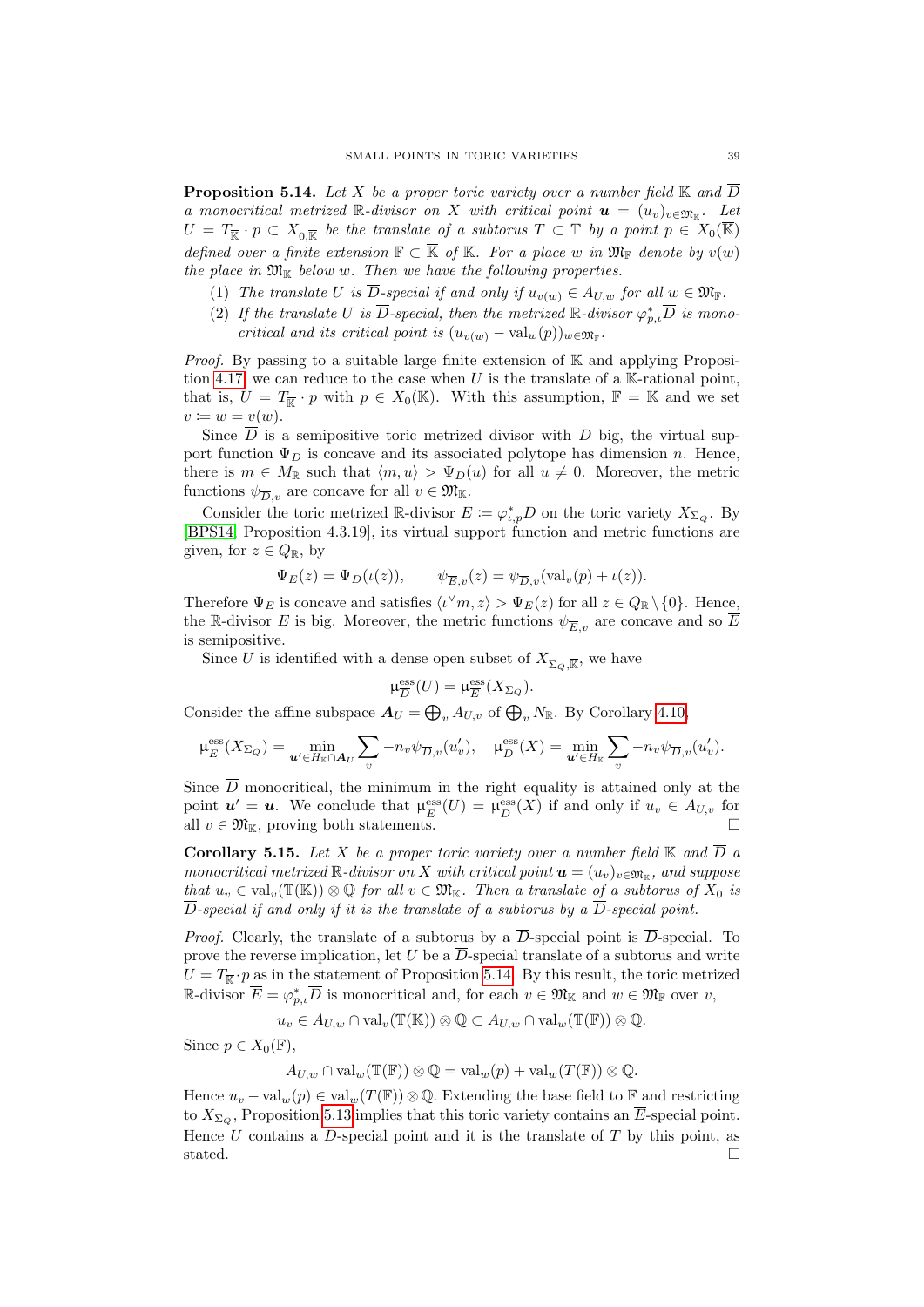**Proposition 5.14.** *Let $X$ be a proper toric variety over a number field $\mathbb{K}$ and $\overline{D}$ a monocritical metrized $\mathbb{R}$-divisor on $X$ with critical point $\boldsymbol{u} = (u_v)_{v\in\mathfrak{M}_\mathbb{K}}$. Let $U = T_{\overline{\mathbb{K}}} \cdot p \subset X_{0,\overline{\mathbb{K}}}$ be the translate of a subtorus $T \subset \mathbb{T}$ by a point $p \in X_0(\overline{\mathbb{K}})$ defined over a finite extension $\mathbb{F} \subset \overline{\mathbb{K}}$ of $\mathbb{K}$. For a place $w$ in $\mathfrak{M}_\mathbb{F}$ denote by $v(w)$ the place in $\mathfrak{M}_\mathbb{K}$ below $w$. Then we have the following properties.*

1. *The translate $U$ is $\overline{D}$-special if and only if $u_{v(w)} \in A_{U,w}$ for all $w \in \mathfrak{M}_\mathbb{F}$.*
2. *If the translate $U$ is $\overline{D}$-special, then the metrized $\mathbb{R}$-divisor $\varphi_{p,\iota}^*\overline{D}$ is monocritical and its critical point is $(u_{v(w)} - \mathrm{val}_w(p))_{w\in\mathfrak{M}_\mathbb{F}}$.*

*Proof.* By passing to a suitable large finite extension of $\mathbb{K}$ and applying Proposition 4.17, we can reduce to the case when $U$ is the translate of a $\mathbb{K}$-rational point, that is, $U = T_{\overline{\mathbb{K}}} \cdot p$ with $p \in X_0(\mathbb{K})$. With this assumption, $\mathbb{F} = \mathbb{K}$ and we set $v := w = v(w)$.

Since $\overline{D}$ is a semipositive toric metrized divisor with $D$ big, the virtual support function $\Psi_D$ is concave and its associated polytope has dimension $n$. Hence, there is $m \in M_\mathbb{R}$ such that $\langle m, u\rangle > \Psi_D(u)$ for all $u \neq 0$. Moreover, the metric functions $\psi_{\overline{D},v}$ are concave for all $v \in \mathfrak{M}_\mathbb{K}$.

Consider the toric metrized $\mathbb{R}$-divisor $\overline{E} := \varphi_{\iota,p}^*\overline{D}$ on the toric variety $X_{\Sigma_Q}$. By [BPS14, Proposition 4.3.19], its virtual support function and metric functions are given, for $z \in Q_\mathbb{R}$, by

$$\Psi_E(z) = \Psi_D(\iota(z)), \qquad \psi_{\overline{E},v}(z) = \psi_{\overline{D},v}(\mathrm{val}_v(p) + \iota(z)).$$

Therefore $\Psi_E$ is concave and satisfies $\langle \iota^\vee m, z\rangle > \Psi_E(z)$ for all $z \in Q_\mathbb{R} \setminus \{0\}$. Hence, the $\mathbb{R}$-divisor $E$ is big. Moreover, the metric functions $\psi_{\overline{E},v}$ are concave and so $\overline{E}$ is semipositive.

Since $U$ is identified with a dense open subset of $X_{\Sigma_Q,\overline{\mathbb{K}}}$, we have

$$\upmu^{\mathrm{ess}}_{\overline{D}}(U) = \upmu^{\mathrm{ess}}_{\overline{E}}(X_{\Sigma_Q}).$$

Consider the affine subspace $\boldsymbol{A}_U = \bigoplus_v A_{U,v}$ of $\bigoplus_v N_\mathbb{R}$. By Corollary 4.10,

$$\upmu^{\mathrm{ess}}_{\overline{E}}(X_{\Sigma_Q}) = \min_{\boldsymbol{u}'\in H_\mathbb{K}\cap \boldsymbol{A}_U} \sum_v -n_v\psi_{\overline{D},v}(u'_v), \quad \upmu^{\mathrm{ess}}_{\overline{D}}(X) = \min_{\boldsymbol{u}'\in H_\mathbb{K}} \sum_v -n_v\psi_{\overline{D},v}(u'_v).$$

Since $\overline{D}$ monocritical, the minimum in the right equality is attained only at the point $\boldsymbol{u}' = \boldsymbol{u}$. We conclude that $\upmu^{\mathrm{ess}}_{\overline{E}}(U) = \upmu^{\mathrm{ess}}_{\overline{D}}(X)$ if and only if $u_v \in A_{U,v}$ for all $v \in \mathfrak{M}_\mathbb{K}$, proving both statements. $\square$

**Corollary 5.15.** *Let $X$ be a proper toric variety over a number field $\mathbb{K}$ and $\overline{D}$ a monocritical metrized $\mathbb{R}$-divisor on $X$ with critical point $\boldsymbol{u} = (u_v)_{v\in\mathfrak{M}_\mathbb{K}}$, and suppose that $u_v \in \mathrm{val}_v(\mathbb{T}(\mathbb{K})) \otimes \mathbb{Q}$ for all $v \in \mathfrak{M}_\mathbb{K}$. Then a translate of a subtorus of $X_0$ is $\overline{D}$-special if and only if it is the translate of a subtorus by a $\overline{D}$-special point.*

*Proof.* Clearly, the translate of a subtorus by a $\overline{D}$-special point is $\overline{D}$-special. To prove the reverse implication, let $U$ be a $\overline{D}$-special translate of a subtorus and write $U = T_{\overline{\mathbb{K}}} \cdot p$ as in the statement of Proposition 5.14. By this result, the toric metrized $\mathbb{R}$-divisor $\overline{E} = \varphi_{p,\iota}^*\overline{D}$ is monocritical and, for each $v \in \mathfrak{M}_\mathbb{K}$ and $w \in \mathfrak{M}_\mathbb{F}$ over $v$,

$$u_v \in A_{U,w} \cap \mathrm{val}_v(\mathbb{T}(\mathbb{K})) \otimes \mathbb{Q} \subset A_{U,w} \cap \mathrm{val}_w(\mathbb{T}(\mathbb{F})) \otimes \mathbb{Q}.$$

Since $p \in X_0(\mathbb{F})$,

$$A_{U,w} \cap \mathrm{val}_w(\mathbb{T}(\mathbb{F})) \otimes \mathbb{Q} = \mathrm{val}_w(p) + \mathrm{val}_w(T(\mathbb{F})) \otimes \mathbb{Q}.$$

Hence $u_v - \mathrm{val}_w(p) \in \mathrm{val}_w(T(\mathbb{F})) \otimes \mathbb{Q}$. Extending the base field to $\mathbb{F}$ and restricting to $X_{\Sigma_Q}$, Proposition 5.13 implies that this toric variety contains an $\overline{E}$-special point. Hence $U$ contains a $\overline{D}$-special point and it is the translate of $T$ by this point, as stated. $\square$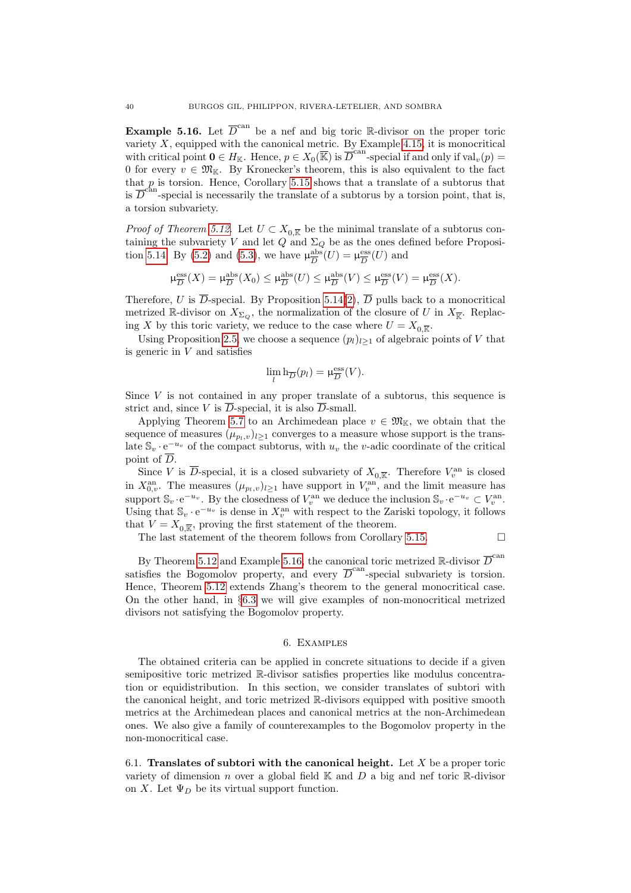**Example 5.16.** Let $\overline{D}^{\mathrm{can}}$ be a nef and big toric $\mathbb{R}$-divisor on the proper toric variety $X$, equipped with the canonical metric. By Example 4.15, it is monocritical with critical point $\mathbf{0} \in H_{\mathbb{K}}$. Hence, $p \in X_0(\overline{\mathbb{K}})$ is $\overline{D}^{\mathrm{can}}$-special if and only if $\mathrm{val}_v(p) = 0$ for every $v \in \mathfrak{M}_{\mathbb{K}}$. By Kronecker's theorem, this is also equivalent to the fact that $p$ is torsion. Hence, Corollary 5.15 shows that a translate of a subtorus that is $\overline{D}^{\mathrm{can}}$-special is necessarily the translate of a subtorus by a torsion point, that is, a torsion subvariety.

*Proof of Theorem 5.12.* Let $U \subset X_{0,\overline{\mathbb{K}}}$ be the minimal translate of a subtorus containing the subvariety $V$ and let $Q$ and $\Sigma_Q$ be as the ones defined before Proposition 5.14. By (5.2) and (5.3), we have $\upmu^{\mathrm{abs}}_{\overline{D}}(U) = \upmu^{\mathrm{ess}}_{\overline{D}}(U)$ and

$$\upmu^{\mathrm{ess}}_{\overline{D}}(X) = \upmu^{\mathrm{abs}}_{\overline{D}}(X_0) \leq \upmu^{\mathrm{abs}}_{\overline{D}}(U) \leq \upmu^{\mathrm{abs}}_{\overline{D}}(V) \leq \upmu^{\mathrm{ess}}_{\overline{D}}(V) = \upmu^{\mathrm{ess}}_{\overline{D}}(X).$$

Therefore, $U$ is $\overline{D}$-special. By Proposition 5.14(2), $\overline{D}$ pulls back to a monocritical metrized $\mathbb{R}$-divisor on $X_{\Sigma_Q}$, the normalization of the closure of $U$ in $X_{\overline{\mathbb{K}}}$. Replacing $X$ by this toric variety, we reduce to the case where $U = X_{0,\overline{\mathbb{K}}}$.

Using Proposition 2.5, we choose a sequence $(p_l)_{l\geq 1}$ of algebraic points of $V$ that is generic in $V$ and satisfies

$$\lim_{l} \mathrm{h}_{\overline{D}}(p_l) = \upmu^{\mathrm{ess}}_{\overline{D}}(V).$$

Since $V$ is not contained in any proper translate of a subtorus, this sequence is strict and, since $V$ is $\overline{D}$-special, it is also $\overline{D}$-small.

Applying Theorem 5.7 to an Archimedean place $v \in \mathfrak{M}_{\mathbb{K}}$, we obtain that the sequence of measures $(\mu_{p_l,v})_{l\geq 1}$ converges to a measure whose support is the translate $\mathbb{S}_v \cdot \mathrm{e}^{-u_v}$ of the compact subtorus, with $u_v$ the $v$-adic coordinate of the critical point of $\overline{D}$.

Since $V$ is $\overline{D}$-special, it is a closed subvariety of $X_{0,\overline{\mathbb{K}}}$. Therefore $V^{\mathrm{an}}_v$ is closed in $X^{\mathrm{an}}_{0,v}$. The measures $(\mu_{p_l,v})_{l\geq 1}$ have support in $V^{\mathrm{an}}_v$, and the limit measure has support $\mathbb{S}_v \cdot \mathrm{e}^{-u_v}$. By the closedness of $V^{\mathrm{an}}_v$ we deduce the inclusion $\mathbb{S}_v \cdot \mathrm{e}^{-u_v} \subset V^{\mathrm{an}}_v$. Using that $\mathbb{S}_v \cdot \mathrm{e}^{-u_v}$ is dense in $X^{\mathrm{an}}_v$ with respect to the Zariski topology, it follows that $V = X_{0,\overline{\mathbb{K}}}$, proving the first statement of the theorem.

The last statement of the theorem follows from Corollary 5.15. □

By Theorem 5.12 and Example 5.16, the canonical toric metrized $\mathbb{R}$-divisor $\overline{D}^{\mathrm{can}}$ satisfies the Bogomolov property, and every $\overline{D}^{\mathrm{can}}$-special subvariety is torsion. Hence, Theorem 5.12 extends Zhang's theorem to the general monocritical case. On the other hand, in §6.3 we will give examples of non-monocritical metrized divisors not satisfying the Bogomolov property.

## 6. Examples

The obtained criteria can be applied in concrete situations to decide if a given semipositive toric metrized $\mathbb{R}$-divisor satisfies properties like modulus concentration or equidistribution. In this section, we consider translates of subtori with the canonical height, and toric metrized $\mathbb{R}$-divisors equipped with positive smooth metrics at the Archimedean places and canonical metrics at the non-Archimedean ones. We also give a family of counterexamples to the Bogomolov property in the non-monocritical case.

### 6.1. Translates of subtori with the canonical height.

Let $X$ be a proper toric variety of dimension $n$ over a global field $\mathbb{K}$ and $D$ a big and nef toric $\mathbb{R}$-divisor on $X$. Let $\Psi_D$ be its virtual support function.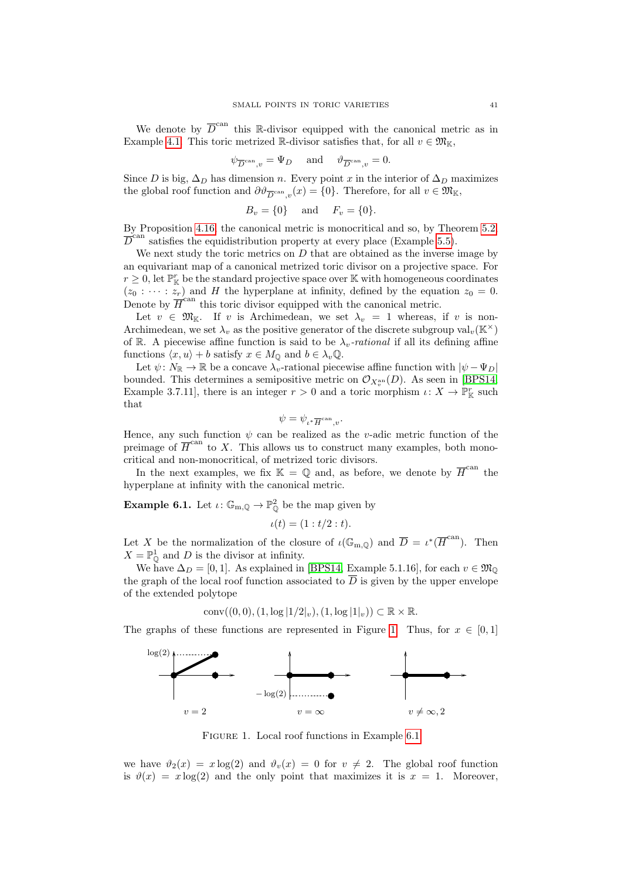We denote by $\overline{D}^{\mathrm{can}}$ this $\mathbb{R}$-divisor equipped with the canonical metric as in Example 4.1. This toric metrized $\mathbb{R}$-divisor satisfies that, for all $v \in \mathfrak{M}_{\mathbb{K}}$,

$$\psi_{\overline{D}^{\mathrm{can}},v} = \Psi_D \quad \text{and} \quad \vartheta_{\overline{D}^{\mathrm{can}},v} = 0.$$

Since $D$ is big, $\Delta_D$ has dimension $n$. Every point $x$ in the interior of $\Delta_D$ maximizes the global roof function and $\partial\vartheta_{\overline{D}^{\mathrm{can}},v}(x) = \{0\}$. Therefore, for all $v \in \mathfrak{M}_{\mathbb{K}}$,

$$B_v = \{0\} \quad \text{and} \quad F_v = \{0\}.$$

By Proposition 4.16, the canonical metric is monocritical and so, by Theorem 5.2, $\overline{D}^{\mathrm{can}}$ satisfies the equidistribution property at every place (Example 5.5).

We next study the toric metrics on $D$ that are obtained as the inverse image by an equivariant map of a canonical metrized toric divisor on a projective space. For $r \geq 0$, let $\mathbb{P}^r_{\mathbb{K}}$ be the standard projective space over $\mathbb{K}$ with homogeneous coordinates $(z_0 : \cdots : z_r)$ and $H$ the hyperplane at infinity, defined by the equation $z_0 = 0$. Denote by $\overline{H}^{\mathrm{can}}$ this toric divisor equipped with the canonical metric.

Let $v \in \mathfrak{M}_{\mathbb{K}}$. If $v$ is Archimedean, we set $\lambda_v = 1$ whereas, if $v$ is non-Archimedean, we set $\lambda_v$ as the positive generator of the discrete subgroup $\mathrm{val}_v(\mathbb{K}^\times)$ of $\mathbb{R}$. A piecewise affine function is said to be *$\lambda_v$-rational* if all its defining affine functions $\langle x, u\rangle + b$ satisfy $x \in M_{\mathbb{Q}}$ and $b \in \lambda_v\mathbb{Q}$.

Let $\psi\colon N_{\mathbb{R}} \to \mathbb{R}$ be a concave $\lambda_v$-rational piecewise affine function with $|\psi - \Psi_D|$ bounded. This determines a semipositive metric on $\mathcal{O}_{X_v^{\mathrm{an}}}(D)$. As seen in [BPS14, Example 3.7.11], there is an integer $r > 0$ and a toric morphism $\iota\colon X \to \mathbb{P}^r_{\mathbb{K}}$ such that

$$\psi = \psi_{\iota^*\overline{H}^{\mathrm{can}},v}.$$

Hence, any such function $\psi$ can be realized as the $v$-adic metric function of the preimage of $\overline{H}^{\mathrm{can}}$ to $X$. This allows us to construct many examples, both monocritical and non-monocritical, of metrized toric divisors.

In the next examples, we fix $\mathbb{K} = \mathbb{Q}$ and, as before, we denote by $\overline{H}^{\mathrm{can}}$ the hyperplane at infinity with the canonical metric.

**Example 6.1.** Let $\iota\colon \mathbb{G}_{\mathrm{m},\mathbb{Q}} \to \mathbb{P}^2_{\mathbb{Q}}$ be the map given by

$$\iota(t) = (1 : t/2 : t).$$

Let $X$ be the normalization of the closure of $\iota(\mathbb{G}_{\mathrm{m},\mathbb{Q}})$ and $\overline{D} = \iota^*(\overline{H}^{\mathrm{can}})$. Then $X = \mathbb{P}^1_{\mathbb{Q}}$ and $D$ is the divisor at infinity.

We have $\Delta_D = [0,1]$. As explained in [BPS14, Example 5.1.16], for each $v \in \mathfrak{M}_{\mathbb{Q}}$ the graph of the local roof function associated to $\overline{D}$ is given by the upper envelope of the extended polytope

$$\mathrm{conv}((0,0),(1,\log|1/2|_v),(1,\log|1|_v)) \subset \mathbb{R}\times\mathbb{R}.$$

The graphs of these functions are represented in Figure 1. Thus, for $x \in [0,1]$

FIGURE 1. Local roof functions in Example 6.1

we have $\vartheta_2(x) = x\log(2)$ and $\vartheta_v(x) = 0$ for $v \neq 2$. The global roof function is $\vartheta(x) = x\log(2)$ and the only point that maximizes it is $x = 1$. Moreover,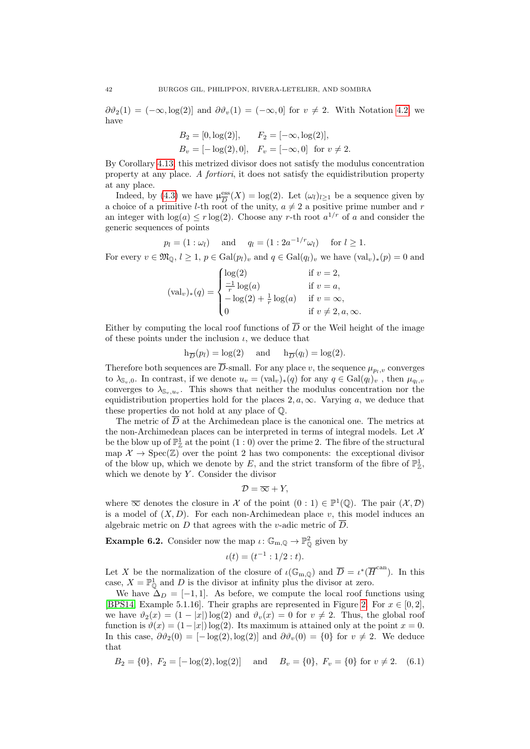$\partial\vartheta_2(1) = (-\infty, \log(2)]$ and $\partial\vartheta_v(1) = (-\infty, 0]$ for $v \neq 2$. With Notation 4.2 we have

$$B_2 = [0, \log(2)], \qquad F_2 = [-\infty, \log(2)],$$
$$B_v = [-\log(2), 0], \quad F_v = [-\infty, 0] \ \text{ for } v \neq 2.$$

By Corollary 4.13 this metrized divisor does not satisfy the modulus concentration property at any place. *A fortiori*, it does not satisfy the equidistribution property at any place.

Indeed, by (4.3) we have $\mu^{\mathrm{ess}}_{\overline{D}}(X) = \log(2)$. Let $(\omega_l)_{l\geq 1}$ be a sequence given by a choice of a primitive $l$-th root of the unity, $a \neq 2$ a positive prime number and $r$ an integer with $\log(a) \leq r\log(2)$. Choose any $r$-th root $a^{1/r}$ of $a$ and consider the generic sequences of points

$$p_l = (1 : \omega_l) \quad \text{ and } \quad q_l = (1 : 2a^{-1/r}\omega_l) \quad \text{ for } l \geq 1.$$

For every $v \in \mathfrak{M}_{\mathbb{Q}}$, $l \geq 1$, $p \in \mathrm{Gal}(p_l)_v$ and $q \in \mathrm{Gal}(q_l)_v$ we have $(\mathrm{val}_v)_*(p) = 0$ and

$$(\mathrm{val}_v)_*(q) = \begin{cases} \log(2) & \text{if } v = 2, \\ \frac{-1}{r}\log(a) & \text{if } v = a, \\ -\log(2) + \frac{1}{r}\log(a) & \text{if } v = \infty, \\ 0 & \text{if } v \neq 2, a, \infty. \end{cases}$$

Either by computing the local roof functions of $\overline{D}$ or the Weil height of the image of these points under the inclusion $\iota$, we deduce that

$$\mathrm{h}_{\overline{D}}(p_l) = \log(2) \quad \text{ and } \quad \mathrm{h}_{\overline{D}}(q_l) = \log(2).$$

Therefore both sequences are $\overline{D}$-small. For any place $v$, the sequence $\mu_{p_l,v}$ converges to $\lambda_{\mathbb{S}_v,0}$. In contrast, if we denote $u_v = (\mathrm{val}_v)_*(q)$ for any $q \in \mathrm{Gal}(q_l)_v$, then $\mu_{q_l,v}$ converges to $\lambda_{\mathbb{S}_v,u_v}$. This shows that neither the modulus concentration nor the equidistribution properties hold for the places $2, a, \infty$. Varying $a$, we deduce that these properties do not hold at any place of $\mathbb{Q}$.

The metric of $\overline{D}$ at the Archimedean place is the canonical one. The metrics at the non-Archimedean places can be interpreted in terms of integral models. Let $\mathcal{X}$ be the blow up of $\mathbb{P}^1_{\mathbb{Z}}$ at the point $(1:0)$ over the prime 2. The fibre of the structural map $\mathcal{X} \to \mathrm{Spec}(\mathbb{Z})$ over the point 2 has two components: the exceptional divisor of the blow up, which we denote by $E$, and the strict transform of the fibre of $\mathbb{P}^1_{\mathbb{Z}}$, which we denote by $Y$. Consider the divisor

$$\mathcal{D} = \overline{\infty} + Y,$$

where $\overline{\infty}$ denotes the closure in $\mathcal{X}$ of the point $(0:1) \in \mathbb{P}^1(\mathbb{Q})$. The pair $(\mathcal{X}, \mathcal{D})$ is a model of $(X, D)$. For each non-Archimedean place $v$, this model induces an algebraic metric on $D$ that agrees with the $v$-adic metric of $\overline{D}$.

**Example 6.2.** Consider now the map $\iota\colon \mathbb{G}_{\mathrm{m},\mathbb{Q}} \to \mathbb{P}^2_{\mathbb{Q}}$ given by

$$\iota(t) = (t^{-1} : 1/2 : t).$$

Let $X$ be the normalization of the closure of $\iota(\mathbb{G}_{\mathrm{m},\mathbb{Q}})$ and $\overline{D} = \iota^*(\overline{H}^{\mathrm{can}})$. In this case, $X = \mathbb{P}^1_{\mathbb{Q}}$ and $D$ is the divisor at infinity plus the divisor at zero.

We have $\Delta_D = [-1, 1]$. As before, we compute the local roof functions using [BPS14, Example 5.1.16]. Their graphs are represented in Figure 2. For $x \in [0, 2]$, we have $\vartheta_2(x) = (1 - |x|)\log(2)$ and $\vartheta_v(x) = 0$ for $v \neq 2$. Thus, the global roof function is $\vartheta(x) = (1-|x|)\log(2)$. Its maximum is attained only at the point $x = 0$. In this case, $\partial\vartheta_2(0) = [-\log(2), \log(2)]$ and $\partial\vartheta_v(0) = \{0\}$ for $v \neq 2$. We deduce that

$$B_2 = \{0\},\ F_2 = [-\log(2), \log(2)] \quad \text{ and } \quad B_v = \{0\},\ F_v = \{0\} \text{ for } v \neq 2. \tag{6.1}$$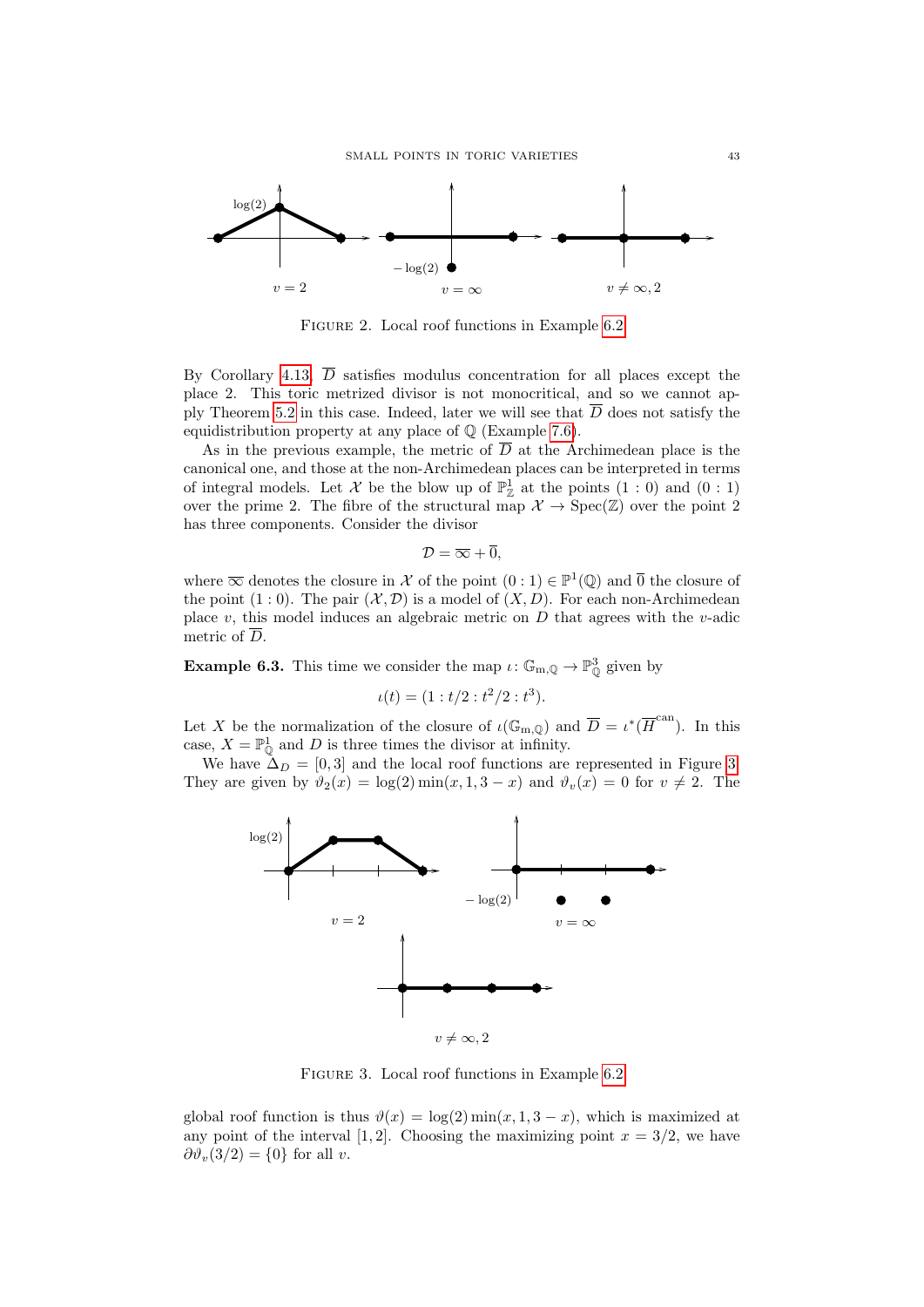FIGURE 2. Local roof functions in Example 6.2

By Corollary 4.13, $\overline{D}$ satisfies modulus concentration for all places except the place 2. This toric metrized divisor is not monocritical, and so we cannot apply Theorem 5.2 in this case. Indeed, later we will see that $\overline{D}$ does not satisfy the equidistribution property at any place of $\mathbb{Q}$ (Example 7.6).

As in the previous example, the metric of $\overline{D}$ at the Archimedean place is the canonical one, and those at the non-Archimedean places can be interpreted in terms of integral models. Let $\mathcal{X}$ be the blow up of $\mathbb{P}^1_{\mathbb{Z}}$ at the points $(1:0)$ and $(0:1)$ over the prime 2. The fibre of the structural map $\mathcal{X} \to \operatorname{Spec}(\mathbb{Z})$ over the point 2 has three components. Consider the divisor

$$\mathcal{D} = \overline{\infty} + \overline{0},$$

where $\overline{\infty}$ denotes the closure in $\mathcal{X}$ of the point $(0:1) \in \mathbb{P}^1(\mathbb{Q})$ and $\overline{0}$ the closure of the point $(1:0)$. The pair $(\mathcal{X}, \mathcal{D})$ is a model of $(X, D)$. For each non-Archimedean place $v$, this model induces an algebraic metric on $D$ that agrees with the $v$-adic metric of $\overline{D}$.

**Example 6.3.** This time we consider the map $\iota\colon \mathbb{G}_{\mathrm{m},\mathbb{Q}} \to \mathbb{P}^3_{\mathbb{Q}}$ given by

$$\iota(t) = (1 : t/2 : t^2/2 : t^3).$$

Let $X$ be the normalization of the closure of $\iota(\mathbb{G}_{\mathrm{m},\mathbb{Q}})$ and $\overline{D} = \iota^*(\overline{H}^{\mathrm{can}})$. In this case, $X = \mathbb{P}^1_{\mathbb{Q}}$ and $D$ is three times the divisor at infinity.

We have $\Delta_D = [0, 3]$ and the local roof functions are represented in Figure 3. They are given by $\vartheta_2(x) = \log(2) \min(x, 1, 3 - x)$ and $\vartheta_v(x) = 0$ for $v \neq 2$. The

FIGURE 3. Local roof functions in Example 6.2

global roof function is thus $\vartheta(x) = \log(2) \min(x, 1, 3 - x)$, which is maximized at any point of the interval $[1, 2]$. Choosing the maximizing point $x = 3/2$, we have $\partial\vartheta_v(3/2) = \{0\}$ for all $v$.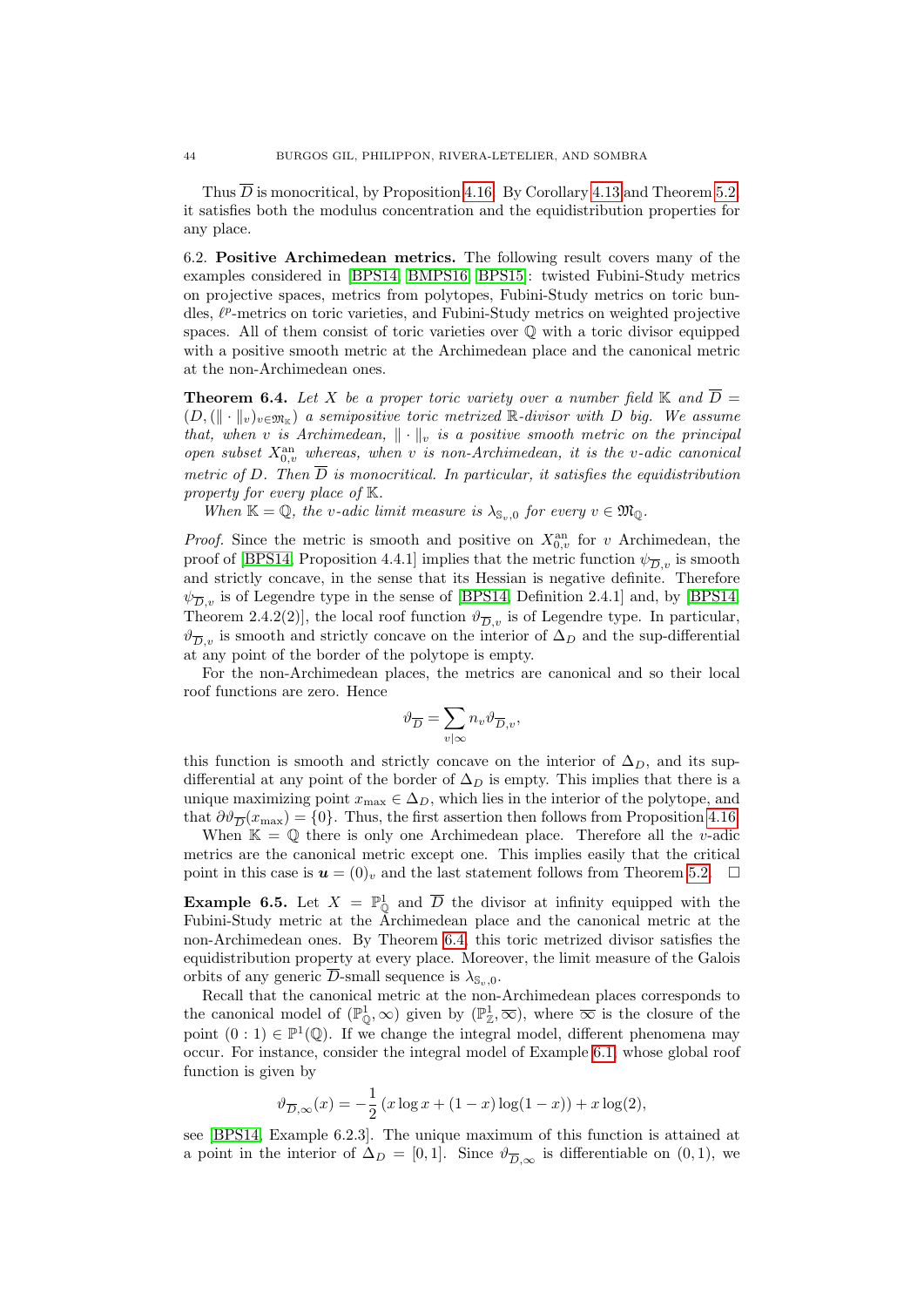Thus $\overline{D}$ is monocritical, by Proposition 4.16. By Corollary 4.13 and Theorem 5.2 it satisfies both the modulus concentration and the equidistribution properties for any place.

6.2. **Positive Archimedean metrics.** The following result covers many of the examples considered in [BPS14, BMPS16, BPS15]: twisted Fubini-Study metrics on projective spaces, metrics from polytopes, Fubini-Study metrics on toric bundles, $\ell^p$-metrics on toric varieties, and Fubini-Study metrics on weighted projective spaces. All of them consist of toric varieties over $\mathbb{Q}$ with a toric divisor equipped with a positive smooth metric at the Archimedean place and the canonical metric at the non-Archimedean ones.

**Theorem 6.4.** *Let $X$ be a proper toric variety over a number field $\mathbb{K}$ and $\overline{D} = (D, (\|\cdot\|_v)_{v\in\mathfrak{M}_\mathbb{K}})$ a semipositive toric metrized $\mathbb{R}$-divisor with $D$ big. We assume that, when $v$ is Archimedean, $\|\cdot\|_v$ is a positive smooth metric on the principal open subset $X_{0,v}^{\mathrm{an}}$ whereas, when $v$ is non-Archimedean, it is the $v$-adic canonical metric of $D$. Then $\overline{D}$ is monocritical. In particular, it satisfies the equidistribution property for every place of $\mathbb{K}$.*

*When $\mathbb{K} = \mathbb{Q}$, the $v$-adic limit measure is $\lambda_{\mathbb{S}_v,0}$ for every $v \in \mathfrak{M}_\mathbb{Q}$.*

*Proof.* Since the metric is smooth and positive on $X_{0,v}^{\mathrm{an}}$ for $v$ Archimedean, the proof of [BPS14, Proposition 4.4.1] implies that the metric function $\psi_{\overline{D},v}$ is smooth and strictly concave, in the sense that its Hessian is negative definite. Therefore $\psi_{\overline{D},v}$ is of Legendre type in the sense of [BPS14, Definition 2.4.1] and, by [BPS14, Theorem 2.4.2(2)], the local roof function $\vartheta_{\overline{D},v}$ is of Legendre type. In particular, $\vartheta_{\overline{D},v}$ is smooth and strictly concave on the interior of $\Delta_D$ and the sup-differential at any point of the border of the polytope is empty.

For the non-Archimedean places, the metrics are canonical and so their local roof functions are zero. Hence

$$\vartheta_{\overline{D}} = \sum_{v|\infty} n_v \vartheta_{\overline{D},v},$$

this function is smooth and strictly concave on the interior of $\Delta_D$, and its sup-differential at any point of the border of $\Delta_D$ is empty. This implies that there is a unique maximizing point $x_{\max} \in \Delta_D$, which lies in the interior of the polytope, and that $\partial\vartheta_{\overline{D}}(x_{\max}) = \{0\}$. Thus, the first assertion then follows from Proposition 4.16.

When $\mathbb{K} = \mathbb{Q}$ there is only one Archimedean place. Therefore all the $v$-adic metrics are the canonical metric except one. This implies easily that the critical point in this case is $\boldsymbol{u} = (0)_v$ and the last statement follows from Theorem 5.2. $\square$

**Example 6.5.** Let $X = \mathbb{P}^1_\mathbb{Q}$ and $\overline{D}$ the divisor at infinity equipped with the Fubini-Study metric at the Archimedean place and the canonical metric at the non-Archimedean ones. By Theorem 6.4, this toric metrized divisor satisfies the equidistribution property at every place. Moreover, the limit measure of the Galois orbits of any generic $\overline{D}$-small sequence is $\lambda_{\mathbb{S}_v,0}$.

Recall that the canonical metric at the non-Archimedean places corresponds to the canonical model of $(\mathbb{P}^1_\mathbb{Q}, \infty)$ given by $(\mathbb{P}^1_\mathbb{Z}, \overline{\infty})$, where $\overline{\infty}$ is the closure of the point $(0:1) \in \mathbb{P}^1(\mathbb{Q})$. If we change the integral model, different phenomena may occur. For instance, consider the integral model of Example 6.1, whose global roof function is given by

$$\vartheta_{\overline{D},\infty}(x) = -\frac{1}{2}\left(x\log x + (1-x)\log(1-x)\right) + x\log(2),$$

see [BPS14, Example 6.2.3]. The unique maximum of this function is attained at a point in the interior of $\Delta_D = [0,1]$. Since $\vartheta_{\overline{D},\infty}$ is differentiable on $(0,1)$, we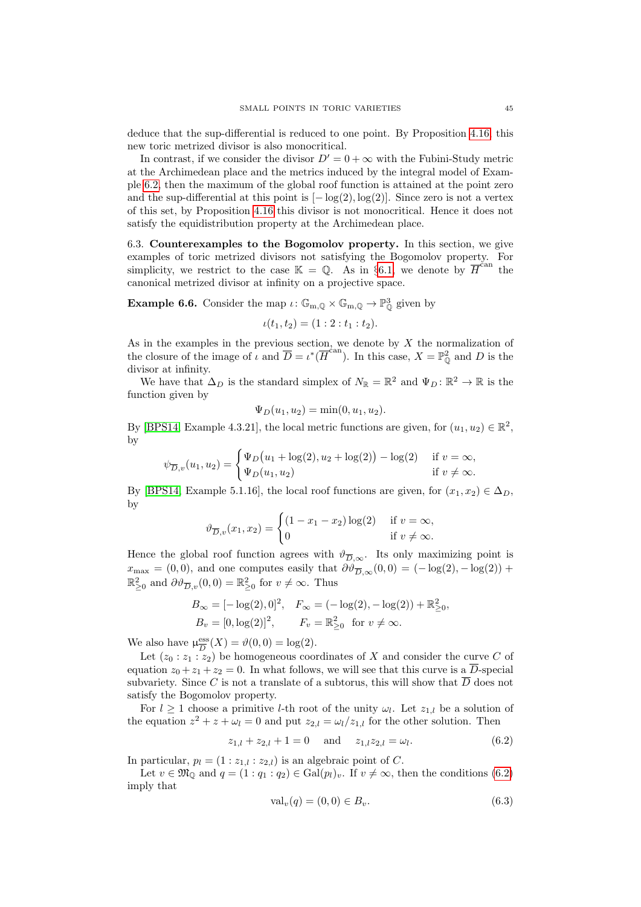deduce that the sup-differential is reduced to one point. By Proposition 4.16, this new toric metrized divisor is also monocritical.

In contrast, if we consider the divisor $D' = 0 + \infty$ with the Fubini-Study metric at the Archimedean place and the metrics induced by the integral model of Example 6.2, then the maximum of the global roof function is attained at the point zero and the sup-differential at this point is $[-\log(2), \log(2)]$. Since zero is not a vertex of this set, by Proposition 4.16 this divisor is not monocritical. Hence it does not satisfy the equidistribution property at the Archimedean place.

6.3. **Counterexamples to the Bogomolov property.** In this section, we give examples of toric metrized divisors not satisfying the Bogomolov property. For simplicity, we restrict to the case $\mathbb{K} = \mathbb{Q}$. As in §6.1, we denote by $\overline{H}^{\mathrm{can}}$ the canonical metrized divisor at infinity on a projective space.

**Example 6.6.** Consider the map $\iota\colon \mathbb{G}_{\mathrm{m},\mathbb{Q}} \times \mathbb{G}_{\mathrm{m},\mathbb{Q}} \to \mathbb{P}^3_{\mathbb{Q}}$ given by

$$\iota(t_1, t_2) = (1 : 2 : t_1 : t_2).$$

As in the examples in the previous section, we denote by $X$ the normalization of the closure of the image of $\iota$ and $\overline{D} = \iota^*(\overline{H}^{\mathrm{can}})$. In this case, $X = \mathbb{P}^2_{\mathbb{Q}}$ and $D$ is the divisor at infinity.

We have that $\Delta_D$ is the standard simplex of $N_{\mathbb{R}} = \mathbb{R}^2$ and $\Psi_D\colon \mathbb{R}^2 \to \mathbb{R}$ is the function given by

$$\Psi_D(u_1, u_2) = \min(0, u_1, u_2).$$

By [BPS14, Example 4.3.21], the local metric functions are given, for $(u_1, u_2) \in \mathbb{R}^2$, by

$$\psi_{\overline{D},v}(u_1, u_2) = \begin{cases} \Psi_D\big(u_1 + \log(2), u_2 + \log(2)\big) - \log(2) & \text{if } v = \infty, \\ \Psi_D(u_1, u_2) & \text{if } v \neq \infty. \end{cases}$$

By [BPS14, Example 5.1.16], the local roof functions are given, for $(x_1, x_2) \in \Delta_D$, by

$$\vartheta_{\overline{D},v}(x_1, x_2) = \begin{cases} (1 - x_1 - x_2)\log(2) & \text{if } v = \infty, \\ 0 & \text{if } v \neq \infty. \end{cases}$$

Hence the global roof function agrees with $\vartheta_{\overline{D},\infty}$. Its only maximizing point is $x_{\max} = (0, 0)$, and one computes easily that $\partial\vartheta_{\overline{D},\infty}(0, 0) = (-\log(2), -\log(2)) + \mathbb{R}^2_{\geq 0}$ and $\partial\vartheta_{\overline{D},v}(0, 0) = \mathbb{R}^2_{\geq 0}$ for $v \neq \infty$. Thus

$$B_\infty = [-\log(2), 0]^2, \quad F_\infty = (-\log(2), -\log(2)) + \mathbb{R}^2_{\geq 0},$$
$$B_v = [0, \log(2)]^2, \qquad F_v = \mathbb{R}^2_{\geq 0} \ \text{ for } v \neq \infty.$$

We also have $\upmu^{\mathrm{ess}}_{\overline{D}}(X) = \vartheta(0, 0) = \log(2)$.

Let $(z_0 : z_1 : z_2)$ be homogeneous coordinates of $X$ and consider the curve $C$ of equation $z_0 + z_1 + z_2 = 0$. In what follows, we will see that this curve is a $\overline{D}$-special subvariety. Since $C$ is not a translate of a subtorus, this will show that $\overline{D}$ does not satisfy the Bogomolov property.

For $l \geq 1$ choose a primitive $l$-th root of the unity $\omega_l$. Let $z_{1,l}$ be a solution of the equation $z^2 + z + \omega_l = 0$ and put $z_{2,l} = \omega_l / z_{1,l}$ for the other solution. Then

$$z_{1,l} + z_{2,l} + 1 = 0 \quad \text{ and } \quad z_{1,l} z_{2,l} = \omega_l. \tag{6.2}$$

In particular, $p_l = (1 : z_{1,l} : z_{2,l})$ is an algebraic point of $C$.

Let $v \in \mathfrak{M}_{\mathbb{Q}}$ and $q = (1 : q_1 : q_2) \in \mathrm{Gal}(p_l)_v$. If $v \neq \infty$, then the conditions (6.2) imply that

$$\mathrm{val}_v(q) = (0, 0) \in B_v. \tag{6.3}$$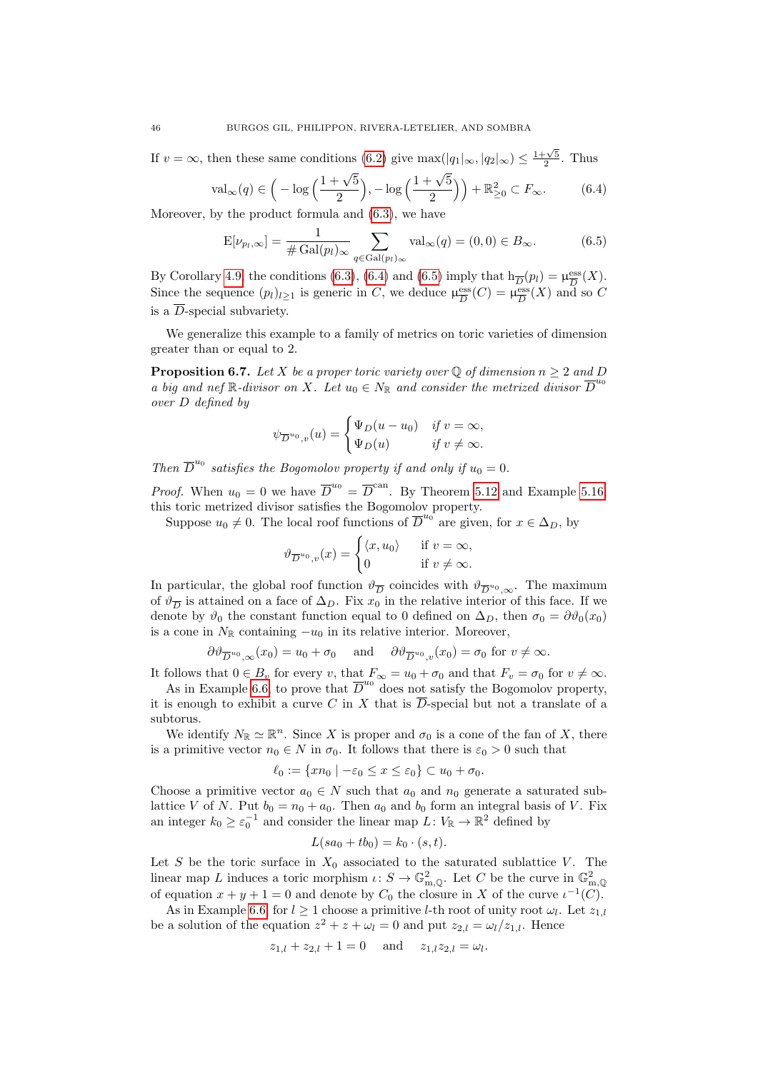If $v = \infty$, then these same conditions (6.2) give $\max(|q_1|_\infty, |q_2|_\infty) \leq \frac{1+\sqrt{5}}{2}$. Thus

$$\mathrm{val}_\infty(q) \in \Big( -\log\Big(\frac{1+\sqrt{5}}{2}\Big), -\log\Big(\frac{1+\sqrt{5}}{2}\Big)\Big) + \mathbb{R}^2_{\geq 0} \subset F_\infty. \tag{6.4}$$

Moreover, by the product formula and (6.3), we have

$$\mathrm{E}[\nu_{p_l,\infty}] = \frac{1}{\#\,\mathrm{Gal}(p_l)_\infty} \sum_{q \in \mathrm{Gal}(p_l)_\infty} \mathrm{val}_\infty(q) = (0,0) \in B_\infty. \tag{6.5}$$

By Corollary 4.9, the conditions (6.3), (6.4) and (6.5) imply that $\mathrm{h}_{\overline{D}}(p_l) = \mu^{\mathrm{ess}}_{\overline{D}}(X)$. Since the sequence $(p_l)_{l\geq 1}$ is generic in $C$, we deduce $\mu^{\mathrm{ess}}_{\overline{D}}(C) = \mu^{\mathrm{ess}}_{\overline{D}}(X)$ and so $C$ is a $\overline{D}$-special subvariety.

We generalize this example to a family of metrics on toric varieties of dimension greater than or equal to 2.

**Proposition 6.7.** *Let $X$ be a proper toric variety over $\mathbb{Q}$ of dimension $n \geq 2$ and $D$ a big and nef $\mathbb{R}$-divisor on $X$. Let $u_0 \in N_{\mathbb{R}}$ and consider the metrized divisor $\overline{D}^{u_0}$ over $D$ defined by*

$$\psi_{\overline{D}^{u_0},v}(u) = \begin{cases} \Psi_D(u-u_0) & \text{if } v = \infty, \\ \Psi_D(u) & \text{if } v \neq \infty. \end{cases}$$

*Then $\overline{D}^{u_0}$ satisfies the Bogomolov property if and only if $u_0 = 0$.*

*Proof.* When $u_0 = 0$ we have $\overline{D}^{u_0} = \overline{D}^{\mathrm{can}}$. By Theorem 5.12 and Example 5.16 this toric metrized divisor satisfies the Bogomolov property.

Suppose $u_0 \neq 0$. The local roof functions of $\overline{D}^{u_0}$ are given, for $x \in \Delta_D$, by

$$\vartheta_{\overline{D}^{u_0},v}(x) = \begin{cases} \langle x, u_0\rangle & \text{if } v = \infty, \\ 0 & \text{if } v \neq \infty. \end{cases}$$

In particular, the global roof function $\vartheta_{\overline{D}}$ coincides with $\vartheta_{\overline{D}^{u_0},\infty}$. The maximum of $\vartheta_{\overline{D}}$ is attained on a face of $\Delta_D$. Fix $x_0$ in the relative interior of this face. If we denote by $\vartheta_0$ the constant function equal to 0 defined on $\Delta_D$, then $\sigma_0 = \partial\vartheta_0(x_0)$ is a cone in $N_{\mathbb{R}}$ containing $-u_0$ in its relative interior. Moreover,

$$\partial\vartheta_{\overline{D}^{u_0},\infty}(x_0) = u_0 + \sigma_0 \quad \text{ and } \quad \partial\vartheta_{\overline{D}^{u_0},v}(x_0) = \sigma_0 \text{ for } v \neq \infty.$$

It follows that $0 \in B_v$ for every $v$, that $F_\infty = u_0 + \sigma_0$ and that $F_v = \sigma_0$ for $v \neq \infty$.

As in Example 6.6, to prove that $\overline{D}^{u_0}$ does not satisfy the Bogomolov property, it is enough to exhibit a curve $C$ in $X$ that is $\overline{D}$-special but not a translate of a subtorus.

We identify $N_{\mathbb{R}} \simeq \mathbb{R}^n$. Since $X$ is proper and $\sigma_0$ is a cone of the fan of $X$, there is a primitive vector $n_0 \in N$ in $\sigma_0$. It follows that there is $\varepsilon_0 > 0$ such that

$$\ell_0 := \{xn_0 \mid -\varepsilon_0 \leq x \leq \varepsilon_0\} \subset u_0 + \sigma_0.$$

Choose a primitive vector $a_0 \in N$ such that $a_0$ and $n_0$ generate a saturated sublattice $V$ of $N$. Put $b_0 = n_0 + a_0$. Then $a_0$ and $b_0$ form an integral basis of $V$. Fix an integer $k_0 \geq \varepsilon_0^{-1}$ and consider the linear map $L\colon V_{\mathbb{R}} \to \mathbb{R}^2$ defined by

$$L(sa_0 + tb_0) = k_0 \cdot (s,t).$$

Let $S$ be the toric surface in $X_0$ associated to the saturated sublattice $V$. The linear map $L$ induces a toric morphism $\iota\colon S \to \mathbb{G}^2_{\mathrm{m},\mathbb{Q}}$. Let $C$ be the curve in $\mathbb{G}^2_{\mathrm{m},\mathbb{Q}}$ of equation $x + y + 1 = 0$ and denote by $C_0$ the closure in $X$ of the curve $\iota^{-1}(C)$.

As in Example 6.6, for $l \geq 1$ choose a primitive $l$-th root of unity root $\omega_l$. Let $z_{1,l}$ be a solution of the equation $z^2 + z + \omega_l = 0$ and put $z_{2,l} = \omega_l/z_{1,l}$. Hence

$$z_{1,l} + z_{2,l} + 1 = 0 \quad \text{ and } \quad z_{1,l}z_{2,l} = \omega_l.$$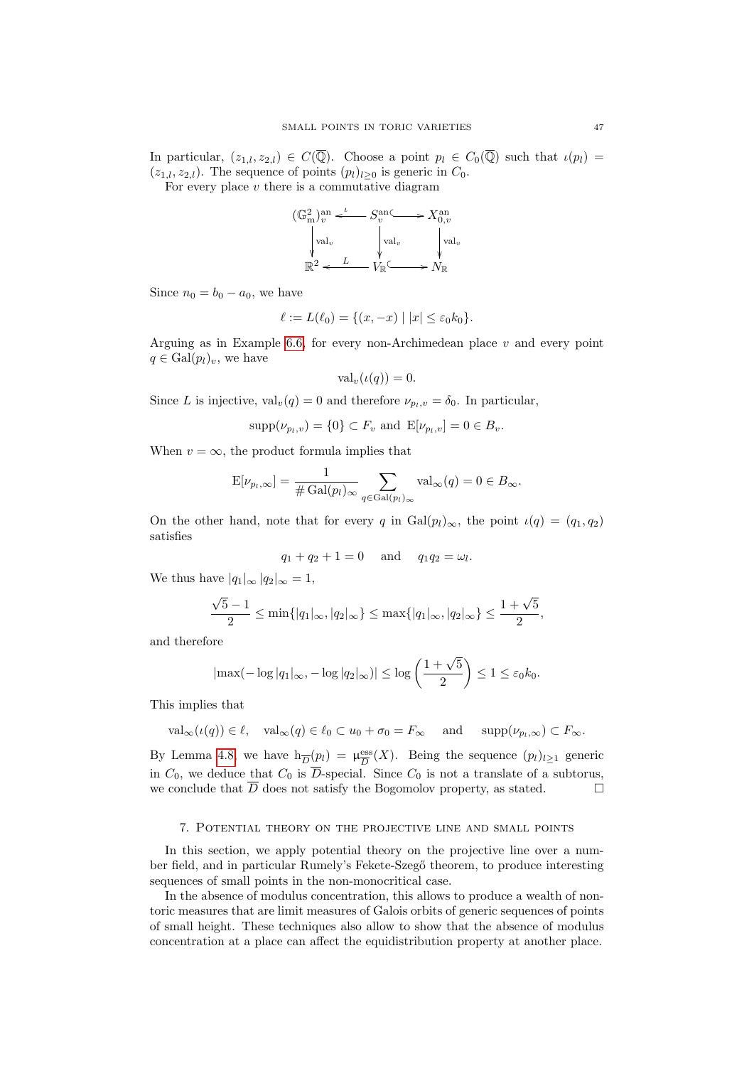In particular, $(z_{1,l}, z_{2,l}) \in C(\overline{\mathbb{Q}})$. Choose a point $p_l \in C_0(\overline{\mathbb{Q}})$ such that $\iota(p_l) = (z_{1,l}, z_{2,l})$. The sequence of points $(p_l)_{l\geq 0}$ is generic in $C_0$.

For every place $v$ there is a commutative diagram

$$\begin{array}{ccccc} (\mathbb{G}_{\mathrm{m}}^2)_v^{\mathrm{an}} & \xleftarrow{\iota} & S_v^{\mathrm{an}} & \hookrightarrow & X_{0,v}^{\mathrm{an}} \\ \downarrow \mathrm{val}_v & & \downarrow \mathrm{val}_v & & \downarrow \mathrm{val}_v \\ \mathbb{R}^2 & \xleftarrow{L} & V_{\mathbb{R}} & \hookrightarrow & N_{\mathbb{R}} \end{array}$$

Since $n_0 = b_0 - a_0$, we have

$$\ell := L(\ell_0) = \{(x, -x) \mid |x| \leq \varepsilon_0 k_0\}.$$

Arguing as in Example 6.6, for every non-Archimedean place $v$ and every point $q \in \mathrm{Gal}(p_l)_v$, we have

$$\mathrm{val}_v(\iota(q)) = 0.$$

Since $L$ is injective, $\mathrm{val}_v(q) = 0$ and therefore $\nu_{p_l,v} = \delta_0$. In particular,

$$\mathrm{supp}(\nu_{p_l,v}) = \{0\} \subset F_v \text{ and } \mathrm{E}[\nu_{p_l,v}] = 0 \in B_v.$$

When $v = \infty$, the product formula implies that

$$\mathrm{E}[\nu_{p_l,\infty}] = \frac{1}{\# \mathrm{Gal}(p_l)_\infty} \sum_{q \in \mathrm{Gal}(p_l)_\infty} \mathrm{val}_\infty(q) = 0 \in B_\infty.$$

On the other hand, note that for every $q$ in $\mathrm{Gal}(p_l)_\infty$, the point $\iota(q) = (q_1, q_2)$ satisfies

$$q_1 + q_2 + 1 = 0 \quad \text{ and } \quad q_1 q_2 = \omega_l.$$

We thus have $|q_1|_\infty |q_2|_\infty = 1$,

$$\frac{\sqrt{5}-1}{2} \leq \min\{|q_1|_\infty, |q_2|_\infty\} \leq \max\{|q_1|_\infty, |q_2|_\infty\} \leq \frac{1+\sqrt{5}}{2},$$

and therefore

$$|\max(-\log|q_1|_\infty, -\log|q_2|_\infty)| \leq \log\left(\frac{1+\sqrt{5}}{2}\right) \leq 1 \leq \varepsilon_0 k_0.$$

This implies that

$$\mathrm{val}_\infty(\iota(q)) \in \ell, \quad \mathrm{val}_\infty(q) \in \ell_0 \subset u_0 + \sigma_0 = F_\infty \quad \text{ and } \quad \mathrm{supp}(\nu_{p_l,\infty}) \subset F_\infty.$$

By Lemma 4.8, we have $\mathrm{h}_{\overline{D}}(p_l) = \upmu^{\mathrm{ess}}_{\overline{D}}(X)$. Being the sequence $(p_l)_{l\geq 1}$ generic in $C_0$, we deduce that $C_0$ is $\overline{D}$-special. Since $C_0$ is not a translate of a subtorus, we conclude that $\overline{D}$ does not satisfy the Bogomolov property, as stated. $\square$

## 7. Potential theory on the projective line and small points

In this section, we apply potential theory on the projective line over a number field, and in particular Rumely's Fekete-Szegő theorem, to produce interesting sequences of small points in the non-monocritical case.

In the absence of modulus concentration, this allows to produce a wealth of non-toric measures that are limit measures of Galois orbits of generic sequences of points of small height. These techniques also allow to show that the absence of modulus concentration at a place can affect the equidistribution property at another place.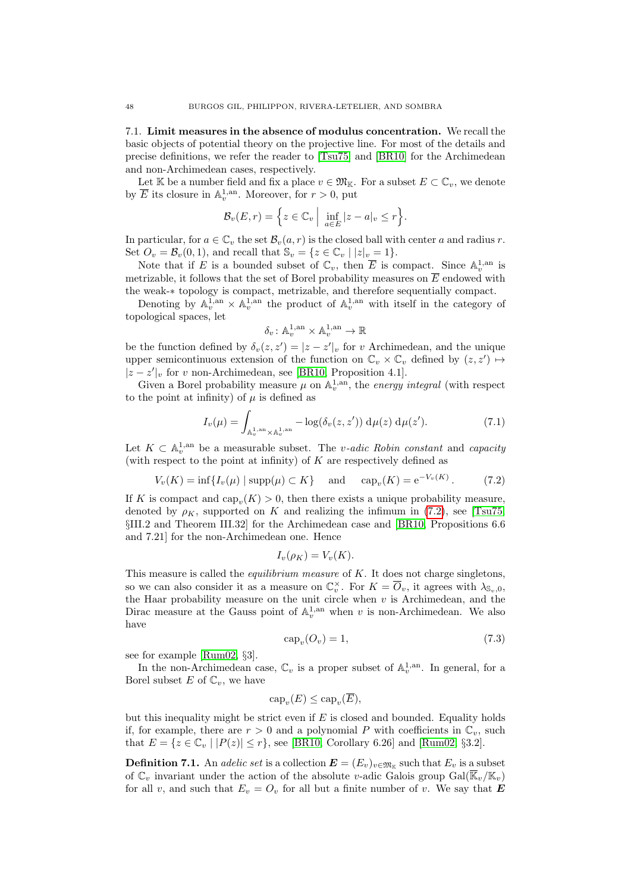7.1. **Limit measures in the absence of modulus concentration.** We recall the basic objects of potential theory on the projective line. For most of the details and precise definitions, we refer the reader to [Tsu75] and [BR10] for the Archimedean and non-Archimedean cases, respectively.

Let $\mathbb{K}$ be a number field and fix a place $v \in \mathfrak{M}_{\mathbb{K}}$. For a subset $E \subset \mathbb{C}_v$, we denote by $\overline{E}$ its closure in $\mathbb{A}_v^{1,\mathrm{an}}$. Moreover, for $r > 0$, put

$$\mathcal{B}_v(E, r) = \Big\{ z \in \mathbb{C}_v \,\Big|\, \inf_{a \in E} |z - a|_v \leq r \Big\}.$$

In particular, for $a \in \mathbb{C}_v$ the set $\mathcal{B}_v(a, r)$ is the closed ball with center $a$ and radius $r$. Set $O_v = \mathcal{B}_v(0, 1)$, and recall that $\mathbb{S}_v = \{z \in \mathbb{C}_v \mid |z|_v = 1\}$.

Note that if $E$ is a bounded subset of $\mathbb{C}_v$, then $\overline{E}$ is compact. Since $\mathbb{A}_v^{1,\mathrm{an}}$ is metrizable, it follows that the set of Borel probability measures on $\overline{E}$ endowed with the weak-$*$ topology is compact, metrizable, and therefore sequentially compact.

Denoting by $\mathbb{A}_v^{1,\mathrm{an}} \times \mathbb{A}_v^{1,\mathrm{an}}$ the product of $\mathbb{A}_v^{1,\mathrm{an}}$ with itself in the category of topological spaces, let

$$\delta_v \colon \mathbb{A}_v^{1,\mathrm{an}} \times \mathbb{A}_v^{1,\mathrm{an}} \to \mathbb{R}$$

be the function defined by $\delta_v(z, z') = |z - z'|_v$ for $v$ Archimedean, and the unique upper semicontinuous extension of the function on $\mathbb{C}_v \times \mathbb{C}_v$ defined by $(z, z') \mapsto |z - z'|_v$ for $v$ non-Archimedean, see [BR10, Proposition 4.1].

Given a Borel probability measure $\mu$ on $\mathbb{A}_v^{1,\mathrm{an}}$, the *energy integral* (with respect to the point at infinity) of $\mu$ is defined as

$$I_v(\mu) = \int_{\mathbb{A}_v^{1,\mathrm{an}} \times \mathbb{A}_v^{1,\mathrm{an}}} -\log(\delta_v(z, z')) \, \mathrm{d}\mu(z) \, \mathrm{d}\mu(z'). \tag{7.1}$$

Let $K \subset \mathbb{A}_v^{1,\mathrm{an}}$ be a measurable subset. The *$v$-adic Robin constant* and *capacity* (with respect to the point at infinity) of $K$ are respectively defined as

$$V_v(K) = \inf\{I_v(\mu) \mid \operatorname{supp}(\mu) \subset K\} \quad \text{ and } \quad \operatorname{cap}_v(K) = \mathrm{e}^{-V_v(K)}. \tag{7.2}$$

If $K$ is compact and $\operatorname{cap}_v(K) > 0$, then there exists a unique probability measure, denoted by $\rho_K$, supported on $K$ and realizing the infimum in (7.2), see [Tsu75, §III.2 and Theorem III.32] for the Archimedean case and [BR10, Propositions 6.6 and 7.21] for the non-Archimedean one. Hence

$$I_v(\rho_K) = V_v(K).$$

This measure is called the *equilibrium measure* of $K$. It does not charge singletons, so we can also consider it as a measure on $\mathbb{C}_v^\times$. For $K = \overline{O}_v$, it agrees with $\lambda_{\mathbb{S}_v,0}$, the Haar probability measure on the unit circle when $v$ is Archimedean, and the Dirac measure at the Gauss point of $\mathbb{A}_v^{1,\mathrm{an}}$ when $v$ is non-Archimedean. We also have

$$\operatorname{cap}_v(O_v) = 1, \tag{7.3}$$

see for example [Rum02, §3].

In the non-Archimedean case, $\mathbb{C}_v$ is a proper subset of $\mathbb{A}_v^{1,\mathrm{an}}$. In general, for a Borel subset $E$ of $\mathbb{C}_v$, we have

$$\operatorname{cap}_v(E) \leq \operatorname{cap}_v(\overline{E}),$$

but this inequality might be strict even if $E$ is closed and bounded. Equality holds if, for example, there are $r > 0$ and a polynomial $P$ with coefficients in $\mathbb{C}_v$, such that $E = \{z \in \mathbb{C}_v \mid |P(z)| \leq r\}$, see [BR10, Corollary 6.26] and [Rum02, §3.2].

**Definition 7.1.** An *adelic set* is a collection $\boldsymbol{E} = (E_v)_{v \in \mathfrak{M}_{\mathbb{K}}}$ such that $E_v$ is a subset of $\mathbb{C}_v$ invariant under the action of the absolute $v$-adic Galois group $\operatorname{Gal}(\overline{\mathbb{K}}_v/\mathbb{K}_v)$ for all $v$, and such that $E_v = O_v$ for all but a finite number of $v$. We say that $\boldsymbol{E}$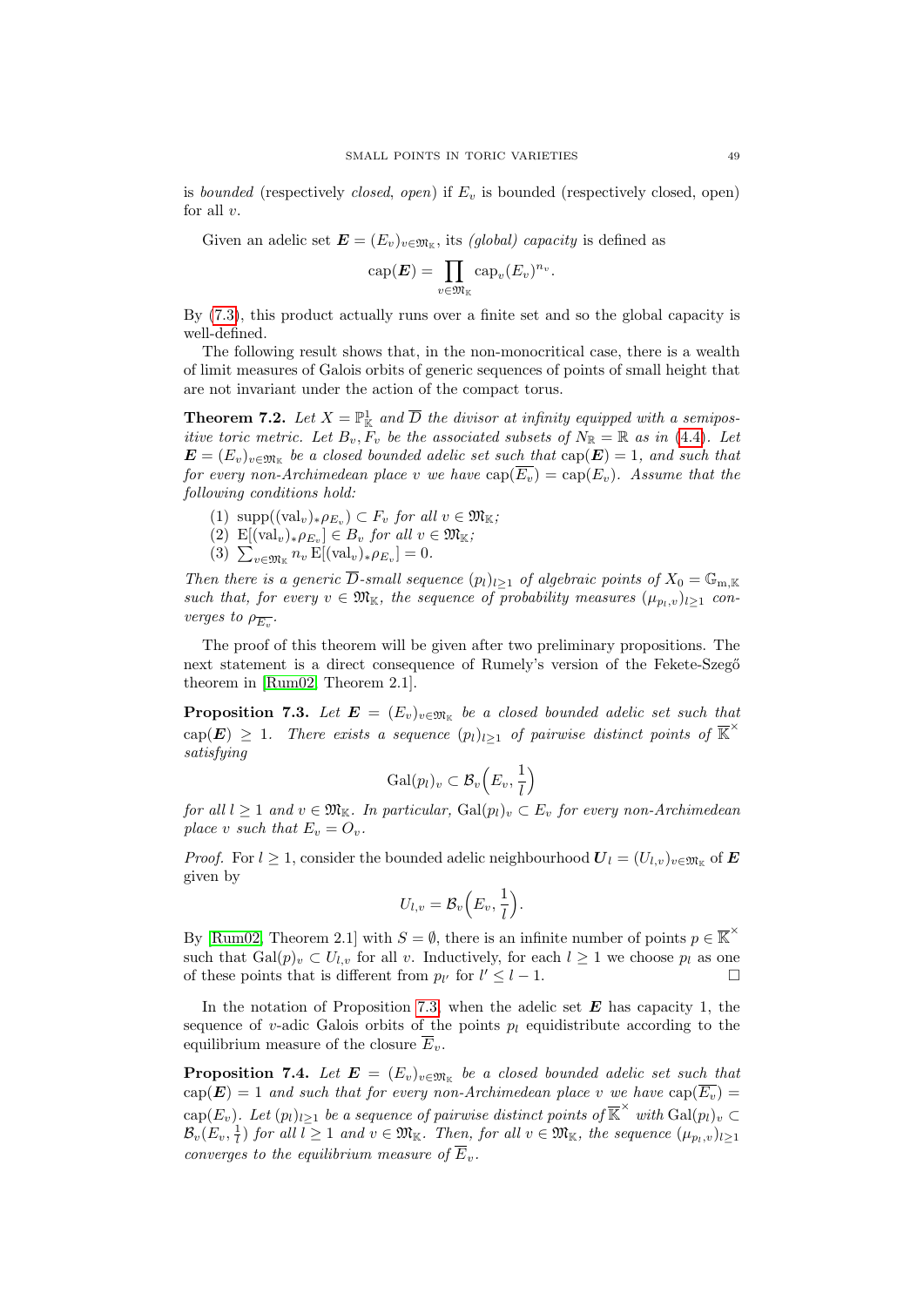is *bounded* (respectively *closed*, *open*) if $E_v$ is bounded (respectively closed, open) for all $v$.

Given an adelic set $\boldsymbol{E} = (E_v)_{v\in\mathfrak{M}_\mathbb{K}}$, its *(global) capacity* is defined as

$$\operatorname{cap}(\boldsymbol{E}) = \prod_{v\in\mathfrak{M}_\mathbb{K}} \operatorname{cap}_v(E_v)^{n_v}.$$

By (7.3), this product actually runs over a finite set and so the global capacity is well-defined.

The following result shows that, in the non-monocritical case, there is a wealth of limit measures of Galois orbits of generic sequences of points of small height that are not invariant under the action of the compact torus.

**Theorem 7.2.** *Let $X = \mathbb{P}^1_\mathbb{K}$ and $\overline{D}$ the divisor at infinity equipped with a semipositive toric metric. Let $B_v, F_v$ be the associated subsets of $N_\mathbb{R} = \mathbb{R}$ as in (4.4). Let $\boldsymbol{E} = (E_v)_{v\in\mathfrak{M}_\mathbb{K}}$ be a closed bounded adelic set such that $\operatorname{cap}(\boldsymbol{E}) = 1$, and such that for every non-Archimedean place $v$ we have $\operatorname{cap}(\overline{E_v}) = \operatorname{cap}(E_v)$. Assume that the following conditions hold:*

1. $\operatorname{supp}((\operatorname{val}_v)_*\rho_{E_v}) \subset F_v$ *for all* $v \in \mathfrak{M}_\mathbb{K}$;
2. $\operatorname{E}[(\operatorname{val}_v)_*\rho_{E_v}] \in B_v$ *for all* $v \in \mathfrak{M}_\mathbb{K}$;
3. $\sum_{v\in\mathfrak{M}_\mathbb{K}} n_v \operatorname{E}[(\operatorname{val}_v)_*\rho_{E_v}] = 0$.

*Then there is a generic $\overline{D}$-small sequence $(p_l)_{l\geq 1}$ of algebraic points of $X_0 = \mathbb{G}_{\mathrm{m},\mathbb{K}}$ such that, for every $v \in \mathfrak{M}_\mathbb{K}$, the sequence of probability measures $(\mu_{p_l,v})_{l\geq 1}$ converges to $\rho_{\overline{E_v}}$.*

The proof of this theorem will be given after two preliminary propositions. The next statement is a direct consequence of Rumely's version of the Fekete-Szegő theorem in [Rum02, Theorem 2.1].

**Proposition 7.3.** *Let $\boldsymbol{E} = (E_v)_{v\in\mathfrak{M}_\mathbb{K}}$ be a closed bounded adelic set such that $\operatorname{cap}(\boldsymbol{E}) \geq 1$. There exists a sequence $(p_l)_{l\geq 1}$ of pairwise distinct points of $\overline{\mathbb{K}}^\times$ satisfying*

$$\operatorname{Gal}(p_l)_v \subset \mathcal{B}_v\Big(E_v, \frac{1}{l}\Big)$$

*for all $l \geq 1$ and $v \in \mathfrak{M}_\mathbb{K}$. In particular, $\operatorname{Gal}(p_l)_v \subset E_v$ for every non-Archimedean place $v$ such that $E_v = O_v$.*

*Proof.* For $l \geq 1$, consider the bounded adelic neighbourhood $\boldsymbol{U}_l = (U_{l,v})_{v\in\mathfrak{M}_\mathbb{K}}$ of $\boldsymbol{E}$ given by

$$U_{l,v} = \mathcal{B}_v\Big(E_v, \frac{1}{l}\Big).$$

By [Rum02, Theorem 2.1] with $S = \emptyset$, there is an infinite number of points $p \in \overline{\mathbb{K}}^\times$ such that $\operatorname{Gal}(p)_v \subset U_{l,v}$ for all $v$. Inductively, for each $l \geq 1$ we choose $p_l$ as one of these points that is different from $p_{l'}$ for $l' \leq l-1$. □

In the notation of Proposition 7.3, when the adelic set $\boldsymbol{E}$ has capacity 1, the sequence of $v$-adic Galois orbits of the points $p_l$ equidistribute according to the equilibrium measure of the closure $\overline{E}_v$.

**Proposition 7.4.** *Let $\boldsymbol{E} = (E_v)_{v\in\mathfrak{M}_\mathbb{K}}$ be a closed bounded adelic set such that $\operatorname{cap}(\boldsymbol{E}) = 1$ and such that for every non-Archimedean place $v$ we have $\operatorname{cap}(\overline{E_v}) = \operatorname{cap}(E_v)$. Let $(p_l)_{l\geq 1}$ be a sequence of pairwise distinct points of $\overline{\mathbb{K}}^\times$ with $\operatorname{Gal}(p_l)_v \subset \mathcal{B}_v(E_v, \frac{1}{l})$ for all $l \geq 1$ and $v \in \mathfrak{M}_\mathbb{K}$. Then, for all $v \in \mathfrak{M}_\mathbb{K}$, the sequence $(\mu_{p_l,v})_{l\geq 1}$ converges to the equilibrium measure of $\overline{E}_v$.*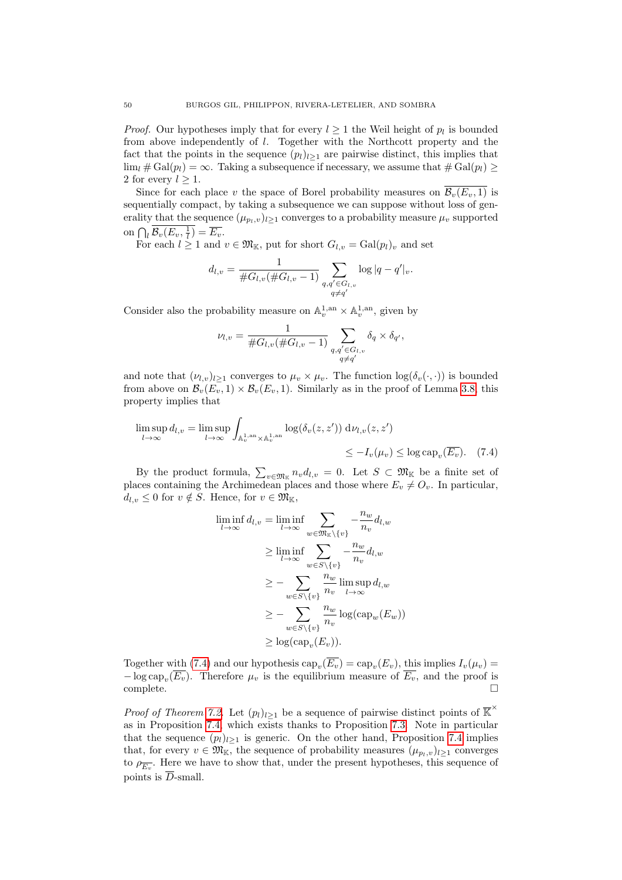*Proof.* Our hypotheses imply that for every $l \geq 1$ the Weil height of $p_l$ is bounded from above independently of $l$. Together with the Northcott property and the fact that the points in the sequence $(p_l)_{l\geq 1}$ are pairwise distinct, this implies that $\lim_l \# \mathrm{Gal}(p_l) = \infty$. Taking a subsequence if necessary, we assume that $\# \mathrm{Gal}(p_l) \geq 2$ for every $l \geq 1$.

Since for each place $v$ the space of Borel probability measures on $\overline{\mathcal{B}_v(E_v, 1)}$ is sequentially compact, by taking a subsequence we can suppose without loss of generality that the sequence $(\mu_{p_l,v})_{l\geq 1}$ converges to a probability measure $\mu_v$ supported on $\bigcap_l \overline{\mathcal{B}_v(E_v, \frac{1}{l})} = \overline{E_v}$.

For each $l \geq 1$ and $v \in \mathfrak{M}_{\mathbb{K}}$, put for short $G_{l,v} = \mathrm{Gal}(p_l)_v$ and set

$$d_{l,v} = \frac{1}{\# G_{l,v}(\# G_{l,v} - 1)} \sum_{\substack{q,q' \in G_{l,v} \\ q \neq q'}} \log |q - q'|_v.$$

Consider also the probability measure on $\mathbb{A}_v^{1,\mathrm{an}} \times \mathbb{A}_v^{1,\mathrm{an}}$, given by

$$\nu_{l,v} = \frac{1}{\# G_{l,v}(\# G_{l,v} - 1)} \sum_{\substack{q,q' \in G_{l,v} \\ q \neq q'}} \delta_q \times \delta_{q'},$$

and note that $(\nu_{l,v})_{l\geq 1}$ converges to $\mu_v \times \mu_v$. The function $\log(\delta_v(\cdot,\cdot))$ is bounded from above on $\mathcal{B}_v(E_v, 1) \times \mathcal{B}_v(E_v, 1)$. Similarly as in the proof of Lemma 3.8, this property implies that

$$\limsup_{l\to\infty} d_{l,v} = \limsup_{l\to\infty} \int_{\mathbb{A}_v^{1,\mathrm{an}} \times \mathbb{A}_v^{1,\mathrm{an}}} \log(\delta_v(z, z'))\, \mathrm{d}\nu_{l,v}(z, z') \\ \leq -I_v(\mu_v) \leq \log \mathrm{cap}_v(\overline{E_v}). \quad (7.4)$$

By the product formula, $\sum_{v\in\mathfrak{M}_{\mathbb{K}}} n_v d_{l,v} = 0$. Let $S \subset \mathfrak{M}_{\mathbb{K}}$ be a finite set of places containing the Archimedean places and those where $E_v \neq O_v$. In particular, $d_{l,v} \leq 0$ for $v \notin S$. Hence, for $v \in \mathfrak{M}_{\mathbb{K}}$,

$$\begin{aligned}
\liminf_{l\to\infty} d_{l,v} &= \liminf_{l\to\infty} \sum_{w\in\mathfrak{M}_{\mathbb{K}}\setminus\{v\}} -\frac{n_w}{n_v} d_{l,w} \\
&\geq \liminf_{l\to\infty} \sum_{w\in S\setminus\{v\}} -\frac{n_w}{n_v} d_{l,w} \\
&\geq -\sum_{w\in S\setminus\{v\}} \frac{n_w}{n_v} \limsup_{l\to\infty} d_{l,w} \\
&\geq -\sum_{w\in S\setminus\{v\}} \frac{n_w}{n_v} \log(\mathrm{cap}_w(E_w)) \\
&\geq \log(\mathrm{cap}_v(E_v)).
\end{aligned}$$

Together with (7.4) and our hypothesis $\mathrm{cap}_v(\overline{E_v}) = \mathrm{cap}_v(E_v)$, this implies $I_v(\mu_v) = -\log \mathrm{cap}_v(\overline{E_v})$. Therefore $\mu_v$ is the equilibrium measure of $\overline{E_v}$, and the proof is complete. $\square$

*Proof of Theorem 7.2.* Let $(p_l)_{l\geq 1}$ be a sequence of pairwise distinct points of $\overline{\mathbb{K}}^{\times}$ as in Proposition 7.4, which exists thanks to Proposition 7.3. Note in particular that the sequence $(p_l)_{l\geq 1}$ is generic. On the other hand, Proposition 7.4 implies that, for every $v \in \mathfrak{M}_{\mathbb{K}}$, the sequence of probability measures $(\mu_{p_l,v})_{l\geq 1}$ converges to $\rho_{\overline{E_v}}$. Here we have to show that, under the present hypotheses, this sequence of points is $\overline{D}$-small.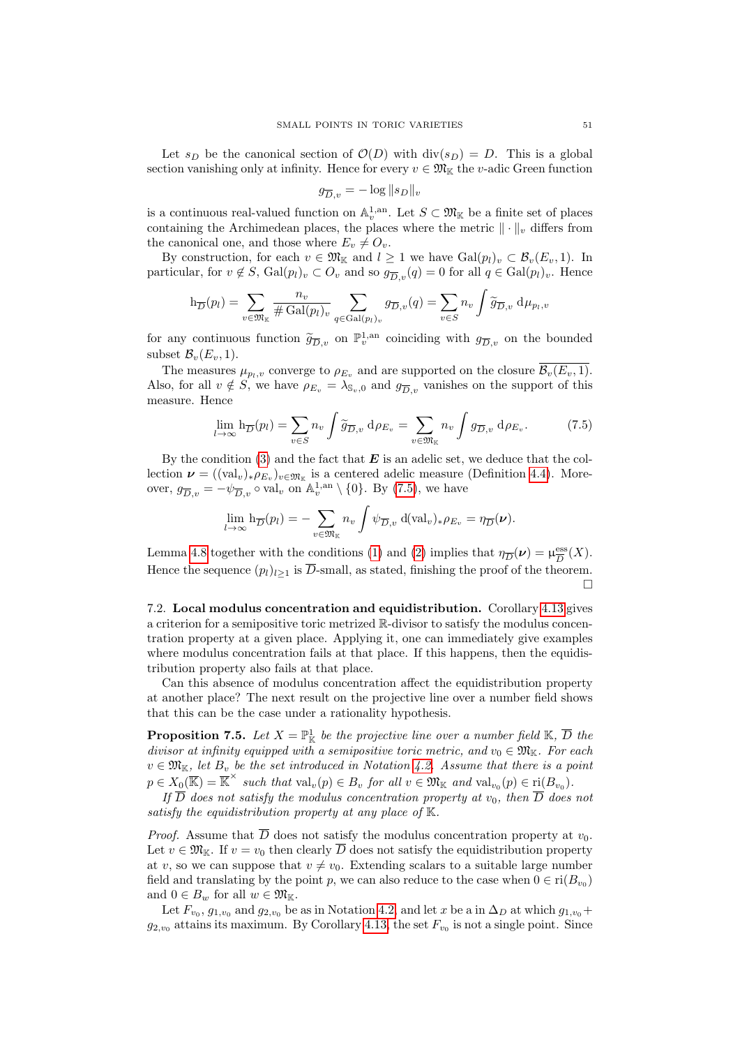Let $s_D$ be the canonical section of $\mathcal{O}(D)$ with $\operatorname{div}(s_D) = D$. This is a global section vanishing only at infinity. Hence for every $v \in \mathfrak{M}_{\mathbb{K}}$ the $v$-adic Green function

$$g_{\overline{D},v} = -\log \|s_D\|_v$$

is a continuous real-valued function on $\mathbb{A}^{1,\mathrm{an}}_v$. Let $S \subset \mathfrak{M}_{\mathbb{K}}$ be a finite set of places containing the Archimedean places, the places where the metric $\|\cdot\|_v$ differs from the canonical one, and those where $E_v \neq O_v$.

By construction, for each $v \in \mathfrak{M}_{\mathbb{K}}$ and $l \geq 1$ we have $\mathrm{Gal}(p_l)_v \subset \mathcal{B}_v(E_v, 1)$. In particular, for $v \notin S$, $\mathrm{Gal}(p_l)_v \subset O_v$ and so $g_{\overline{D},v}(q) = 0$ for all $q \in \mathrm{Gal}(p_l)_v$. Hence

$$\mathrm{h}_{\overline{D}}(p_l) = \sum_{v \in \mathfrak{M}_{\mathbb{K}}} \frac{n_v}{\# \mathrm{Gal}(p_l)_v} \sum_{q \in \mathrm{Gal}(p_l)_v} g_{\overline{D},v}(q) = \sum_{v \in S} n_v \int \widetilde{g}_{\overline{D},v} \, \mathrm{d}\mu_{p_l,v}$$

for any continuous function $\widetilde{g}_{\overline{D},v}$ on $\mathbb{P}^{1,\mathrm{an}}_v$ coinciding with $g_{\overline{D},v}$ on the bounded subset $\mathcal{B}_v(E_v, 1)$.

The measures $\mu_{p_l,v}$ converge to $\rho_{E_v}$ and are supported on the closure $\overline{\mathcal{B}_v(E_v, 1)}$. Also, for all $v \notin S$, we have $\rho_{E_v} = \lambda_{\mathbb{S}_v,0}$ and $g_{\overline{D},v}$ vanishes on the support of this measure. Hence

$$\lim_{l \to \infty} \mathrm{h}_{\overline{D}}(p_l) = \sum_{v \in S} n_v \int \widetilde{g}_{\overline{D},v} \, \mathrm{d}\rho_{E_v} = \sum_{v \in \mathfrak{M}_{\mathbb{K}}} n_v \int g_{\overline{D},v} \, \mathrm{d}\rho_{E_v}. \tag{7.5}$$

By the condition (3) and the fact that $\boldsymbol{E}$ is an adelic set, we deduce that the collection $\boldsymbol{\nu} = ((\mathrm{val}_v)_* \rho_{E_v})_{v \in \mathfrak{M}_{\mathbb{K}}}$ is a centered adelic measure (Definition 4.4). Moreover, $g_{\overline{D},v} = -\psi_{\overline{D},v} \circ \mathrm{val}_v$ on $\mathbb{A}^{1,\mathrm{an}}_v \setminus \{0\}$. By (7.5), we have

$$\lim_{l \to \infty} \mathrm{h}_{\overline{D}}(p_l) = -\sum_{v \in \mathfrak{M}_{\mathbb{K}}} n_v \int \psi_{\overline{D},v} \, \mathrm{d}(\mathrm{val}_v)_* \rho_{E_v} = \eta_{\overline{D}}(\boldsymbol{\nu}).$$

Lemma 4.8 together with the conditions (1) and (2) implies that $\eta_{\overline{D}}(\boldsymbol{\nu}) = \upmu^{\mathrm{ess}}_{\overline{D}}(X)$. Hence the sequence $(p_l)_{l \geq 1}$ is $\overline{D}$-small, as stated, finishing the proof of the theorem. $\square$

### 7.2. Local modulus concentration and equidistribution.

Corollary 4.13 gives a criterion for a semipositive toric metrized $\mathbb{R}$-divisor to satisfy the modulus concentration property at a given place. Applying it, one can immediately give examples where modulus concentration fails at that place. If this happens, then the equidistribution property also fails at that place.

Can this absence of modulus concentration affect the equidistribution property at another place? The next result on the projective line over a number field shows that this can be the case under a rationality hypothesis.

**Proposition 7.5.** *Let $X = \mathbb{P}^1_{\mathbb{K}}$ be the projective line over a number field $\mathbb{K}$, $\overline{D}$ the divisor at infinity equipped with a semipositive toric metric, and $v_0 \in \mathfrak{M}_{\mathbb{K}}$. For each $v \in \mathfrak{M}_{\mathbb{K}}$, let $B_v$ be the set introduced in Notation 4.2. Assume that there is a point $p \in X_0(\overline{\mathbb{K}}) = \overline{\mathbb{K}}^{\times}$ such that $\mathrm{val}_v(p) \in B_v$ for all $v \in \mathfrak{M}_{\mathbb{K}}$ and $\mathrm{val}_{v_0}(p) \in \mathrm{ri}(B_{v_0})$.*

*If $\overline{D}$ does not satisfy the modulus concentration property at $v_0$, then $\overline{D}$ does not satisfy the equidistribution property at any place of $\mathbb{K}$.*

*Proof.* Assume that $\overline{D}$ does not satisfy the modulus concentration property at $v_0$. Let $v \in \mathfrak{M}_{\mathbb{K}}$. If $v = v_0$ then clearly $\overline{D}$ does not satisfy the equidistribution property at $v$, so we can suppose that $v \neq v_0$. Extending scalars to a suitable large number field and translating by the point $p$, we can also reduce to the case when $0 \in \mathrm{ri}(B_{v_0})$ and $0 \in B_w$ for all $w \in \mathfrak{M}_{\mathbb{K}}$.

Let $F_{v_0}$, $g_{1,v_0}$ and $g_{2,v_0}$ be as in Notation 4.2, and let $x$ be a in $\Delta_D$ at which $g_{1,v_0} + g_{2,v_0}$ attains its maximum. By Corollary 4.13, the set $F_{v_0}$ is not a single point. Since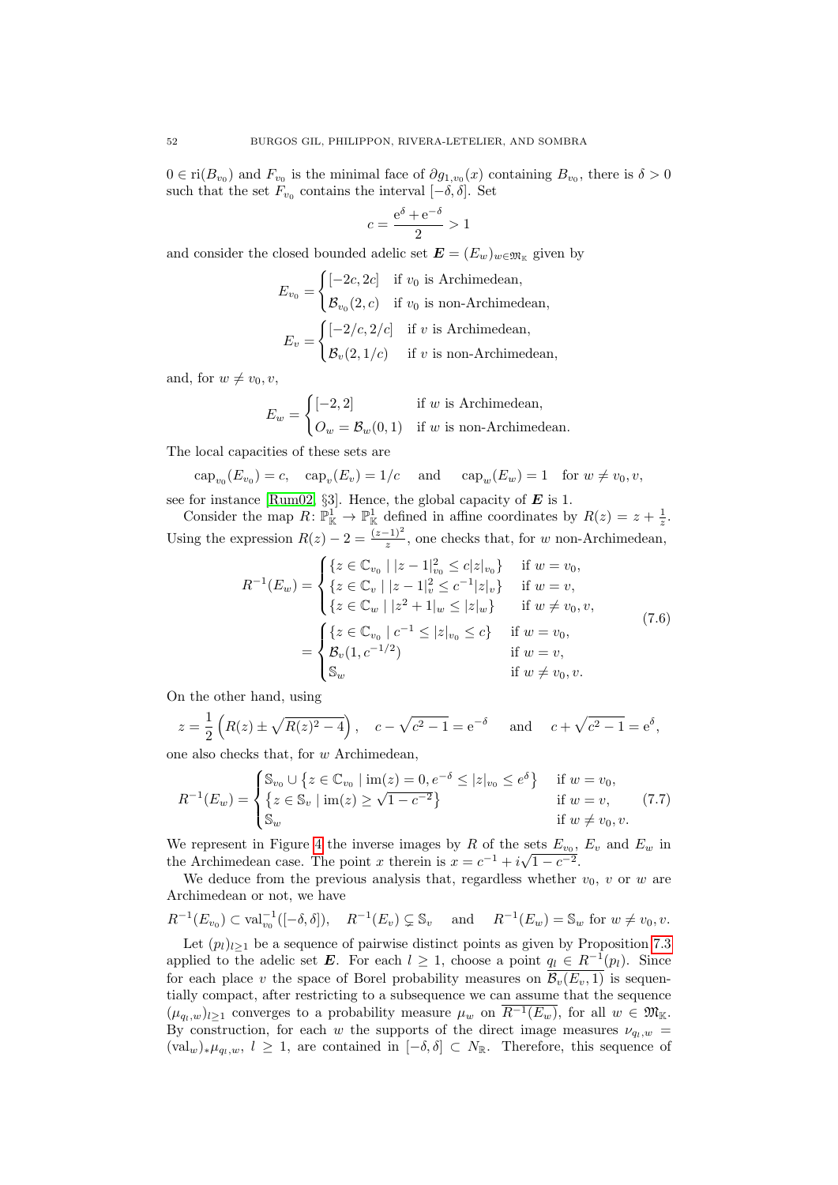$0 \in \mathrm{ri}(B_{v_0})$ and $F_{v_0}$ is the minimal face of $\partial g_{1,v_0}(x)$ containing $B_{v_0}$, there is $\delta > 0$ such that the set $F_{v_0}$ contains the interval $[-\delta, \delta]$. Set

$$c = \frac{\mathrm{e}^{\delta} + \mathrm{e}^{-\delta}}{2} > 1$$

and consider the closed bounded adelic set $\boldsymbol{E} = (E_w)_{w \in \mathfrak{M}_{\mathbb{K}}}$ given by

$$E_{v_0} = \begin{cases} [-2c, 2c] & \text{if } v_0 \text{ is Archimedean,} \\ \mathcal{B}_{v_0}(2, c) & \text{if } v_0 \text{ is non-Archimedean,} \end{cases}$$

$$E_{v} = \begin{cases} [-2/c, 2/c] & \text{if } v \text{ is Archimedean,} \\ \mathcal{B}_{v}(2, 1/c) & \text{if } v \text{ is non-Archimedean,} \end{cases}$$

and, for $w \neq v_0, v$,

$$E_{w} = \begin{cases} [-2, 2] & \text{if } w \text{ is Archimedean,} \\ O_w = \mathcal{B}_{w}(0, 1) & \text{if } w \text{ is non-Archimedean.} \end{cases}$$

The local capacities of these sets are

$$\mathrm{cap}_{v_0}(E_{v_0}) = c, \quad \mathrm{cap}_{v}(E_{v}) = 1/c \quad \text{ and } \quad \mathrm{cap}_{w}(E_{w}) = 1 \quad \text{for } w \neq v_0, v,$$

see for instance [Rum02, §3]. Hence, the global capacity of $\boldsymbol{E}$ is 1.

Consider the map $R\colon \mathbb{P}^1_{\mathbb{K}} \to \mathbb{P}^1_{\mathbb{K}}$ defined in affine coordinates by $R(z) = z + \frac{1}{z}$. Using the expression $R(z) - 2 = \frac{(z-1)^2}{z}$, one checks that, for $w$ non-Archimedean,

$$\begin{aligned} R^{-1}(E_w) &= \begin{cases} \{z \in \mathbb{C}_{v_0} \mid |z-1|_{v_0}^2 \leq c|z|_{v_0}\} & \text{if } w = v_0, \\ \{z \in \mathbb{C}_{v} \mid |z-1|_{v}^2 \leq c^{-1}|z|_{v}\} & \text{if } w = v, \\ \{z \in \mathbb{C}_{w} \mid |z^2+1|_{w} \leq |z|_{w}\} & \text{if } w \neq v_0, v, \end{cases} \\ &= \begin{cases} \{z \in \mathbb{C}_{v_0} \mid c^{-1} \leq |z|_{v_0} \leq c\} & \text{if } w = v_0, \\ \mathcal{B}_v(1, c^{-1/2}) & \text{if } w = v, \\ \mathbb{S}_w & \text{if } w \neq v_0, v. \end{cases} \end{aligned} \tag{7.6}$$

On the other hand, using

$$z = \frac{1}{2}\left(R(z) \pm \sqrt{R(z)^2 - 4}\right), \quad c - \sqrt{c^2-1} = \mathrm{e}^{-\delta} \quad \text{ and } \quad c + \sqrt{c^2-1} = \mathrm{e}^{\delta},$$

one also checks that, for $w$ Archimedean,

$$R^{-1}(E_w) = \begin{cases} \mathbb{S}_{v_0} \cup \{z \in \mathbb{C}_{v_0} \mid \mathrm{im}(z) = 0, e^{-\delta} \leq |z|_{v_0} \leq e^{\delta}\} & \text{if } w = v_0, \\ \{z \in \mathbb{S}_v \mid \mathrm{im}(z) \geq \sqrt{1-c^{-2}}\} & \text{if } w = v, \\ \mathbb{S}_w & \text{if } w \neq v_0, v. \end{cases} \tag{7.7}$$

We represent in Figure 4 the inverse images by $R$ of the sets $E_{v_0}$, $E_v$ and $E_w$ in the Archimedean case. The point $x$ therein is $x = c^{-1} + i\sqrt{1-c^{-2}}$.

We deduce from the previous analysis that, regardless whether $v_0$, $v$ or $w$ are Archimedean or not, we have

$$R^{-1}(E_{v_0}) \subset \mathrm{val}_{v_0}^{-1}([-\delta, \delta]), \quad R^{-1}(E_v) \subsetneq \mathbb{S}_v \quad \text{ and } \quad R^{-1}(E_w) = \mathbb{S}_w \text{ for } w \neq v_0, v.$$

Let $(p_l)_{l \geq 1}$ be a sequence of pairwise distinct points as given by Proposition 7.3 applied to the adelic set $\boldsymbol{E}$. For each $l \geq 1$, choose a point $q_l \in R^{-1}(p_l)$. Since for each place $v$ the space of Borel probability measures on $\overline{\mathcal{B}_v(E_v, 1)}$ is sequentially compact, after restricting to a subsequence we can assume that the sequence $(\mu_{q_l,w})_{l \geq 1}$ converges to a probability measure $\mu_w$ on $\overline{R^{-1}(E_w)}$, for all $w \in \mathfrak{M}_{\mathbb{K}}$. By construction, for each $w$ the supports of the direct image measures $\nu_{q_l,w} = (\mathrm{val}_w)_* \mu_{q_l,w}$, $l \geq 1$, are contained in $[-\delta, \delta] \subset N_{\mathbb{R}}$. Therefore, this sequence of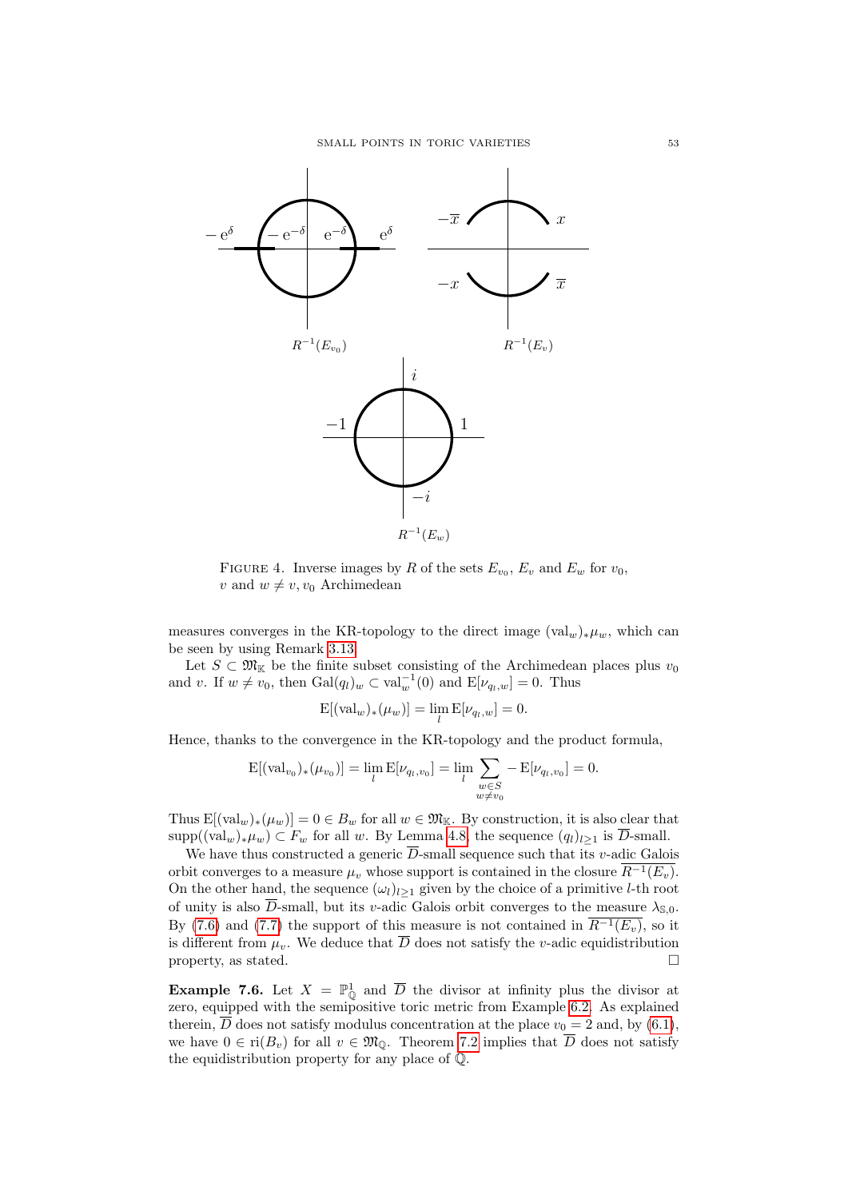FIGURE 4. Inverse images by $R$ of the sets $E_{v_0}$, $E_v$ and $E_w$ for $v_0$, $v$ and $w \neq v, v_0$ Archimedean

measures converges in the KR-topology to the direct image $(\mathrm{val}_w)_*\mu_w$, which can be seen by using Remark 3.13.

Let $S \subset \mathfrak{M}_{\mathbb{K}}$ be the finite subset consisting of the Archimedean places plus $v_0$ and $v$. If $w \neq v_0$, then $\mathrm{Gal}(q_l)_w \subset \mathrm{val}_w^{-1}(0)$ and $\mathrm{E}[\nu_{q_l,w}] = 0$. Thus

$$\mathrm{E}[(\mathrm{val}_w)_*(\mu_w)] = \lim_l \mathrm{E}[\nu_{q_l,w}] = 0.$$

Hence, thanks to the convergence in the KR-topology and the product formula,

$$\mathrm{E}[(\mathrm{val}_{v_0})_*(\mu_{v_0})] = \lim_l \mathrm{E}[\nu_{q_l,v_0}] = \lim_l \sum_{\substack{w \in S \\ w \neq v_0}} -\mathrm{E}[\nu_{q_l,v_0}] = 0.$$

Thus $\mathrm{E}[(\mathrm{val}_w)_*(\mu_w)] = 0 \in B_w$ for all $w \in \mathfrak{M}_{\mathbb{K}}$. By construction, it is also clear that $\mathrm{supp}((\mathrm{val}_w)_*\mu_w) \subset F_w$ for all $w$. By Lemma 4.8, the sequence $(q_l)_{l\geq 1}$ is $\overline{D}$-small.

We have thus constructed a generic $\overline{D}$-small sequence such that its $v$-adic Galois orbit converges to a measure $\mu_v$ whose support is contained in the closure $\overline{R^{-1}(E_v)}$. On the other hand, the sequence $(\omega_l)_{l\geq 1}$ given by the choice of a primitive $l$-th root of unity is also $\overline{D}$-small, but its $v$-adic Galois orbit converges to the measure $\lambda_{\mathbb{S},0}$. By (7.6) and (7.7) the support of this measure is not contained in $\overline{R^{-1}(E_v)}$, so it is different from $\mu_v$. We deduce that $\overline{D}$ does not satisfy the $v$-adic equidistribution property, as stated. $\square$

**Example 7.6.** Let $X = \mathbb{P}^1_{\mathbb{Q}}$ and $\overline{D}$ the divisor at infinity plus the divisor at zero, equipped with the semipositive toric metric from Example 6.2. As explained therein, $\overline{D}$ does not satisfy modulus concentration at the place $v_0 = 2$ and, by (6.1), we have $0 \in \mathrm{ri}(B_v)$ for all $v \in \mathfrak{M}_{\mathbb{Q}}$. Theorem 7.2 implies that $\overline{D}$ does not satisfy the equidistribution property for any place of $\mathbb{Q}$.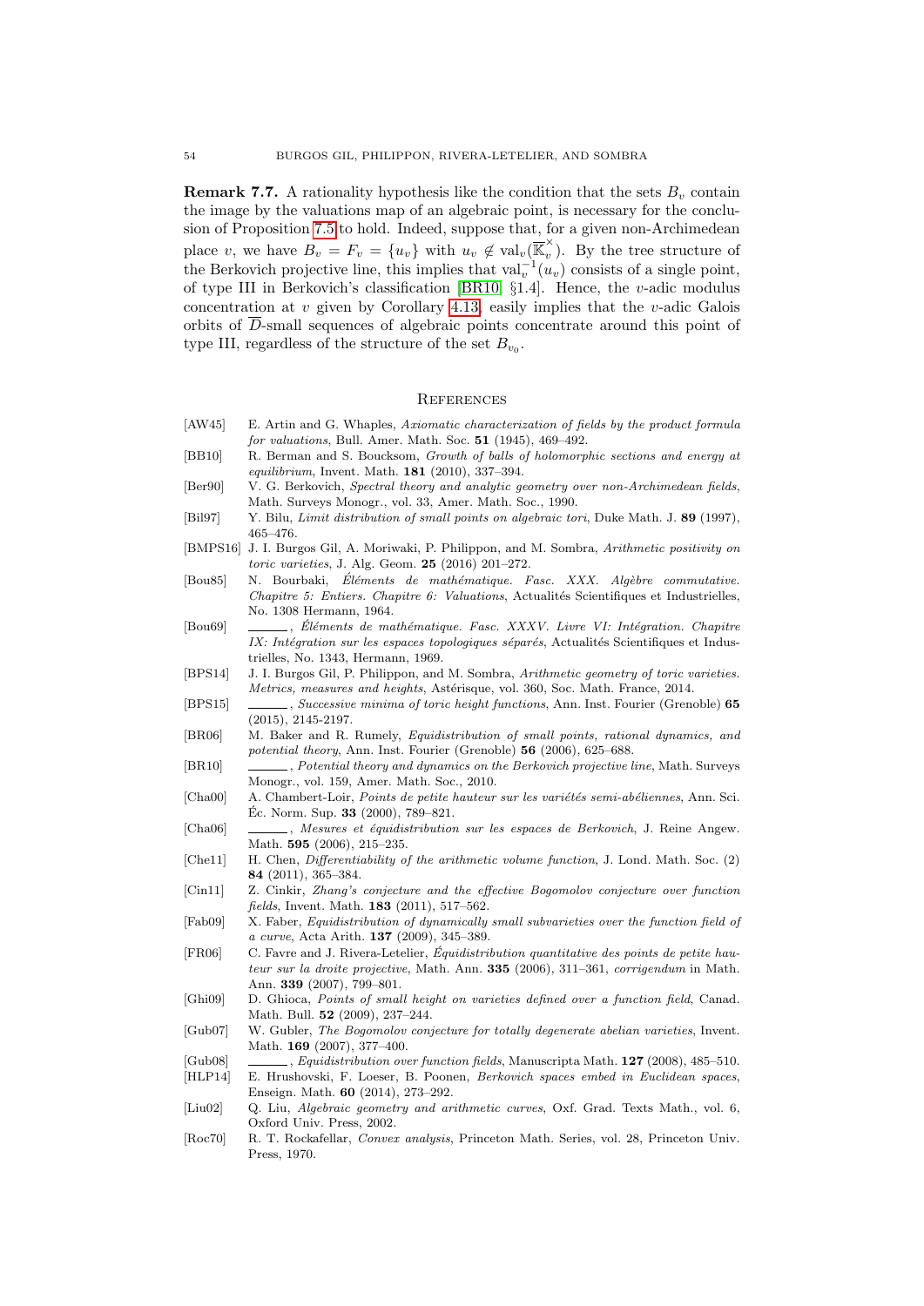**Remark 7.7.** A rationality hypothesis like the condition that the sets $B_v$ contain the image by the valuations map of an algebraic point, is necessary for the conclusion of Proposition 7.5 to hold. Indeed, suppose that, for a given non-Archimedean place $v$, we have $B_v = F_v = \{u_v\}$ with $u_v \notin \operatorname{val}_v(\overline{\mathbb{K}}_v^{\times})$. By the tree structure of the Berkovich projective line, this implies that $\operatorname{val}_v^{-1}(u_v)$ consists of a single point, of type III in Berkovich's classification [BR10, §1.4]. Hence, the $v$-adic modulus concentration at $v$ given by Corollary 4.13, easily implies that the $v$-adic Galois orbits of $\overline{D}$-small sequences of algebraic points concentrate around this point of type III, regardless of the structure of the set $B_{v_0}$.

## References

- [AW45] E. Artin and G. Whaples, *Axiomatic characterization of fields by the product formula for valuations*, Bull. Amer. Math. Soc. **51** (1945), 469–492.
- [BB10] R. Berman and S. Boucksom, *Growth of balls of holomorphic sections and energy at equilibrium*, Invent. Math. **181** (2010), 337–394.
- [Ber90] V. G. Berkovich, *Spectral theory and analytic geometry over non-Archimedean fields*, Math. Surveys Monogr., vol. 33, Amer. Math. Soc., 1990.
- [Bil97] Y. Bilu, *Limit distribution of small points on algebraic tori*, Duke Math. J. **89** (1997), 465–476.
- [BMPS16] J. I. Burgos Gil, A. Moriwaki, P. Philippon, and M. Sombra, *Arithmetic positivity on toric varieties*, J. Alg. Geom. **25** (2016) 201–272.
- [Bou85] N. Bourbaki, *Éléments de mathématique. Fasc. XXX. Algèbre commutative. Chapitre 5: Entiers. Chapitre 6: Valuations*, Actualités Scientifiques et Industrielles, No. 1308 Hermann, 1964.
- [Bou69] ______, *Éléments de mathématique. Fasc. XXXV. Livre VI: Intégration. Chapitre IX: Intégration sur les espaces topologiques séparés*, Actualités Scientifiques et Industrielles, No. 1343, Hermann, 1969.
- [BPS14] J. I. Burgos Gil, P. Philippon, and M. Sombra, *Arithmetic geometry of toric varieties. Metrics, measures and heights*, Astérisque, vol. 360, Soc. Math. France, 2014.
- [BPS15] ______, *Successive minima of toric height functions*, Ann. Inst. Fourier (Grenoble) **65** (2015), 2145-2197.
- [BR06] M. Baker and R. Rumely, *Equidistribution of small points, rational dynamics, and potential theory*, Ann. Inst. Fourier (Grenoble) **56** (2006), 625–688.
- [BR10] ______, *Potential theory and dynamics on the Berkovich projective line*, Math. Surveys Monogr., vol. 159, Amer. Math. Soc., 2010.
- [Cha00] A. Chambert-Loir, *Points de petite hauteur sur les variétés semi-abéliennes*, Ann. Sci. Éc. Norm. Sup. **33** (2000), 789–821.
- [Cha06] ______, *Mesures et équidistribution sur les espaces de Berkovich*, J. Reine Angew. Math. **595** (2006), 215–235.
- [Che11] H. Chen, *Differentiability of the arithmetic volume function*, J. Lond. Math. Soc. (2) **84** (2011), 365–384.
- [Cin11] Z. Cinkir, *Zhang's conjecture and the effective Bogomolov conjecture over function fields*, Invent. Math. **183** (2011), 517–562.
- [Fab09] X. Faber, *Equidistribution of dynamically small subvarieties over the function field of a curve*, Acta Arith. **137** (2009), 345–389.
- [FR06] C. Favre and J. Rivera-Letelier, *Équidistribution quantitative des points de petite hauteur sur la droite projective*, Math. Ann. **335** (2006), 311–361, *corrigendum* in Math. Ann. **339** (2007), 799–801.
- [Ghi09] D. Ghioca, *Points of small height on varieties defined over a function field*, Canad. Math. Bull. **52** (2009), 237–244.
- [Gub07] W. Gubler, *The Bogomolov conjecture for totally degenerate abelian varieties*, Invent. Math. **169** (2007), 377–400.
- [Gub08] ______, *Equidistribution over function fields*, Manuscripta Math. **127** (2008), 485–510.
- [HLP14] E. Hrushovski, F. Loeser, B. Poonen, *Berkovich spaces embed in Euclidean spaces*, Enseign. Math. **60** (2014), 273–292.
- [Liu02] Q. Liu, *Algebraic geometry and arithmetic curves*, Oxf. Grad. Texts Math., vol. 6, Oxford Univ. Press, 2002.
- [Roc70] R. T. Rockafellar, *Convex analysis*, Princeton Math. Series, vol. 28, Princeton Univ. Press, 1970.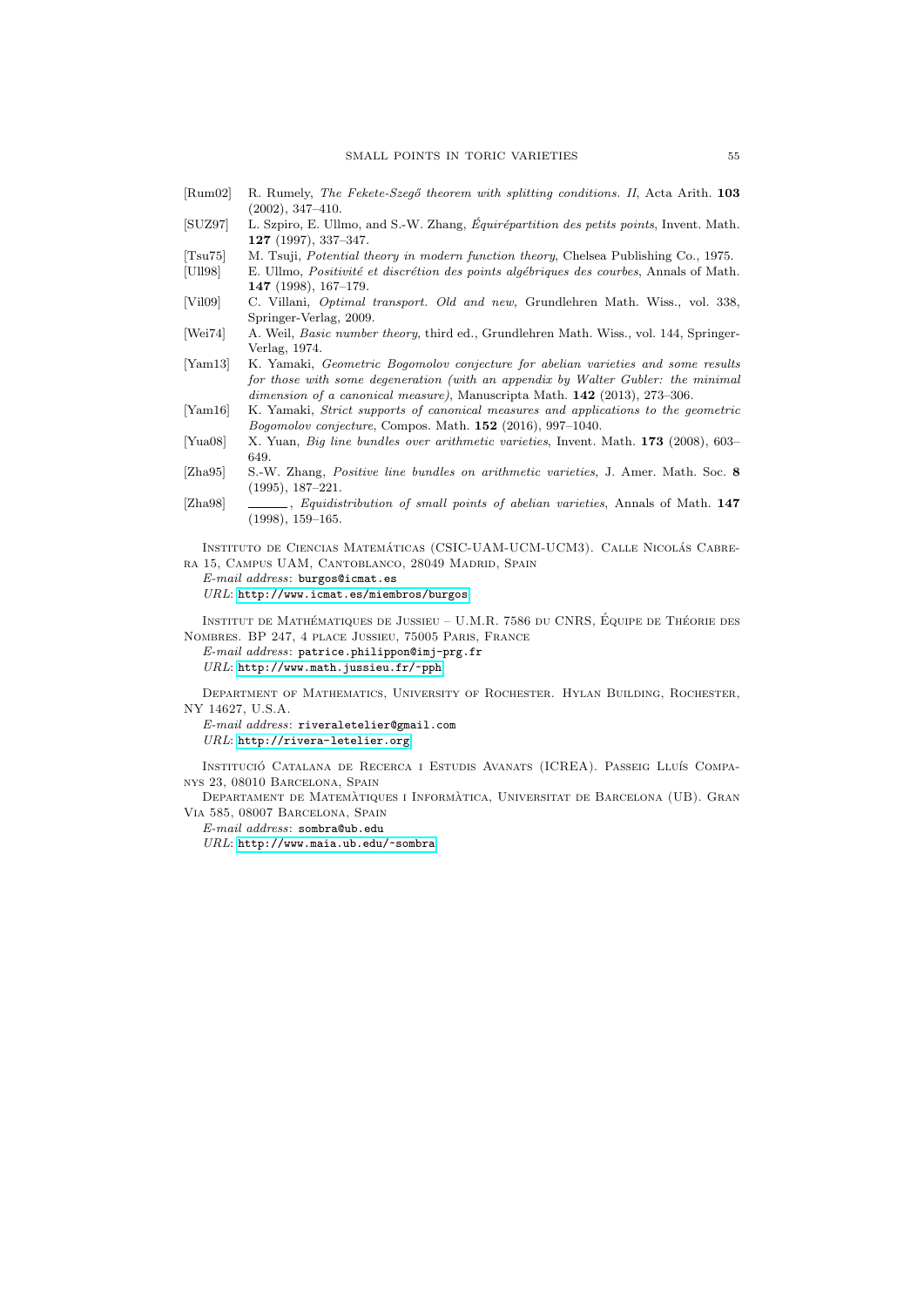[Rum02] R. Rumely, *The Fekete-Szegő theorem with splitting conditions. II*, Acta Arith. **103** (2002), 347–410.

[SUZ97] L. Szpiro, E. Ullmo, and S.-W. Zhang, *Équirépartition des petits points*, Invent. Math. **127** (1997), 337–347.

[Tsu75] M. Tsuji, *Potential theory in modern function theory*, Chelsea Publishing Co., 1975.

[Ull98] E. Ullmo, *Positivité et discrétion des points algébriques des courbes*, Annals of Math. **147** (1998), 167–179.

[Vil09] C. Villani, *Optimal transport. Old and new*, Grundlehren Math. Wiss., vol. 338, Springer-Verlag, 2009.

[Wei74] A. Weil, *Basic number theory*, third ed., Grundlehren Math. Wiss., vol. 144, Springer-Verlag, 1974.

[Yam13] K. Yamaki, *Geometric Bogomolov conjecture for abelian varieties and some results for those with some degeneration (with an appendix by Walter Gubler: the minimal dimension of a canonical measure)*, Manuscripta Math. **142** (2013), 273–306.

[Yam16] K. Yamaki, *Strict supports of canonical measures and applications to the geometric Bogomolov conjecture*, Compos. Math. **152** (2016), 997–1040.

[Yua08] X. Yuan, *Big line bundles over arithmetic varieties*, Invent. Math. **173** (2008), 603–649.

[Zha95] S.-W. Zhang, *Positive line bundles on arithmetic varieties*, J. Amer. Math. Soc. **8** (1995), 187–221.

[Zha98] ______, *Equidistribution of small points of abelian varieties*, Annals of Math. **147** (1998), 159–165.

Instituto de Ciencias Matemáticas (CSIC-UAM-UCM-UCM3). Calle Nicolás Cabrera 15, Campus UAM, Cantoblanco, 28049 Madrid, Spain

*E-mail address*: burgos@icmat.es

*URL*: http://www.icmat.es/miembros/burgos

Institut de Mathématiques de Jussieu – U.M.R. 7586 du CNRS, Équipe de Théorie des Nombres. BP 247, 4 place Jussieu, 75005 Paris, France

*E-mail address*: patrice.philippon@imj-prg.fr

*URL*: http://www.math.jussieu.fr/~pph

Department of Mathematics, University of Rochester. Hylan Building, Rochester, NY 14627, U.S.A.

*E-mail address*: riveraletelier@gmail.com

*URL*: http://rivera-letelier.org

Institució Catalana de Recerca i Estudis Avanats (ICREA). Passeig Lluís Companys 23, 08010 Barcelona, Spain

Departament de Matemàtiques i Informàtica, Universitat de Barcelona (UB). Gran Via 585, 08007 Barcelona, Spain

*E-mail address*: sombra@ub.edu

*URL*: http://www.maia.ub.edu/~sombra